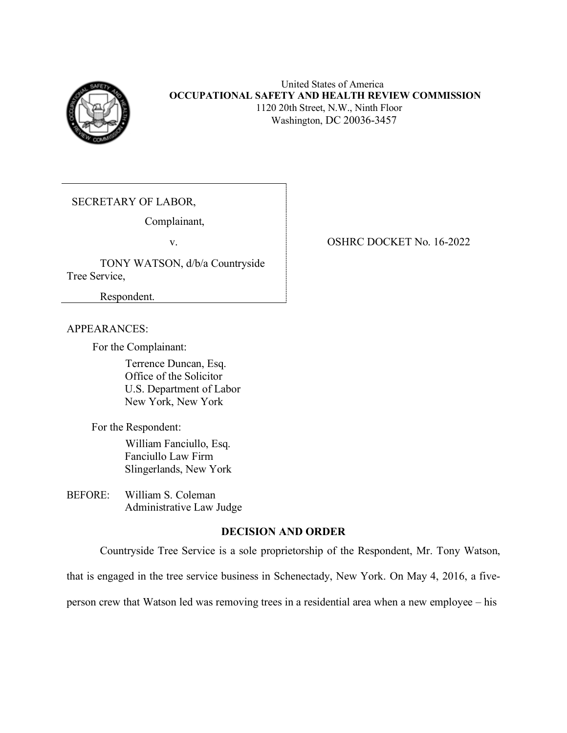United States of America
**OCCUPATIONAL SAFETY AND HEALTH REVIEW COMMISSION**
1120 20th Street, N.W., Ninth Floor
Washington, DC 20036-3457

SECRETARY OF LABOR,

Complainant,

v.

TONY WATSON, d/b/a Countryside Tree Service,

Respondent.

OSHRC DOCKET No. 16-2022

APPEARANCES:

For the Complainant:

Terrence Duncan, Esq.
Office of the Solicitor
U.S. Department of Labor
New York, New York

For the Respondent:

William Fanciullo, Esq.
Fanciullo Law Firm
Slingerlands, New York

BEFORE: William S. Coleman
Administrative Law Judge

## DECISION AND ORDER

Countryside Tree Service is a sole proprietorship of the Respondent, Mr. Tony Watson, that is engaged in the tree service business in Schenectady, New York. On May 4, 2016, a five-person crew that Watson led was removing trees in a residential area when a new employee – his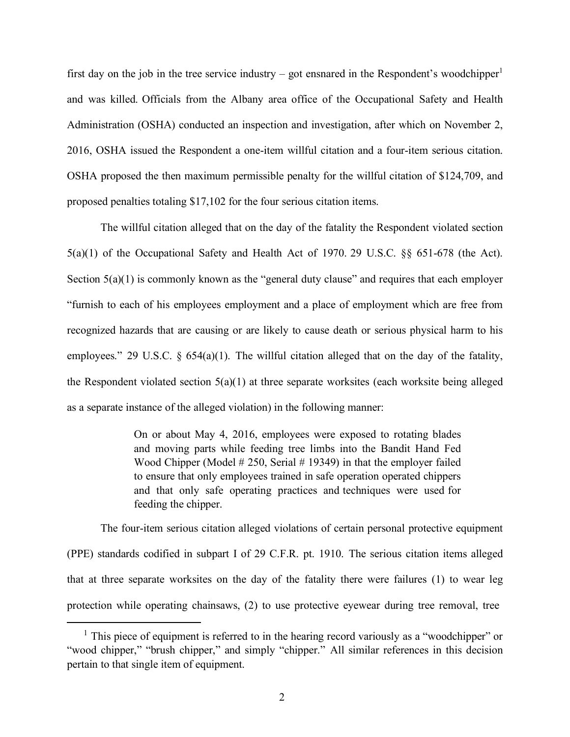first day on the job in the tree service industry – got ensnared in the Respondent's woodchipper[1] and was killed. Officials from the Albany area office of the Occupational Safety and Health Administration (OSHA) conducted an inspection and investigation, after which on November 2, 2016, OSHA issued the Respondent a one-item willful citation and a four-item serious citation. OSHA proposed the then maximum permissible penalty for the willful citation of $124,709, and proposed penalties totaling $17,102 for the four serious citation items.

The willful citation alleged that on the day of the fatality the Respondent violated section 5(a)(1) of the Occupational Safety and Health Act of 1970. 29 U.S.C. §§ 651-678 (the Act). Section 5(a)(1) is commonly known as the "general duty clause" and requires that each employer "furnish to each of his employees employment and a place of employment which are free from recognized hazards that are causing or are likely to cause death or serious physical harm to his employees." 29 U.S.C. § 654(a)(1). The willful citation alleged that on the day of the fatality, the Respondent violated section 5(a)(1) at three separate worksites (each worksite being alleged as a separate instance of the alleged violation) in the following manner:

> On or about May 4, 2016, employees were exposed to rotating blades and moving parts while feeding tree limbs into the Bandit Hand Fed Wood Chipper (Model # 250, Serial # 19349) in that the employer failed to ensure that only employees trained in safe operation operated chippers and that only safe operating practices and techniques were used for feeding the chipper.

The four-item serious citation alleged violations of certain personal protective equipment (PPE) standards codified in subpart I of 29 C.F.R. pt. 1910. The serious citation items alleged that at three separate worksites on the day of the fatality there were failures (1) to wear leg protection while operating chainsaws, (2) to use protective eyewear during tree removal, tree

[1] This piece of equipment is referred to in the hearing record variously as a "woodchipper" or "wood chipper," "brush chipper," and simply "chipper." All similar references in this decision pertain to that single item of equipment.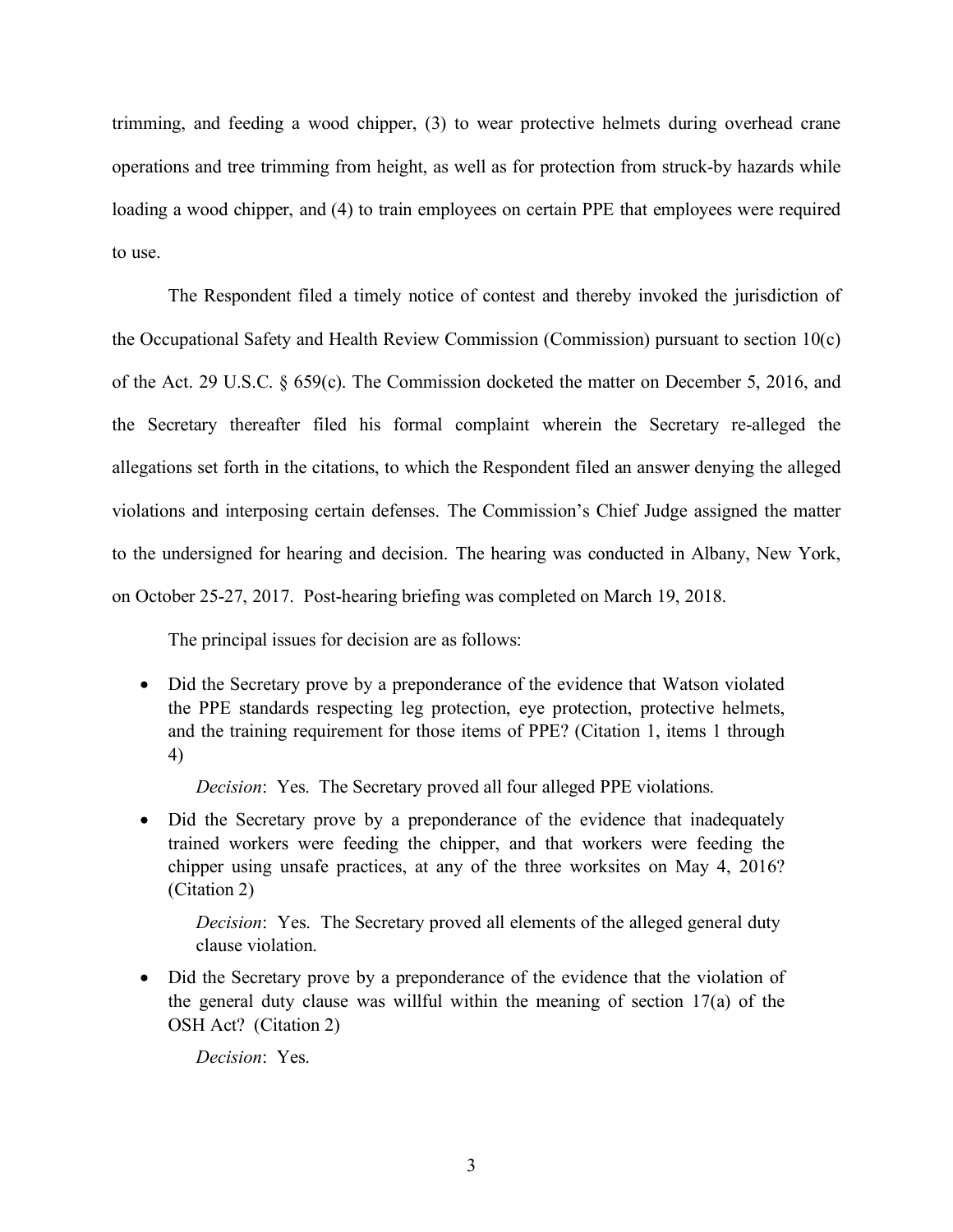trimming, and feeding a wood chipper, (3) to wear protective helmets during overhead crane operations and tree trimming from height, as well as for protection from struck-by hazards while loading a wood chipper, and (4) to train employees on certain PPE that employees were required to use.

The Respondent filed a timely notice of contest and thereby invoked the jurisdiction of the Occupational Safety and Health Review Commission (Commission) pursuant to section 10(c) of the Act. 29 U.S.C. § 659(c). The Commission docketed the matter on December 5, 2016, and the Secretary thereafter filed his formal complaint wherein the Secretary re-alleged the allegations set forth in the citations, to which the Respondent filed an answer denying the alleged violations and interposing certain defenses. The Commission's Chief Judge assigned the matter to the undersigned for hearing and decision. The hearing was conducted in Albany, New York, on October 25-27, 2017. Post-hearing briefing was completed on March 19, 2018.

The principal issues for decision are as follows:

- Did the Secretary prove by a preponderance of the evidence that Watson violated the PPE standards respecting leg protection, eye protection, protective helmets, and the training requirement for those items of PPE? (Citation 1, items 1 through 4)

  *Decision*: Yes. The Secretary proved all four alleged PPE violations.

- Did the Secretary prove by a preponderance of the evidence that inadequately trained workers were feeding the chipper, and that workers were feeding the chipper using unsafe practices, at any of the three worksites on May 4, 2016? (Citation 2)

  *Decision*: Yes. The Secretary proved all elements of the alleged general duty clause violation.

- Did the Secretary prove by a preponderance of the evidence that the violation of the general duty clause was willful within the meaning of section 17(a) of the OSH Act? (Citation 2)

  *Decision*: Yes.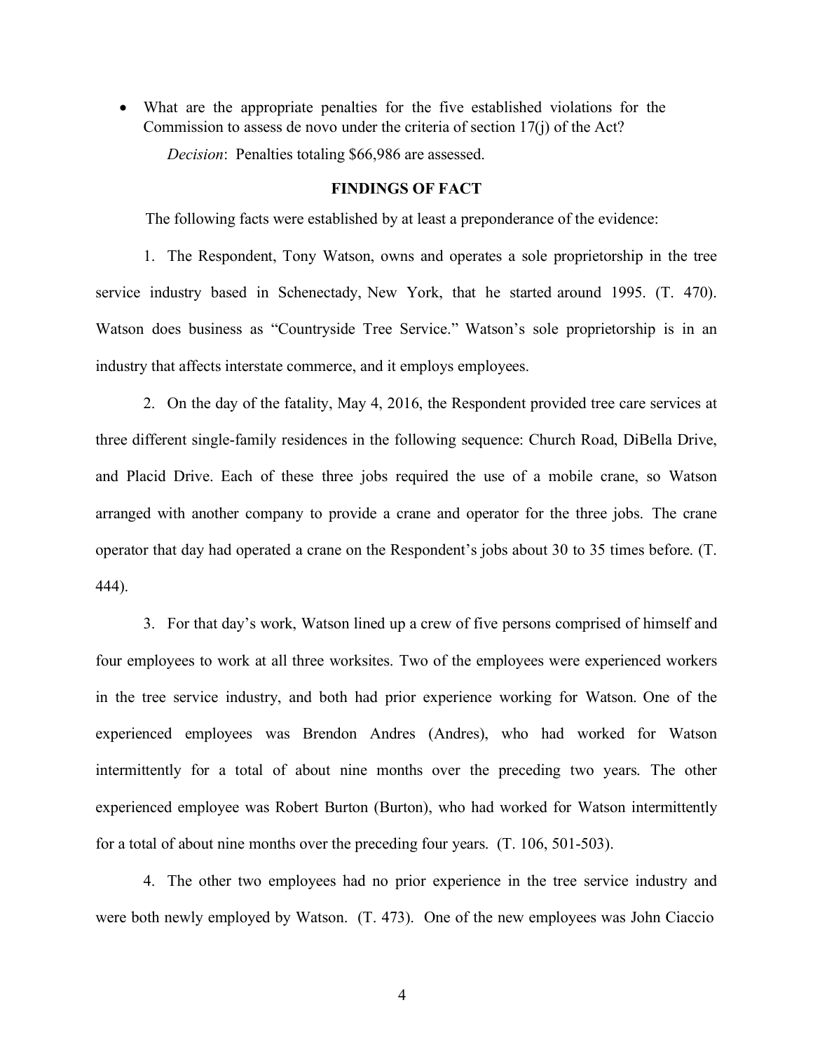- What are the appropriate penalties for the five established violations for the Commission to assess de novo under the criteria of section 17(j) of the Act?

  *Decision*: Penalties totaling $66,986 are assessed.

## FINDINGS OF FACT

The following facts were established by at least a preponderance of the evidence:

1. The Respondent, Tony Watson, owns and operates a sole proprietorship in the tree service industry based in Schenectady, New York, that he started around 1995. (T. 470). Watson does business as "Countryside Tree Service." Watson's sole proprietorship is in an industry that affects interstate commerce, and it employs employees.

2. On the day of the fatality, May 4, 2016, the Respondent provided tree care services at three different single-family residences in the following sequence: Church Road, DiBella Drive, and Placid Drive. Each of these three jobs required the use of a mobile crane, so Watson arranged with another company to provide a crane and operator for the three jobs. The crane operator that day had operated a crane on the Respondent's jobs about 30 to 35 times before. (T. 444).

3. For that day's work, Watson lined up a crew of five persons comprised of himself and four employees to work at all three worksites. Two of the employees were experienced workers in the tree service industry, and both had prior experience working for Watson. One of the experienced employees was Brendon Andres (Andres), who had worked for Watson intermittently for a total of about nine months over the preceding two years. The other experienced employee was Robert Burton (Burton), who had worked for Watson intermittently for a total of about nine months over the preceding four years. (T. 106, 501-503).

4. The other two employees had no prior experience in the tree service industry and were both newly employed by Watson. (T. 473). One of the new employees was John Ciaccio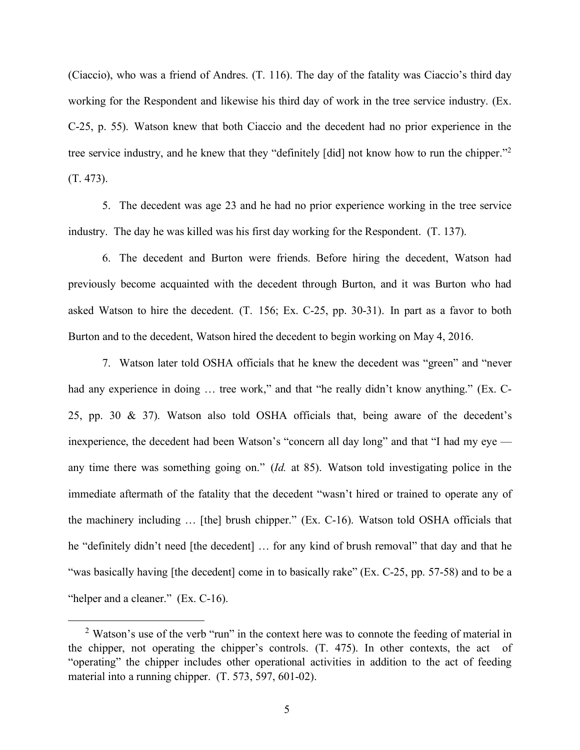(Ciaccio), who was a friend of Andres. (T. 116). The day of the fatality was Ciaccio's third day working for the Respondent and likewise his third day of work in the tree service industry. (Ex. C-25, p. 55). Watson knew that both Ciaccio and the decedent had no prior experience in the tree service industry, and he knew that they "definitely [did] not know how to run the chipper."[2] (T. 473).

5. The decedent was age 23 and he had no prior experience working in the tree service industry. The day he was killed was his first day working for the Respondent. (T. 137).

6. The decedent and Burton were friends. Before hiring the decedent, Watson had previously become acquainted with the decedent through Burton, and it was Burton who had asked Watson to hire the decedent. (T. 156; Ex. C-25, pp. 30-31). In part as a favor to both Burton and to the decedent, Watson hired the decedent to begin working on May 4, 2016.

7. Watson later told OSHA officials that he knew the decedent was "green" and "never had any experience in doing … tree work," and that "he really didn't know anything." (Ex. C-25, pp. 30 & 37). Watson also told OSHA officials that, being aware of the decedent's inexperience, the decedent had been Watson's "concern all day long" and that "I had my eye — any time there was something going on." (*Id.* at 85). Watson told investigating police in the immediate aftermath of the fatality that the decedent "wasn't hired or trained to operate any of the machinery including … [the] brush chipper." (Ex. C-16). Watson told OSHA officials that he "definitely didn't need [the decedent] … for any kind of brush removal" that day and that he "was basically having [the decedent] come in to basically rake" (Ex. C-25, pp. 57-58) and to be a "helper and a cleaner." (Ex. C-16).

---

[2] Watson's use of the verb "run" in the context here was to connote the feeding of material in the chipper, not operating the chipper's controls. (T. 475). In other contexts, the act of "operating" the chipper includes other operational activities in addition to the act of feeding material into a running chipper. (T. 573, 597, 601-02).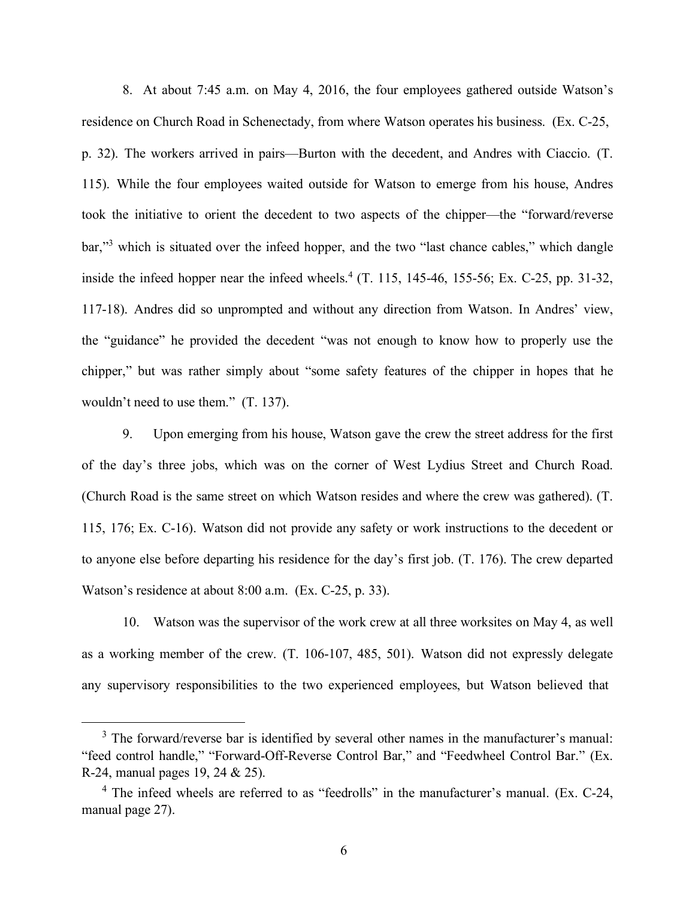8. At about 7:45 a.m. on May 4, 2016, the four employees gathered outside Watson's residence on Church Road in Schenectady, from where Watson operates his business. (Ex. C-25, p. 32). The workers arrived in pairs—Burton with the decedent, and Andres with Ciaccio. (T. 115). While the four employees waited outside for Watson to emerge from his house, Andres took the initiative to orient the decedent to two aspects of the chipper—the "forward/reverse bar,"[3] which is situated over the infeed hopper, and the two "last chance cables," which dangle inside the infeed hopper near the infeed wheels.[4] (T. 115, 145-46, 155-56; Ex. C-25, pp. 31-32, 117-18). Andres did so unprompted and without any direction from Watson. In Andres' view, the "guidance" he provided the decedent "was not enough to know how to properly use the chipper," but was rather simply about "some safety features of the chipper in hopes that he wouldn't need to use them." (T. 137).

9. Upon emerging from his house, Watson gave the crew the street address for the first of the day's three jobs, which was on the corner of West Lydius Street and Church Road. (Church Road is the same street on which Watson resides and where the crew was gathered). (T. 115, 176; Ex. C-16). Watson did not provide any safety or work instructions to the decedent or to anyone else before departing his residence for the day's first job. (T. 176). The crew departed Watson's residence at about 8:00 a.m. (Ex. C-25, p. 33).

10. Watson was the supervisor of the work crew at all three worksites on May 4, as well as a working member of the crew. (T. 106-107, 485, 501). Watson did not expressly delegate any supervisory responsibilities to the two experienced employees, but Watson believed that

---

[3] The forward/reverse bar is identified by several other names in the manufacturer's manual: "feed control handle," "Forward-Off-Reverse Control Bar," and "Feedwheel Control Bar." (Ex. R-24, manual pages 19, 24 & 25).

[4] The infeed wheels are referred to as "feedrolls" in the manufacturer's manual. (Ex. C-24, manual page 27).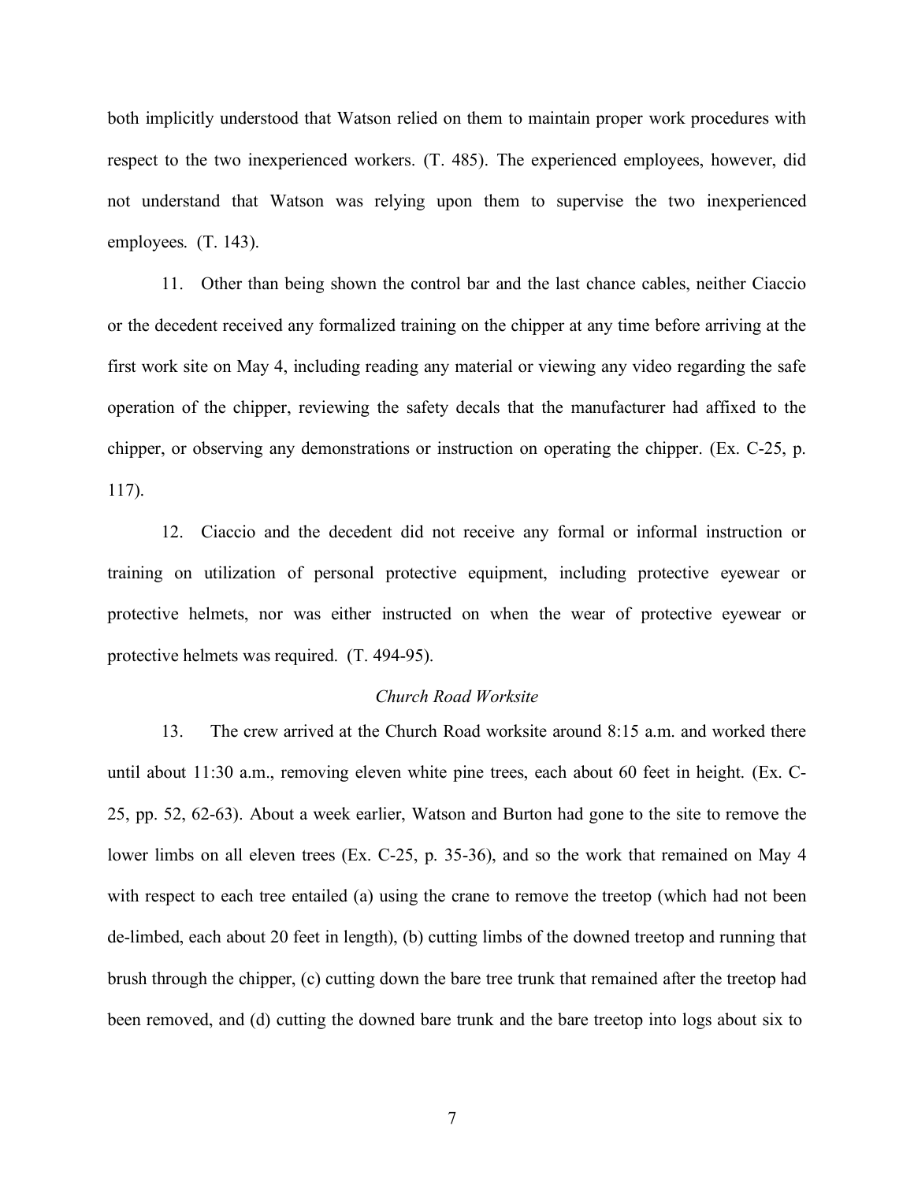both implicitly understood that Watson relied on them to maintain proper work procedures with respect to the two inexperienced workers. (T. 485). The experienced employees, however, did not understand that Watson was relying upon them to supervise the two inexperienced employees. (T. 143).

11. Other than being shown the control bar and the last chance cables, neither Ciaccio or the decedent received any formalized training on the chipper at any time before arriving at the first work site on May 4, including reading any material or viewing any video regarding the safe operation of the chipper, reviewing the safety decals that the manufacturer had affixed to the chipper, or observing any demonstrations or instruction on operating the chipper. (Ex. C-25, p. 117).

12. Ciaccio and the decedent did not receive any formal or informal instruction or training on utilization of personal protective equipment, including protective eyewear or protective helmets, nor was either instructed on when the wear of protective eyewear or protective helmets was required. (T. 494-95).

*Church Road Worksite*

13. The crew arrived at the Church Road worksite around 8:15 a.m. and worked there until about 11:30 a.m., removing eleven white pine trees, each about 60 feet in height. (Ex. C-25, pp. 52, 62-63). About a week earlier, Watson and Burton had gone to the site to remove the lower limbs on all eleven trees (Ex. C-25, p. 35-36), and so the work that remained on May 4 with respect to each tree entailed (a) using the crane to remove the treetop (which had not been de-limbed, each about 20 feet in length), (b) cutting limbs of the downed treetop and running that brush through the chipper, (c) cutting down the bare tree trunk that remained after the treetop had been removed, and (d) cutting the downed bare trunk and the bare treetop into logs about six to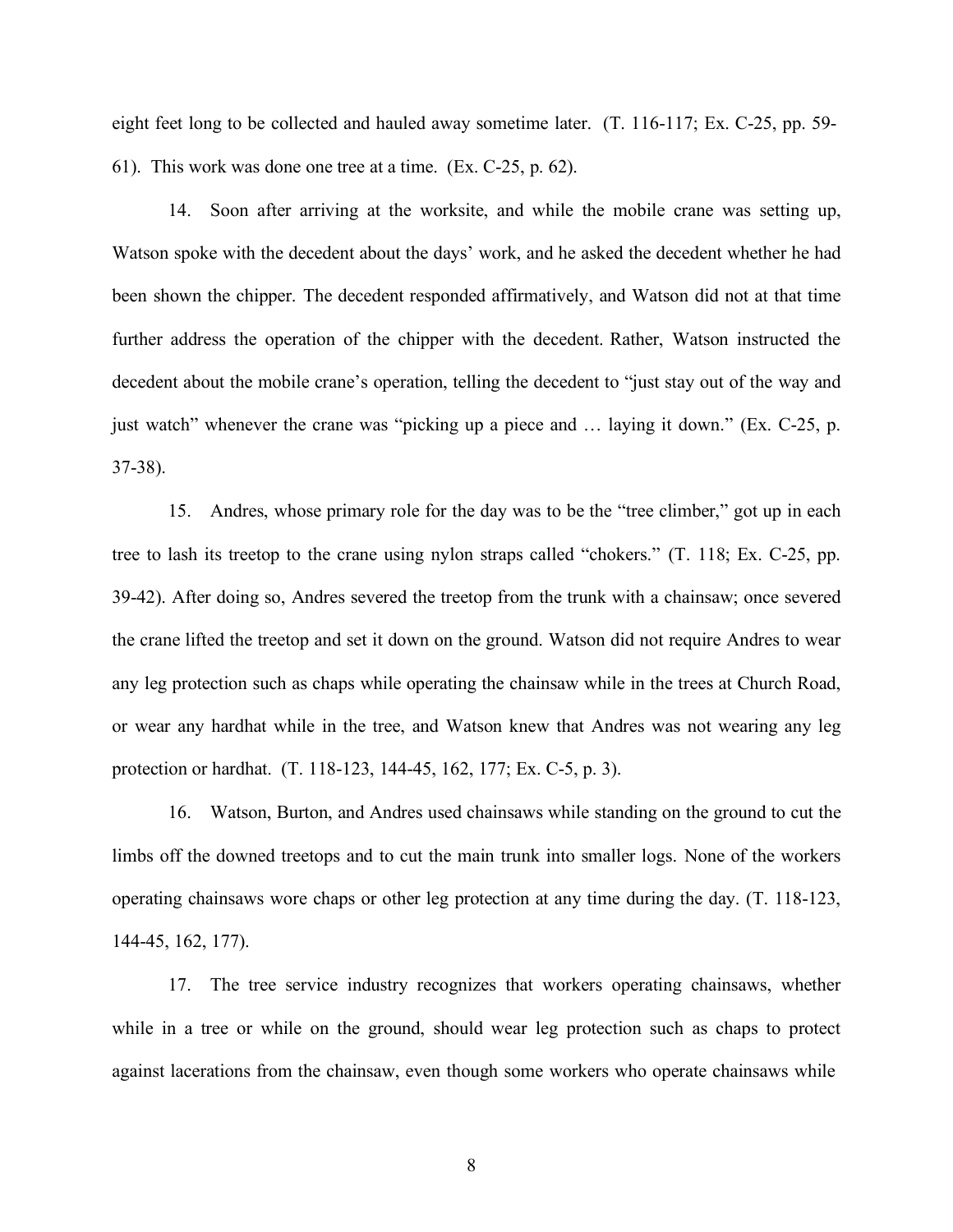eight feet long to be collected and hauled away sometime later. (T. 116-117; Ex. C-25, pp. 59-61). This work was done one tree at a time. (Ex. C-25, p. 62).

14. Soon after arriving at the worksite, and while the mobile crane was setting up, Watson spoke with the decedent about the days' work, and he asked the decedent whether he had been shown the chipper. The decedent responded affirmatively, and Watson did not at that time further address the operation of the chipper with the decedent. Rather, Watson instructed the decedent about the mobile crane's operation, telling the decedent to "just stay out of the way and just watch" whenever the crane was "picking up a piece and … laying it down." (Ex. C-25, p. 37-38).

15. Andres, whose primary role for the day was to be the "tree climber," got up in each tree to lash its treetop to the crane using nylon straps called "chokers." (T. 118; Ex. C-25, pp. 39-42). After doing so, Andres severed the treetop from the trunk with a chainsaw; once severed the crane lifted the treetop and set it down on the ground. Watson did not require Andres to wear any leg protection such as chaps while operating the chainsaw while in the trees at Church Road, or wear any hardhat while in the tree, and Watson knew that Andres was not wearing any leg protection or hardhat. (T. 118-123, 144-45, 162, 177; Ex. C-5, p. 3).

16. Watson, Burton, and Andres used chainsaws while standing on the ground to cut the limbs off the downed treetops and to cut the main trunk into smaller logs. None of the workers operating chainsaws wore chaps or other leg protection at any time during the day. (T. 118-123, 144-45, 162, 177).

17. The tree service industry recognizes that workers operating chainsaws, whether while in a tree or while on the ground, should wear leg protection such as chaps to protect against lacerations from the chainsaw, even though some workers who operate chainsaws while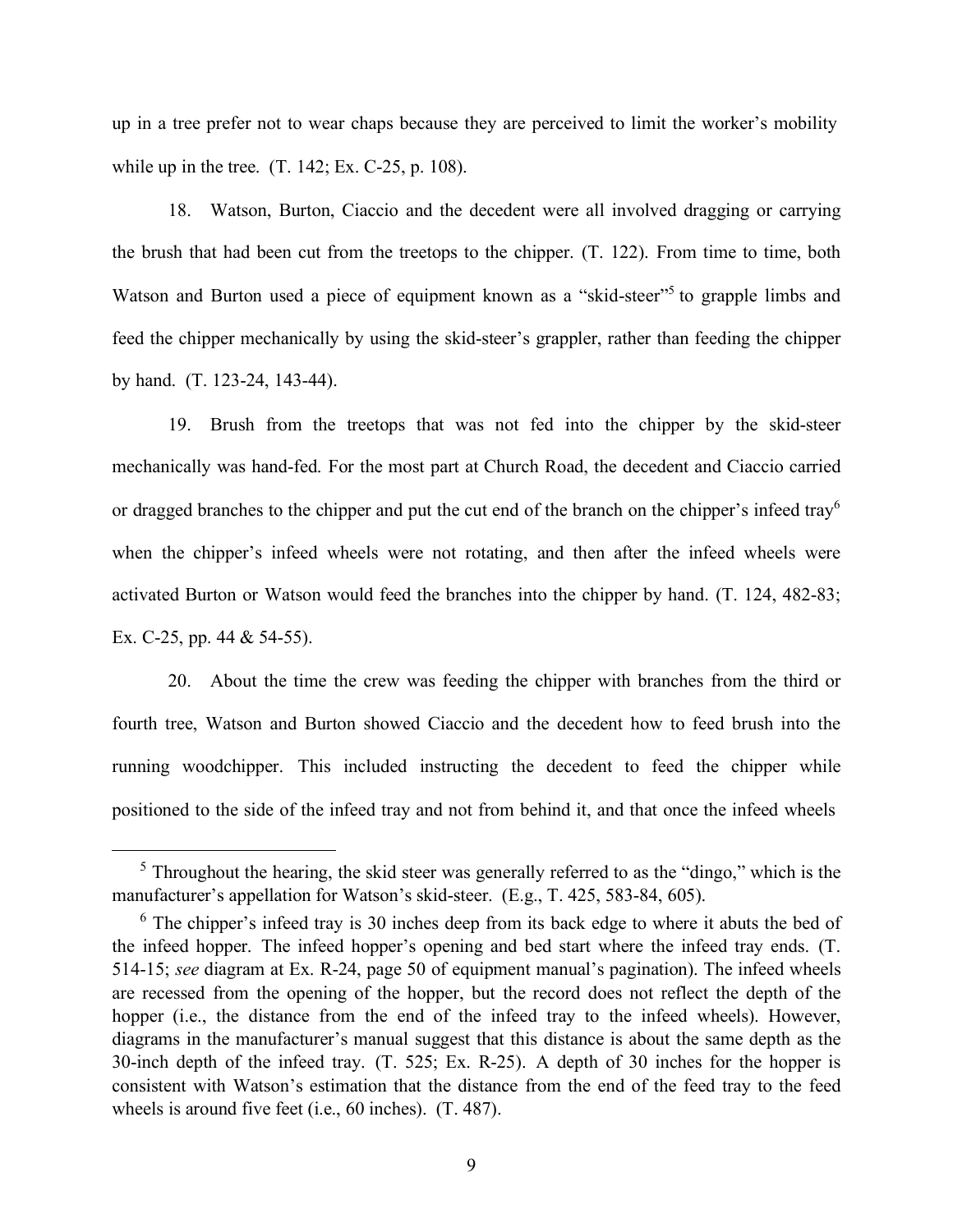up in a tree prefer not to wear chaps because they are perceived to limit the worker's mobility while up in the tree. (T. 142; Ex. C-25, p. 108).

18. Watson, Burton, Ciaccio and the decedent were all involved dragging or carrying the brush that had been cut from the treetops to the chipper. (T. 122). From time to time, both Watson and Burton used a piece of equipment known as a "skid-steer"[5] to grapple limbs and feed the chipper mechanically by using the skid-steer's grappler, rather than feeding the chipper by hand. (T. 123-24, 143-44).

19. Brush from the treetops that was not fed into the chipper by the skid-steer mechanically was hand-fed. For the most part at Church Road, the decedent and Ciaccio carried or dragged branches to the chipper and put the cut end of the branch on the chipper's infeed tray[6] when the chipper's infeed wheels were not rotating, and then after the infeed wheels were activated Burton or Watson would feed the branches into the chipper by hand. (T. 124, 482-83; Ex. C-25, pp. 44 & 54-55).

20. About the time the crew was feeding the chipper with branches from the third or fourth tree, Watson and Burton showed Ciaccio and the decedent how to feed brush into the running woodchipper. This included instructing the decedent to feed the chipper while positioned to the side of the infeed tray and not from behind it, and that once the infeed wheels

---

[5] Throughout the hearing, the skid steer was generally referred to as the "dingo," which is the manufacturer's appellation for Watson's skid-steer. (E.g., T. 425, 583-84, 605).

[6] The chipper's infeed tray is 30 inches deep from its back edge to where it abuts the bed of the infeed hopper. The infeed hopper's opening and bed start where the infeed tray ends. (T. 514-15; *see* diagram at Ex. R-24, page 50 of equipment manual's pagination). The infeed wheels are recessed from the opening of the hopper, but the record does not reflect the depth of the hopper (i.e., the distance from the end of the infeed tray to the infeed wheels). However, diagrams in the manufacturer's manual suggest that this distance is about the same depth as the 30-inch depth of the infeed tray. (T. 525; Ex. R-25). A depth of 30 inches for the hopper is consistent with Watson's estimation that the distance from the end of the feed tray to the feed wheels is around five feet (i.e., 60 inches). (T. 487).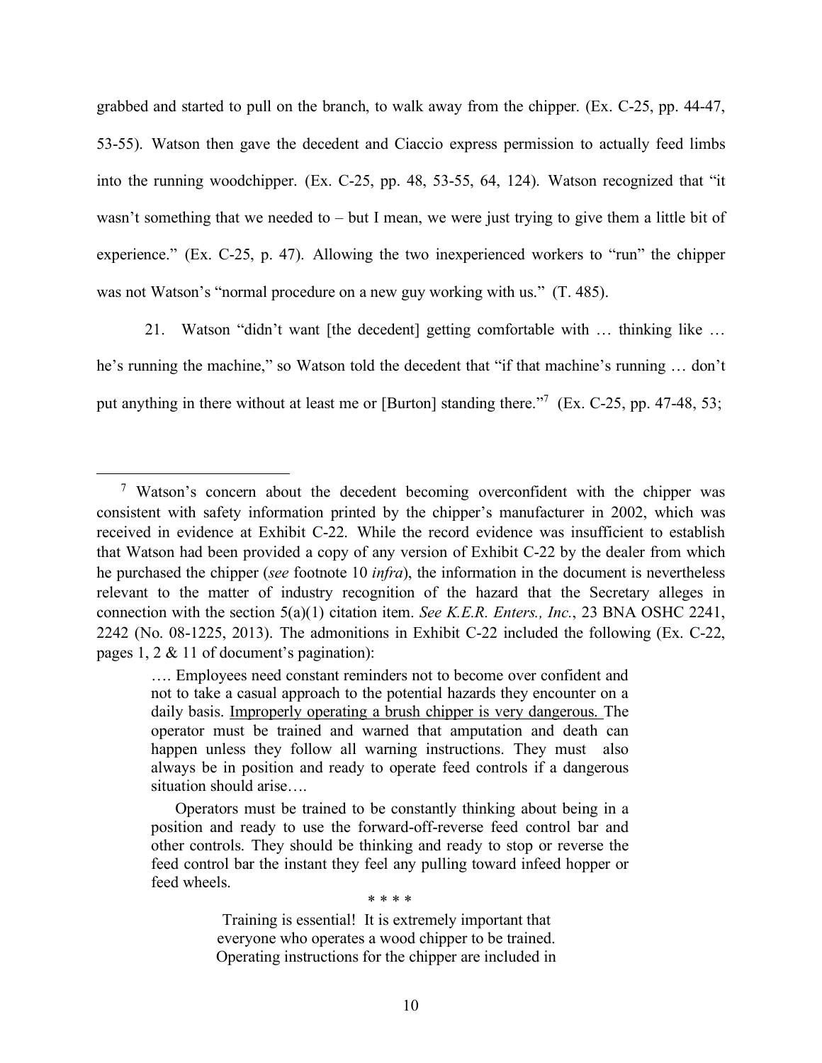grabbed and started to pull on the branch, to walk away from the chipper. (Ex. C-25, pp. 44-47, 53-55). Watson then gave the decedent and Ciaccio express permission to actually feed limbs into the running woodchipper. (Ex. C-25, pp. 48, 53-55, 64, 124). Watson recognized that "it wasn't something that we needed to – but I mean, we were just trying to give them a little bit of experience." (Ex. C-25, p. 47). Allowing the two inexperienced workers to "run" the chipper was not Watson's "normal procedure on a new guy working with us." (T. 485).

21. Watson "didn't want [the decedent] getting comfortable with … thinking like … he's running the machine," so Watson told the decedent that "if that machine's running … don't put anything in there without at least me or [Burton] standing there."[7] (Ex. C-25, pp. 47-48, 53;

---

[7] Watson's concern about the decedent becoming overconfident with the chipper was consistent with safety information printed by the chipper's manufacturer in 2002, which was received in evidence at Exhibit C-22. While the record evidence was insufficient to establish that Watson had been provided a copy of any version of Exhibit C-22 by the dealer from which he purchased the chipper (*see* footnote 10 *infra*), the information in the document is nevertheless relevant to the matter of industry recognition of the hazard that the Secretary alleges in connection with the section 5(a)(1) citation item. *See K.E.R. Enters., Inc.*, 23 BNA OSHC 2241, 2242 (No. 08-1225, 2013). The admonitions in Exhibit C-22 included the following (Ex. C-22, pages 1, 2 & 11 of document's pagination):

> …. Employees need constant reminders not to become over confident and not to take a casual approach to the potential hazards they encounter on a daily basis. <u>Improperly operating a brush chipper is very dangerous.</u> The operator must be trained and warned that amputation and death can happen unless they follow all warning instructions. They must also always be in position and ready to operate feed controls if a dangerous situation should arise….
>
> Operators must be trained to be constantly thinking about being in a position and ready to use the forward-off-reverse feed control bar and other controls. They should be thinking and ready to stop or reverse the feed control bar the instant they feel any pulling toward infeed hopper or feed wheels.
>
> \* \* \* \*
>
> Training is essential! It is extremely important that everyone who operates a wood chipper to be trained. Operating instructions for the chipper are included in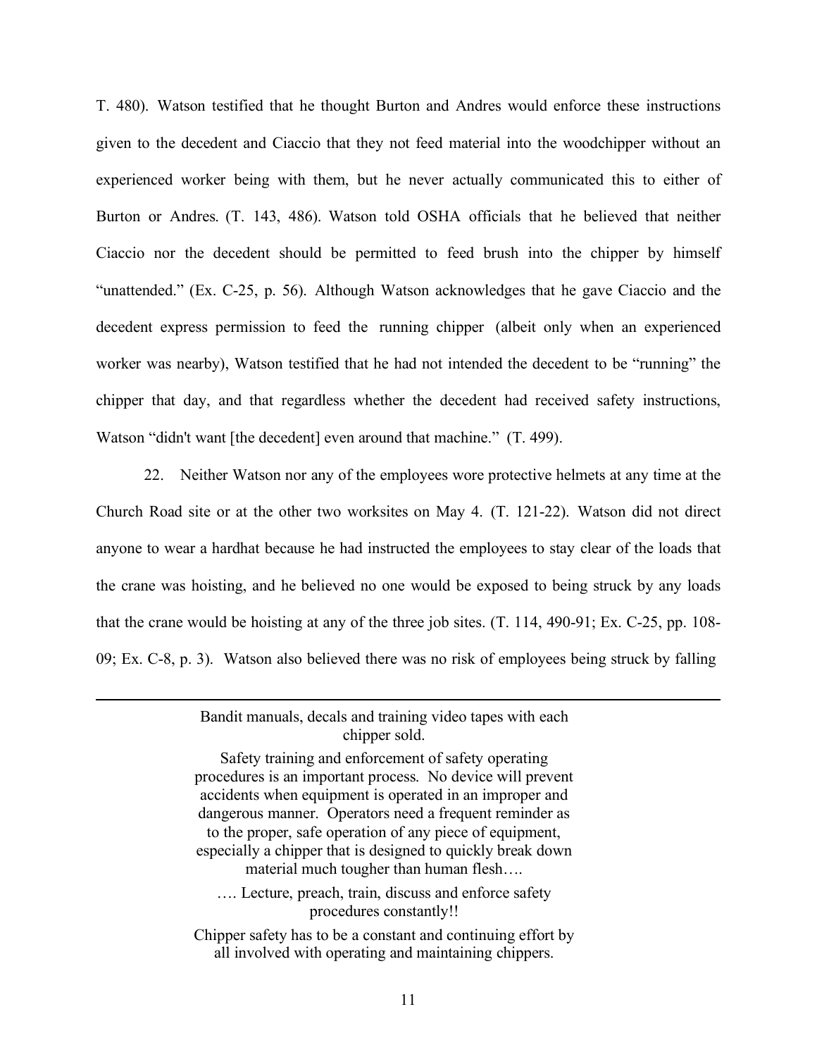T. 480). Watson testified that he thought Burton and Andres would enforce these instructions given to the decedent and Ciaccio that they not feed material into the woodchipper without an experienced worker being with them, but he never actually communicated this to either of Burton or Andres. (T. 143, 486). Watson told OSHA officials that he believed that neither Ciaccio nor the decedent should be permitted to feed brush into the chipper by himself "unattended." (Ex. C-25, p. 56). Although Watson acknowledges that he gave Ciaccio and the decedent express permission to feed the running chipper (albeit only when an experienced worker was nearby), Watson testified that he had not intended the decedent to be "running" the chipper that day, and that regardless whether the decedent had received safety instructions, Watson "didn't want [the decedent] even around that machine." (T. 499).

22. Neither Watson nor any of the employees wore protective helmets at any time at the Church Road site or at the other two worksites on May 4. (T. 121-22). Watson did not direct anyone to wear a hardhat because he had instructed the employees to stay clear of the loads that the crane was hoisting, and he believed no one would be exposed to being struck by any loads that the crane would be hoisting at any of the three job sites. (T. 114, 490-91; Ex. C-25, pp. 108-09; Ex. C-8, p. 3). Watson also believed there was no risk of employees being struck by falling

---

Bandit manuals, decals and training video tapes with each chipper sold.

Safety training and enforcement of safety operating procedures is an important process. No device will prevent accidents when equipment is operated in an improper and dangerous manner. Operators need a frequent reminder as to the proper, safe operation of any piece of equipment, especially a chipper that is designed to quickly break down material much tougher than human flesh….

…. Lecture, preach, train, discuss and enforce safety procedures constantly!!

Chipper safety has to be a constant and continuing effort by all involved with operating and maintaining chippers.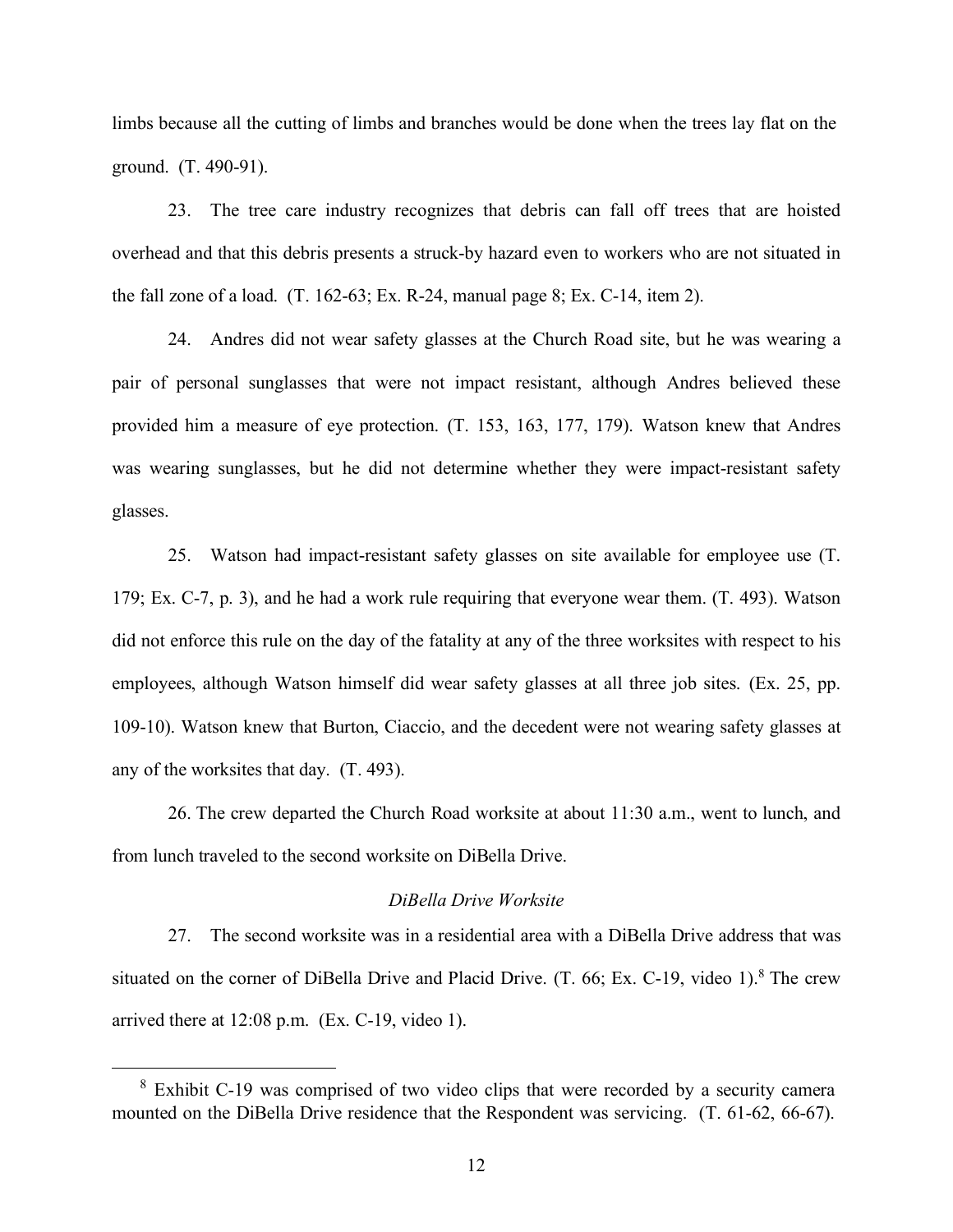limbs because all the cutting of limbs and branches would be done when the trees lay flat on the ground. (T. 490-91).

23. The tree care industry recognizes that debris can fall off trees that are hoisted overhead and that this debris presents a struck-by hazard even to workers who are not situated in the fall zone of a load. (T. 162-63; Ex. R-24, manual page 8; Ex. C-14, item 2).

24. Andres did not wear safety glasses at the Church Road site, but he was wearing a pair of personal sunglasses that were not impact resistant, although Andres believed these provided him a measure of eye protection. (T. 153, 163, 177, 179). Watson knew that Andres was wearing sunglasses, but he did not determine whether they were impact-resistant safety glasses.

25. Watson had impact-resistant safety glasses on site available for employee use (T. 179; Ex. C-7, p. 3), and he had a work rule requiring that everyone wear them. (T. 493). Watson did not enforce this rule on the day of the fatality at any of the three worksites with respect to his employees, although Watson himself did wear safety glasses at all three job sites. (Ex. 25, pp. 109-10). Watson knew that Burton, Ciaccio, and the decedent were not wearing safety glasses at any of the worksites that day. (T. 493).

26. The crew departed the Church Road worksite at about 11:30 a.m., went to lunch, and from lunch traveled to the second worksite on DiBella Drive.

*DiBella Drive Worksite*

27. The second worksite was in a residential area with a DiBella Drive address that was situated on the corner of DiBella Drive and Placid Drive. (T. 66; Ex. C-19, video 1).[8] The crew arrived there at 12:08 p.m. (Ex. C-19, video 1).

[8] Exhibit C-19 was comprised of two video clips that were recorded by a security camera mounted on the DiBella Drive residence that the Respondent was servicing. (T. 61-62, 66-67).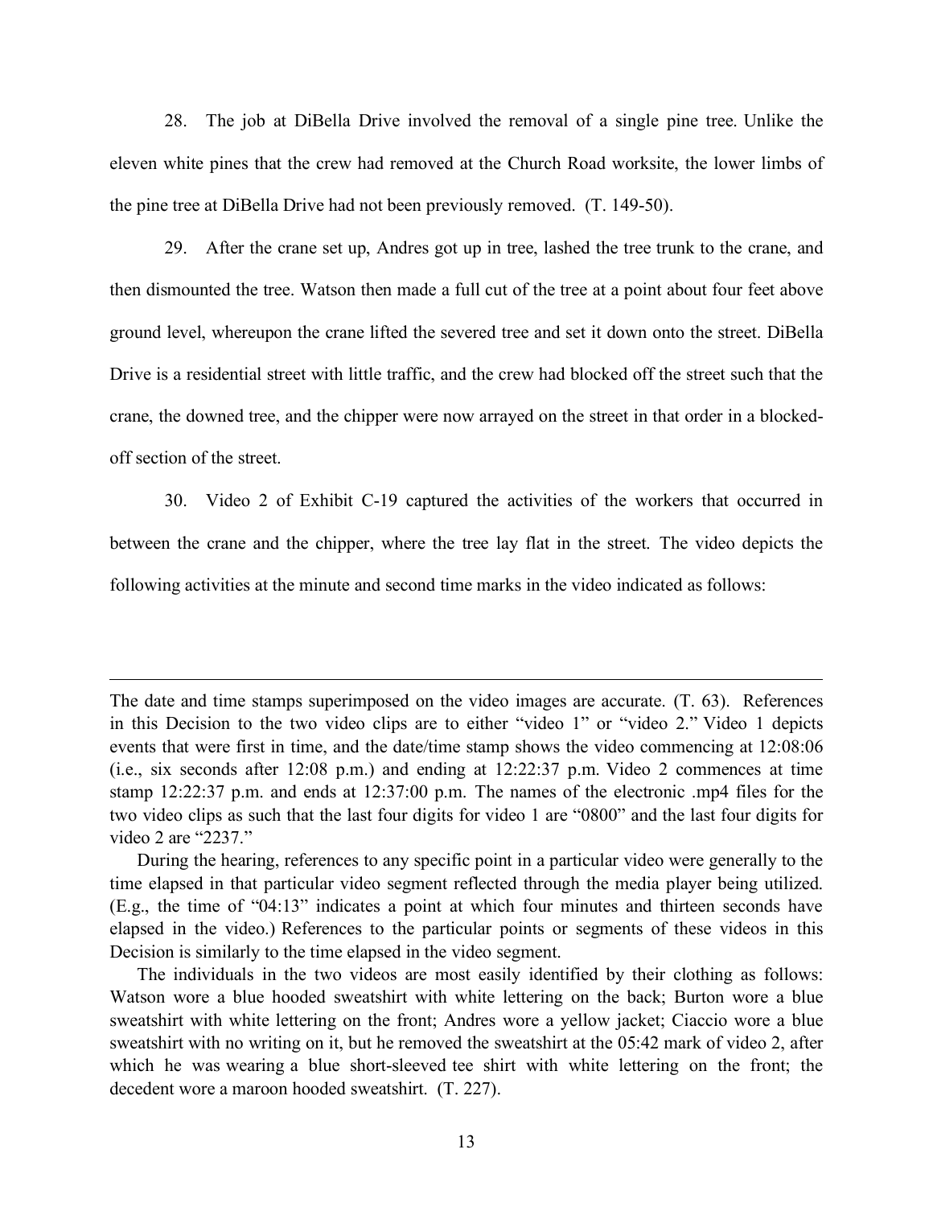28. The job at DiBella Drive involved the removal of a single pine tree. Unlike the eleven white pines that the crew had removed at the Church Road worksite, the lower limbs of the pine tree at DiBella Drive had not been previously removed. (T. 149-50).

29. After the crane set up, Andres got up in tree, lashed the tree trunk to the crane, and then dismounted the tree. Watson then made a full cut of the tree at a point about four feet above ground level, whereupon the crane lifted the severed tree and set it down onto the street. DiBella Drive is a residential street with little traffic, and the crew had blocked off the street such that the crane, the downed tree, and the chipper were now arrayed on the street in that order in a blocked-off section of the street.

30. Video 2 of Exhibit C-19 captured the activities of the workers that occurred in between the crane and the chipper, where the tree lay flat in the street. The video depicts the following activities at the minute and second time marks in the video indicated as follows:

---

The date and time stamps superimposed on the video images are accurate. (T. 63). References in this Decision to the two video clips are to either "video 1" or "video 2." Video 1 depicts events that were first in time, and the date/time stamp shows the video commencing at 12:08:06 (i.e., six seconds after 12:08 p.m.) and ending at 12:22:37 p.m. Video 2 commences at time stamp 12:22:37 p.m. and ends at 12:37:00 p.m. The names of the electronic .mp4 files for the two video clips as such that the last four digits for video 1 are "0800" and the last four digits for video 2 are "2237."

During the hearing, references to any specific point in a particular video were generally to the time elapsed in that particular video segment reflected through the media player being utilized. (E.g., the time of "04:13" indicates a point at which four minutes and thirteen seconds have elapsed in the video.) References to the particular points or segments of these videos in this Decision is similarly to the time elapsed in the video segment.

The individuals in the two videos are most easily identified by their clothing as follows: Watson wore a blue hooded sweatshirt with white lettering on the back; Burton wore a blue sweatshirt with white lettering on the front; Andres wore a yellow jacket; Ciaccio wore a blue sweatshirt with no writing on it, but he removed the sweatshirt at the 05:42 mark of video 2, after which he was wearing a blue short-sleeved tee shirt with white lettering on the front; the decedent wore a maroon hooded sweatshirt. (T. 227).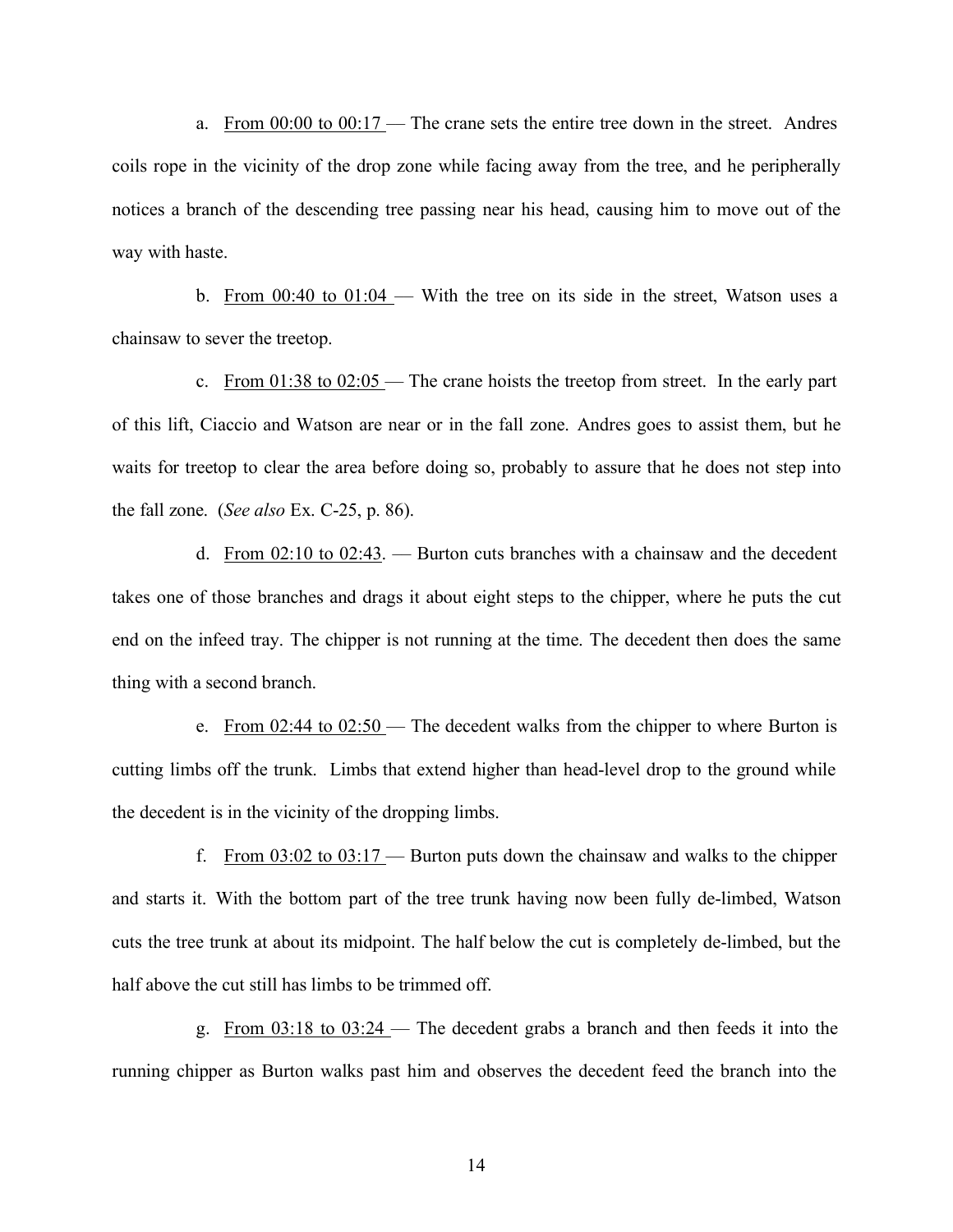a. From 00:00 to 00:17 — The crane sets the entire tree down in the street. Andres coils rope in the vicinity of the drop zone while facing away from the tree, and he peripherally notices a branch of the descending tree passing near his head, causing him to move out of the way with haste.

b. From 00:40 to 01:04 — With the tree on its side in the street, Watson uses a chainsaw to sever the treetop.

c. From 01:38 to 02:05 — The crane hoists the treetop from street. In the early part of this lift, Ciaccio and Watson are near or in the fall zone. Andres goes to assist them, but he waits for treetop to clear the area before doing so, probably to assure that he does not step into the fall zone. (*See also* Ex. C-25, p. 86).

d. From 02:10 to 02:43. — Burton cuts branches with a chainsaw and the decedent takes one of those branches and drags it about eight steps to the chipper, where he puts the cut end on the infeed tray. The chipper is not running at the time. The decedent then does the same thing with a second branch.

e. From 02:44 to 02:50 — The decedent walks from the chipper to where Burton is cutting limbs off the trunk. Limbs that extend higher than head-level drop to the ground while the decedent is in the vicinity of the dropping limbs.

f. From 03:02 to 03:17 — Burton puts down the chainsaw and walks to the chipper and starts it. With the bottom part of the tree trunk having now been fully de-limbed, Watson cuts the tree trunk at about its midpoint. The half below the cut is completely de-limbed, but the half above the cut still has limbs to be trimmed off.

g. From 03:18 to 03:24 — The decedent grabs a branch and then feeds it into the running chipper as Burton walks past him and observes the decedent feed the branch into the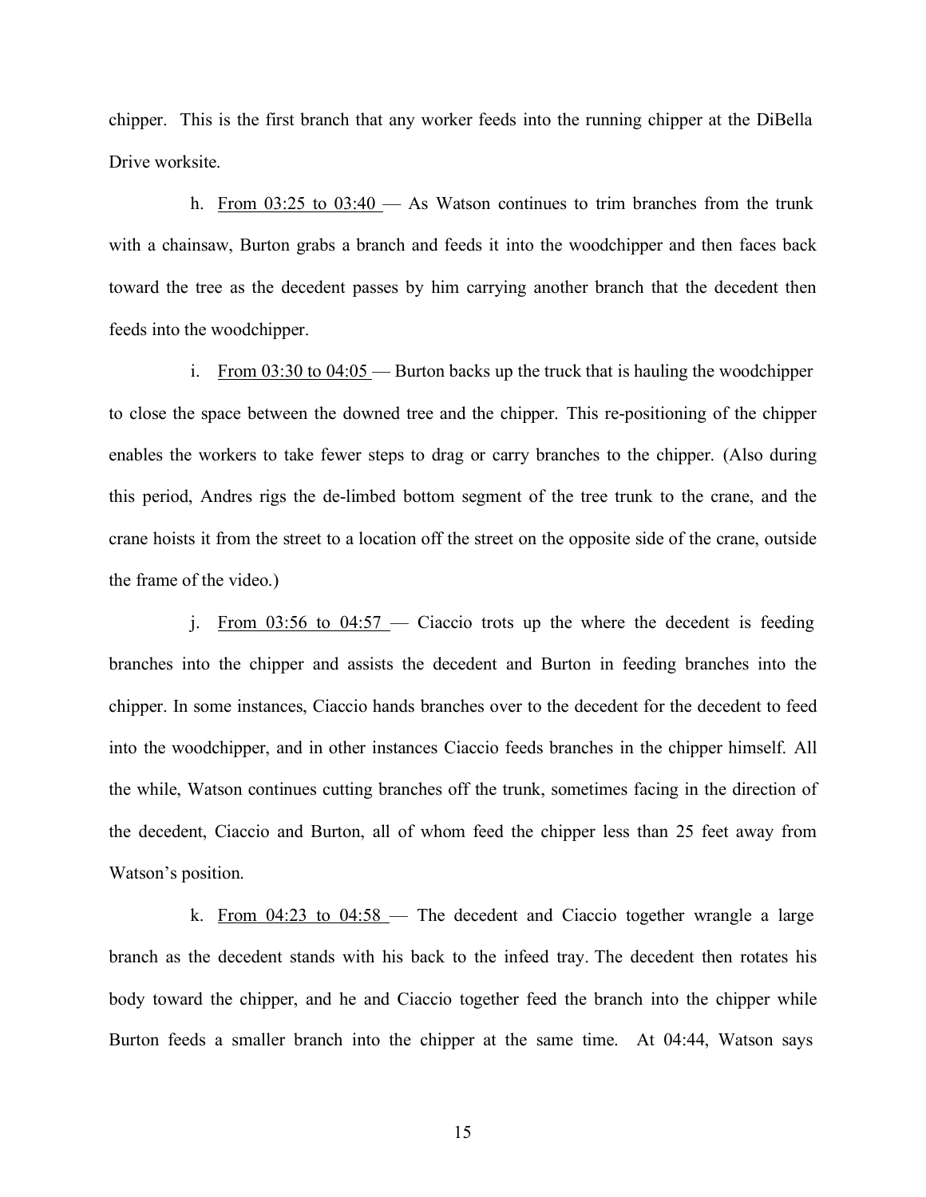chipper. This is the first branch that any worker feeds into the running chipper at the DiBella Drive worksite.

h. <u>From 03:25 to 03:40</u> — As Watson continues to trim branches from the trunk with a chainsaw, Burton grabs a branch and feeds it into the woodchipper and then faces back toward the tree as the decedent passes by him carrying another branch that the decedent then feeds into the woodchipper.

i. <u>From 03:30 to 04:05</u> — Burton backs up the truck that is hauling the woodchipper to close the space between the downed tree and the chipper. This re-positioning of the chipper enables the workers to take fewer steps to drag or carry branches to the chipper. (Also during this period, Andres rigs the de-limbed bottom segment of the tree trunk to the crane, and the crane hoists it from the street to a location off the street on the opposite side of the crane, outside the frame of the video.)

j. <u>From 03:56 to 04:57</u> — Ciaccio trots up the where the decedent is feeding branches into the chipper and assists the decedent and Burton in feeding branches into the chipper. In some instances, Ciaccio hands branches over to the decedent for the decedent to feed into the woodchipper, and in other instances Ciaccio feeds branches in the chipper himself. All the while, Watson continues cutting branches off the trunk, sometimes facing in the direction of the decedent, Ciaccio and Burton, all of whom feed the chipper less than 25 feet away from Watson's position.

k. <u>From 04:23 to 04:58</u> — The decedent and Ciaccio together wrangle a large branch as the decedent stands with his back to the infeed tray. The decedent then rotates his body toward the chipper, and he and Ciaccio together feed the branch into the chipper while Burton feeds a smaller branch into the chipper at the same time. At 04:44, Watson says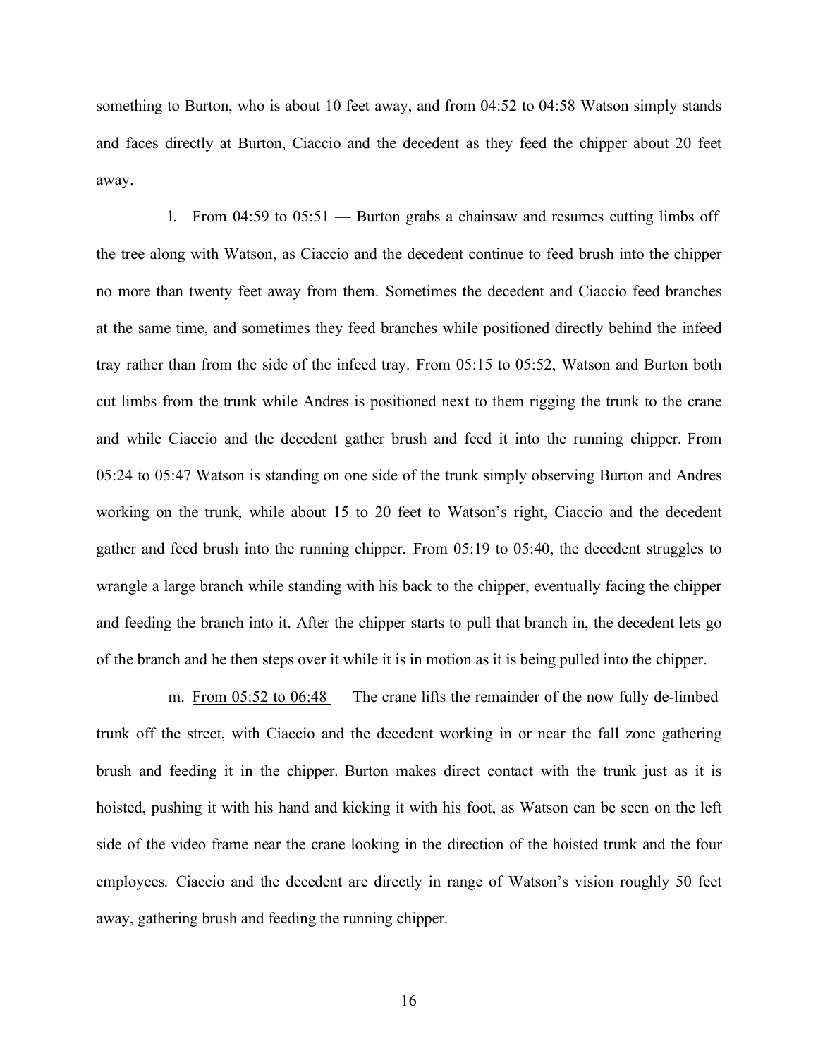something to Burton, who is about 10 feet away, and from 04:52 to 04:58 Watson simply stands and faces directly at Burton, Ciaccio and the decedent as they feed the chipper about 20 feet away.

l. <u>From 04:59 to 05:51</u> — Burton grabs a chainsaw and resumes cutting limbs off the tree along with Watson, as Ciaccio and the decedent continue to feed brush into the chipper no more than twenty feet away from them. Sometimes the decedent and Ciaccio feed branches at the same time, and sometimes they feed branches while positioned directly behind the infeed tray rather than from the side of the infeed tray. From 05:15 to 05:52, Watson and Burton both cut limbs from the trunk while Andres is positioned next to them rigging the trunk to the crane and while Ciaccio and the decedent gather brush and feed it into the running chipper. From 05:24 to 05:47 Watson is standing on one side of the trunk simply observing Burton and Andres working on the trunk, while about 15 to 20 feet to Watson's right, Ciaccio and the decedent gather and feed brush into the running chipper. From 05:19 to 05:40, the decedent struggles to wrangle a large branch while standing with his back to the chipper, eventually facing the chipper and feeding the branch into it. After the chipper starts to pull that branch in, the decedent lets go of the branch and he then steps over it while it is in motion as it is being pulled into the chipper.

m. <u>From 05:52 to 06:48</u> — The crane lifts the remainder of the now fully de-limbed trunk off the street, with Ciaccio and the decedent working in or near the fall zone gathering brush and feeding it in the chipper. Burton makes direct contact with the trunk just as it is hoisted, pushing it with his hand and kicking it with his foot, as Watson can be seen on the left side of the video frame near the crane looking in the direction of the hoisted trunk and the four employees. Ciaccio and the decedent are directly in range of Watson's vision roughly 50 feet away, gathering brush and feeding the running chipper.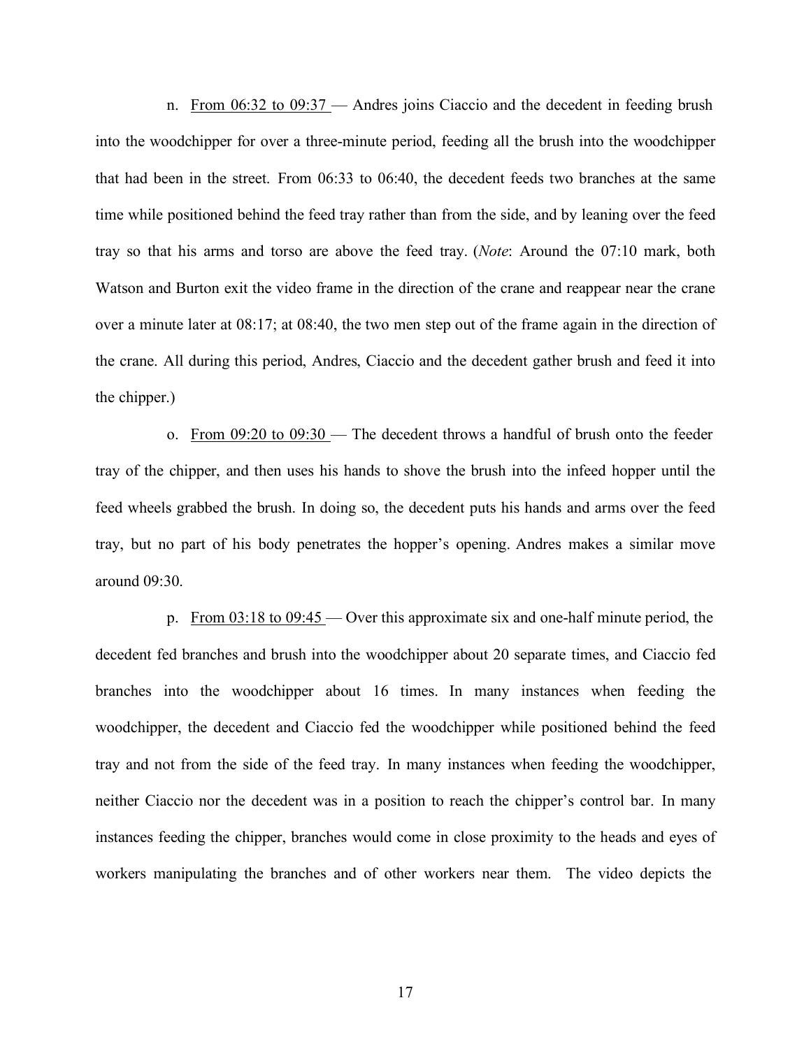n. <u>From 06:32 to 09:37</u> — Andres joins Ciaccio and the decedent in feeding brush into the woodchipper for over a three-minute period, feeding all the brush into the woodchipper that had been in the street. From 06:33 to 06:40, the decedent feeds two branches at the same time while positioned behind the feed tray rather than from the side, and by leaning over the feed tray so that his arms and torso are above the feed tray. (*Note*: Around the 07:10 mark, both Watson and Burton exit the video frame in the direction of the crane and reappear near the crane over a minute later at 08:17; at 08:40, the two men step out of the frame again in the direction of the crane. All during this period, Andres, Ciaccio and the decedent gather brush and feed it into the chipper.)

o. <u>From 09:20 to 09:30</u> — The decedent throws a handful of brush onto the feeder tray of the chipper, and then uses his hands to shove the brush into the infeed hopper until the feed wheels grabbed the brush. In doing so, the decedent puts his hands and arms over the feed tray, but no part of his body penetrates the hopper's opening. Andres makes a similar move around 09:30.

p. <u>From 03:18 to 09:45</u> — Over this approximate six and one-half minute period, the decedent fed branches and brush into the woodchipper about 20 separate times, and Ciaccio fed branches into the woodchipper about 16 times. In many instances when feeding the woodchipper, the decedent and Ciaccio fed the woodchipper while positioned behind the feed tray and not from the side of the feed tray. In many instances when feeding the woodchipper, neither Ciaccio nor the decedent was in a position to reach the chipper's control bar. In many instances feeding the chipper, branches would come in close proximity to the heads and eyes of workers manipulating the branches and of other workers near them. The video depicts the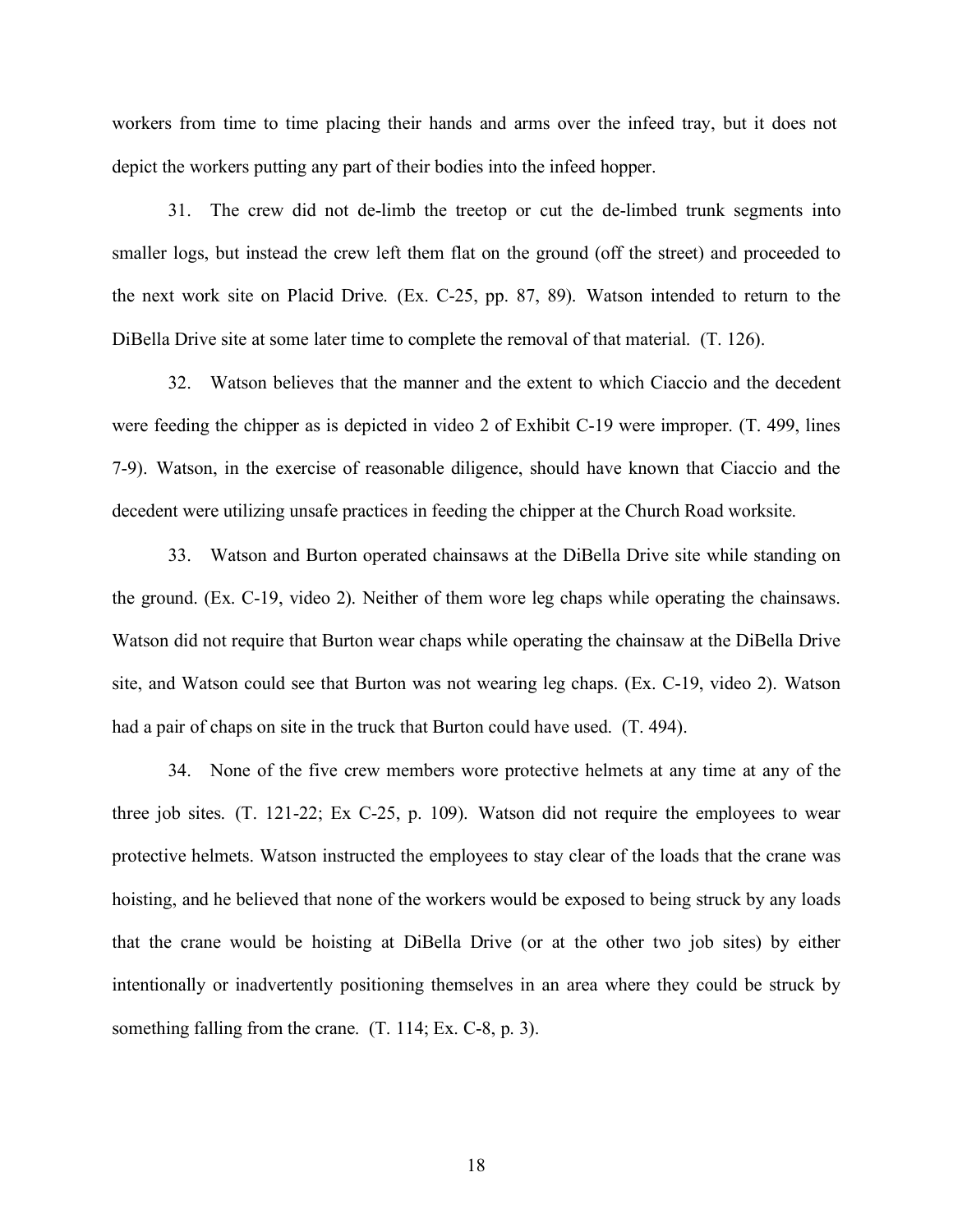workers from time to time placing their hands and arms over the infeed tray, but it does not depict the workers putting any part of their bodies into the infeed hopper.

31. The crew did not de-limb the treetop or cut the de-limbed trunk segments into smaller logs, but instead the crew left them flat on the ground (off the street) and proceeded to the next work site on Placid Drive. (Ex. C-25, pp. 87, 89). Watson intended to return to the DiBella Drive site at some later time to complete the removal of that material. (T. 126).

32. Watson believes that the manner and the extent to which Ciaccio and the decedent were feeding the chipper as is depicted in video 2 of Exhibit C-19 were improper. (T. 499, lines 7-9). Watson, in the exercise of reasonable diligence, should have known that Ciaccio and the decedent were utilizing unsafe practices in feeding the chipper at the Church Road worksite.

33. Watson and Burton operated chainsaws at the DiBella Drive site while standing on the ground. (Ex. C-19, video 2). Neither of them wore leg chaps while operating the chainsaws. Watson did not require that Burton wear chaps while operating the chainsaw at the DiBella Drive site, and Watson could see that Burton was not wearing leg chaps. (Ex. C-19, video 2). Watson had a pair of chaps on site in the truck that Burton could have used. (T. 494).

34. None of the five crew members wore protective helmets at any time at any of the three job sites. (T. 121-22; Ex C-25, p. 109). Watson did not require the employees to wear protective helmets. Watson instructed the employees to stay clear of the loads that the crane was hoisting, and he believed that none of the workers would be exposed to being struck by any loads that the crane would be hoisting at DiBella Drive (or at the other two job sites) by either intentionally or inadvertently positioning themselves in an area where they could be struck by something falling from the crane. (T. 114; Ex. C-8, p. 3).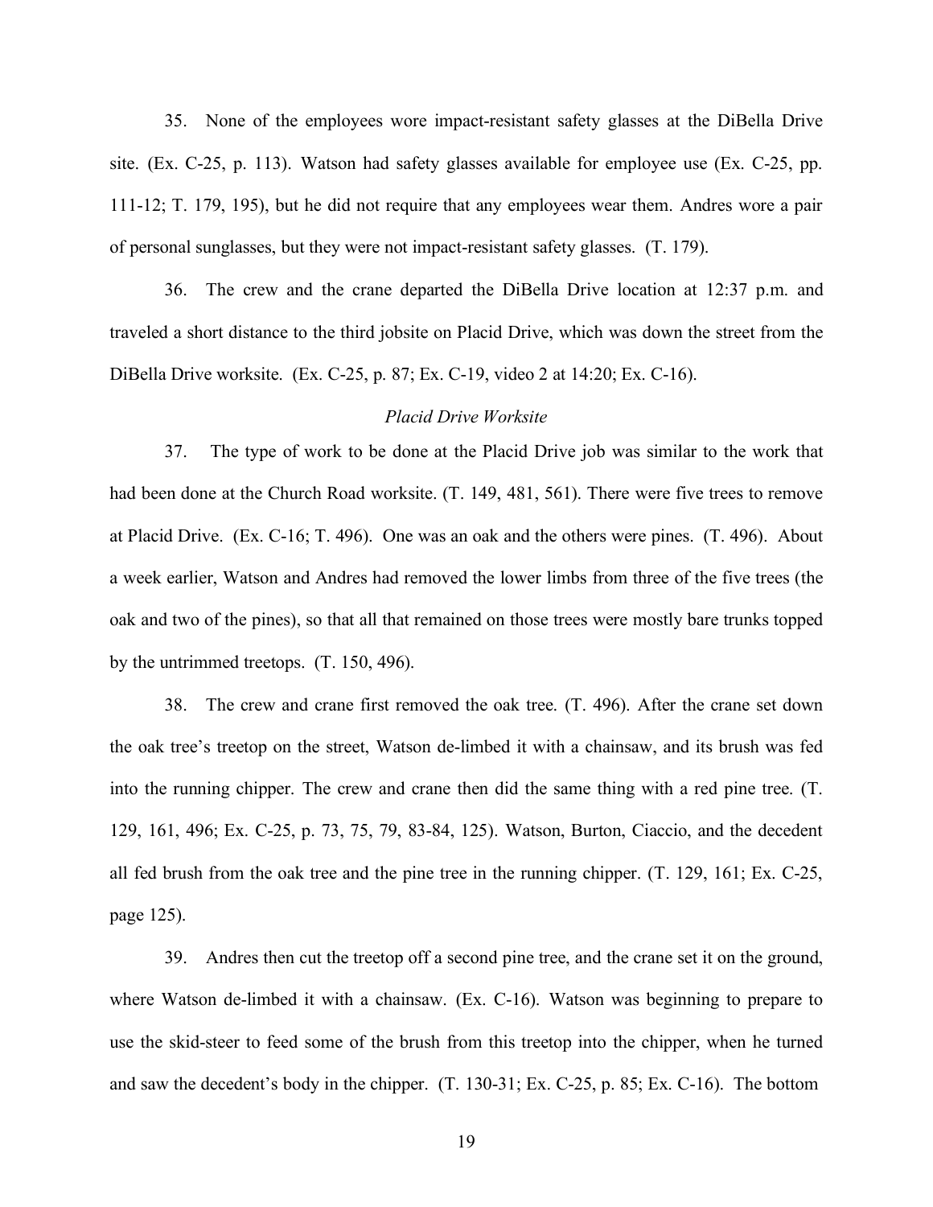35. None of the employees wore impact-resistant safety glasses at the DiBella Drive site. (Ex. C-25, p. 113). Watson had safety glasses available for employee use (Ex. C-25, pp. 111-12; T. 179, 195), but he did not require that any employees wear them. Andres wore a pair of personal sunglasses, but they were not impact-resistant safety glasses. (T. 179).

36. The crew and the crane departed the DiBella Drive location at 12:37 p.m. and traveled a short distance to the third jobsite on Placid Drive, which was down the street from the DiBella Drive worksite. (Ex. C-25, p. 87; Ex. C-19, video 2 at 14:20; Ex. C-16).

*Placid Drive Worksite*

37. The type of work to be done at the Placid Drive job was similar to the work that had been done at the Church Road worksite. (T. 149, 481, 561). There were five trees to remove at Placid Drive. (Ex. C-16; T. 496). One was an oak and the others were pines. (T. 496). About a week earlier, Watson and Andres had removed the lower limbs from three of the five trees (the oak and two of the pines), so that all that remained on those trees were mostly bare trunks topped by the untrimmed treetops. (T. 150, 496).

38. The crew and crane first removed the oak tree. (T. 496). After the crane set down the oak tree's treetop on the street, Watson de-limbed it with a chainsaw, and its brush was fed into the running chipper. The crew and crane then did the same thing with a red pine tree. (T. 129, 161, 496; Ex. C-25, p. 73, 75, 79, 83-84, 125). Watson, Burton, Ciaccio, and the decedent all fed brush from the oak tree and the pine tree in the running chipper. (T. 129, 161; Ex. C-25, page 125).

39. Andres then cut the treetop off a second pine tree, and the crane set it on the ground, where Watson de-limbed it with a chainsaw. (Ex. C-16). Watson was beginning to prepare to use the skid-steer to feed some of the brush from this treetop into the chipper, when he turned and saw the decedent's body in the chipper. (T. 130-31; Ex. C-25, p. 85; Ex. C-16). The bottom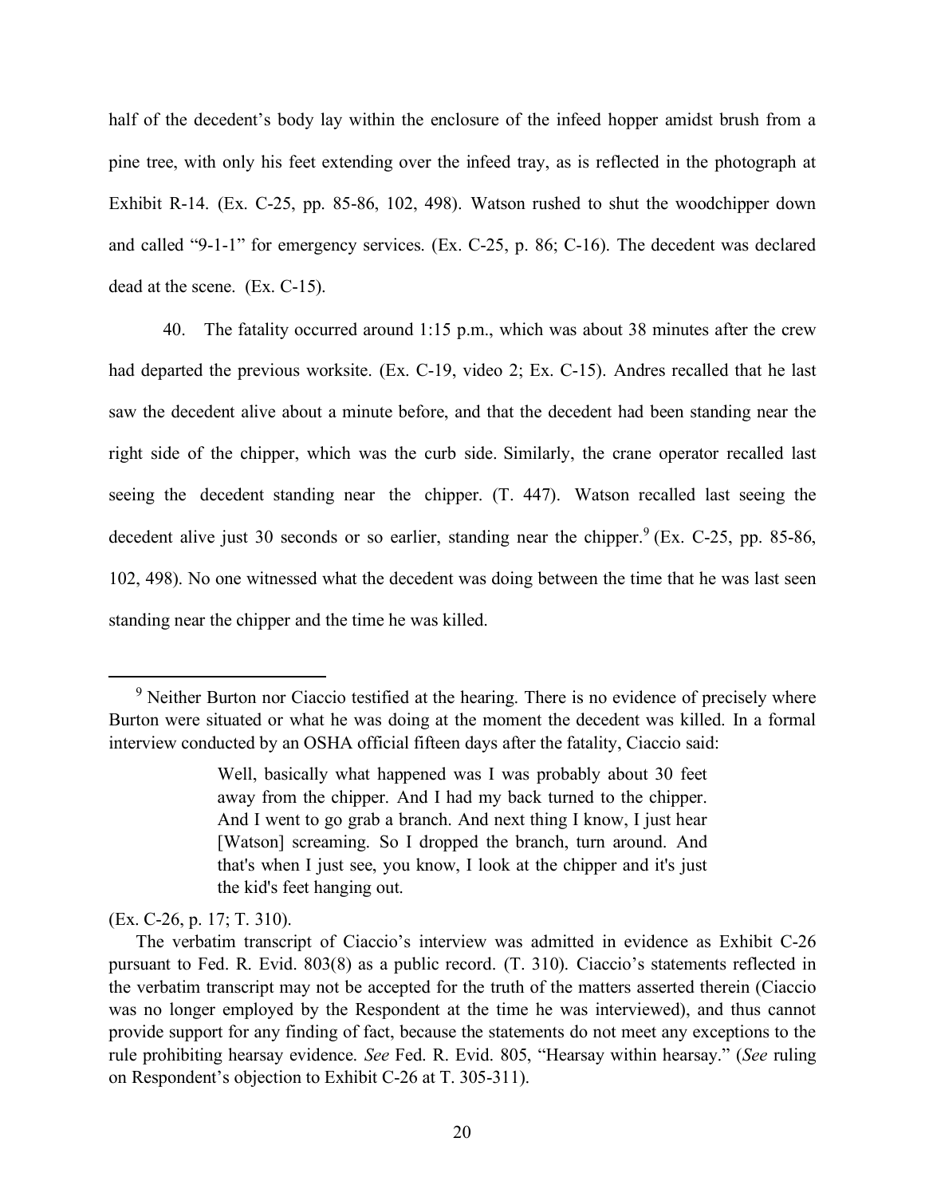half of the decedent's body lay within the enclosure of the infeed hopper amidst brush from a pine tree, with only his feet extending over the infeed tray, as is reflected in the photograph at Exhibit R-14. (Ex. C-25, pp. 85-86, 102, 498). Watson rushed to shut the woodchipper down and called "9-1-1" for emergency services. (Ex. C-25, p. 86; C-16). The decedent was declared dead at the scene. (Ex. C-15).

40. The fatality occurred around 1:15 p.m., which was about 38 minutes after the crew had departed the previous worksite. (Ex. C-19, video 2; Ex. C-15). Andres recalled that he last saw the decedent alive about a minute before, and that the decedent had been standing near the right side of the chipper, which was the curb side. Similarly, the crane operator recalled last seeing the decedent standing near the chipper. (T. 447). Watson recalled last seeing the decedent alive just 30 seconds or so earlier, standing near the chipper.[9] (Ex. C-25, pp. 85-86, 102, 498). No one witnessed what the decedent was doing between the time that he was last seen standing near the chipper and the time he was killed.

---

[9] Neither Burton nor Ciaccio testified at the hearing. There is no evidence of precisely where Burton were situated or what he was doing at the moment the decedent was killed. In a formal interview conducted by an OSHA official fifteen days after the fatality, Ciaccio said:

> Well, basically what happened was I was probably about 30 feet away from the chipper. And I had my back turned to the chipper. And I went to go grab a branch. And next thing I know, I just hear [Watson] screaming. So I dropped the branch, turn around. And that's when I just see, you know, I look at the chipper and it's just the kid's feet hanging out.

(Ex. C-26, p. 17; T. 310).

The verbatim transcript of Ciaccio's interview was admitted in evidence as Exhibit C-26 pursuant to Fed. R. Evid. 803(8) as a public record. (T. 310). Ciaccio's statements reflected in the verbatim transcript may not be accepted for the truth of the matters asserted therein (Ciaccio was no longer employed by the Respondent at the time he was interviewed), and thus cannot provide support for any finding of fact, because the statements do not meet any exceptions to the rule prohibiting hearsay evidence. *See* Fed. R. Evid. 805, "Hearsay within hearsay." (*See* ruling on Respondent's objection to Exhibit C-26 at T. 305-311).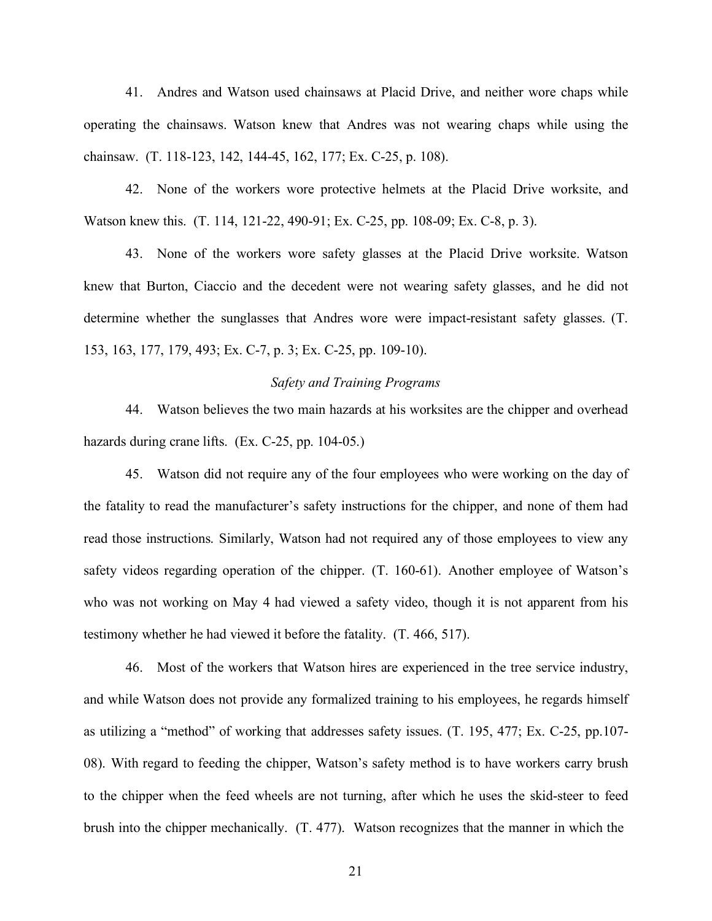41. Andres and Watson used chainsaws at Placid Drive, and neither wore chaps while operating the chainsaws. Watson knew that Andres was not wearing chaps while using the chainsaw. (T. 118-123, 142, 144-45, 162, 177; Ex. C-25, p. 108).

42. None of the workers wore protective helmets at the Placid Drive worksite, and Watson knew this. (T. 114, 121-22, 490-91; Ex. C-25, pp. 108-09; Ex. C-8, p. 3).

43. None of the workers wore safety glasses at the Placid Drive worksite. Watson knew that Burton, Ciaccio and the decedent were not wearing safety glasses, and he did not determine whether the sunglasses that Andres wore were impact-resistant safety glasses. (T. 153, 163, 177, 179, 493; Ex. C-7, p. 3; Ex. C-25, pp. 109-10).

*Safety and Training Programs*

44. Watson believes the two main hazards at his worksites are the chipper and overhead hazards during crane lifts. (Ex. C-25, pp. 104-05.)

45. Watson did not require any of the four employees who were working on the day of the fatality to read the manufacturer's safety instructions for the chipper, and none of them had read those instructions. Similarly, Watson had not required any of those employees to view any safety videos regarding operation of the chipper. (T. 160-61). Another employee of Watson's who was not working on May 4 had viewed a safety video, though it is not apparent from his testimony whether he had viewed it before the fatality. (T. 466, 517).

46. Most of the workers that Watson hires are experienced in the tree service industry, and while Watson does not provide any formalized training to his employees, he regards himself as utilizing a "method" of working that addresses safety issues. (T. 195, 477; Ex. C-25, pp.107-08). With regard to feeding the chipper, Watson's safety method is to have workers carry brush to the chipper when the feed wheels are not turning, after which he uses the skid-steer to feed brush into the chipper mechanically. (T. 477). Watson recognizes that the manner in which the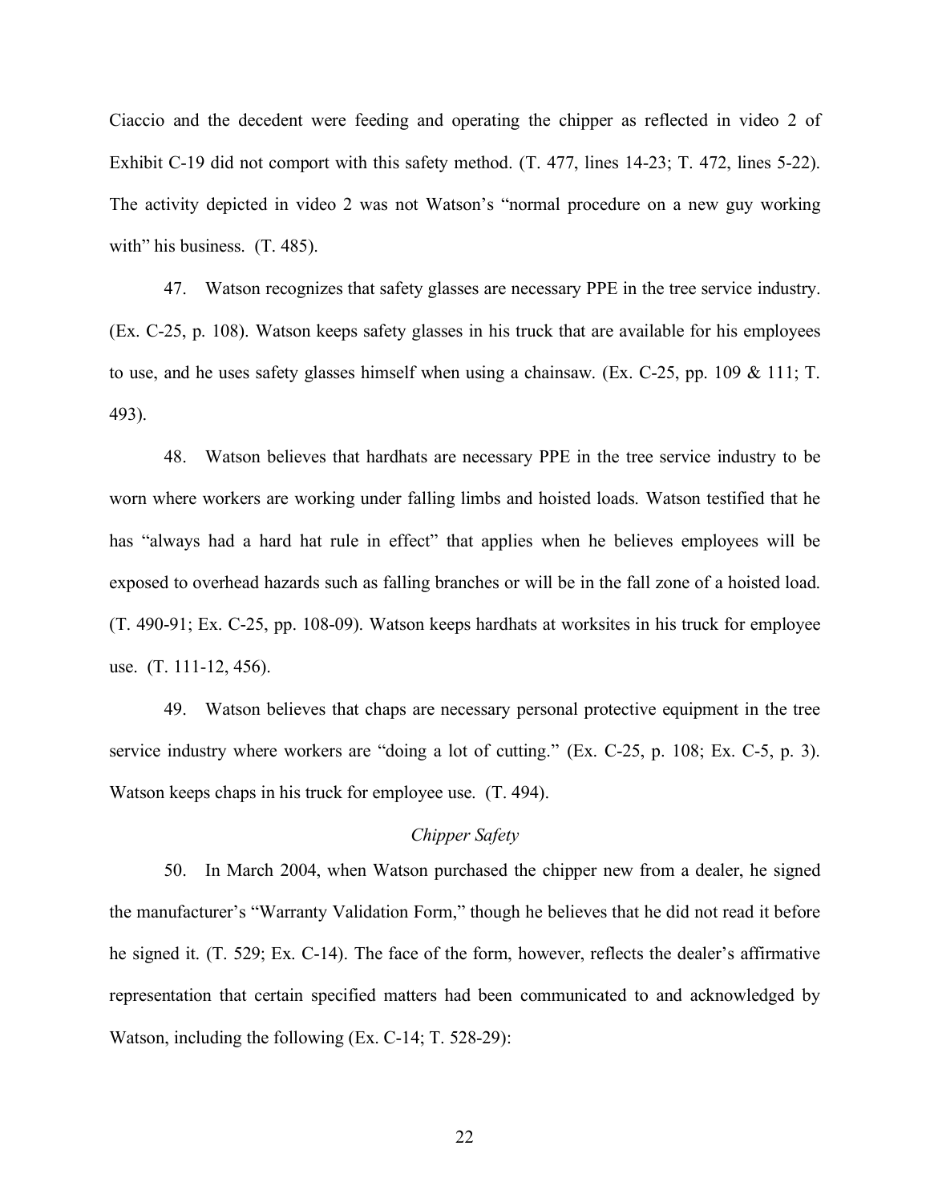Ciaccio and the decedent were feeding and operating the chipper as reflected in video 2 of Exhibit C-19 did not comport with this safety method. (T. 477, lines 14-23; T. 472, lines 5-22). The activity depicted in video 2 was not Watson's "normal procedure on a new guy working with" his business. (T. 485).

47. Watson recognizes that safety glasses are necessary PPE in the tree service industry. (Ex. C-25, p. 108). Watson keeps safety glasses in his truck that are available for his employees to use, and he uses safety glasses himself when using a chainsaw. (Ex. C-25, pp. 109 & 111; T. 493).

48. Watson believes that hardhats are necessary PPE in the tree service industry to be worn where workers are working under falling limbs and hoisted loads. Watson testified that he has "always had a hard hat rule in effect" that applies when he believes employees will be exposed to overhead hazards such as falling branches or will be in the fall zone of a hoisted load. (T. 490-91; Ex. C-25, pp. 108-09). Watson keeps hardhats at worksites in his truck for employee use. (T. 111-12, 456).

49. Watson believes that chaps are necessary personal protective equipment in the tree service industry where workers are "doing a lot of cutting." (Ex. C-25, p. 108; Ex. C-5, p. 3). Watson keeps chaps in his truck for employee use. (T. 494).

*Chipper Safety*

50. In March 2004, when Watson purchased the chipper new from a dealer, he signed the manufacturer's "Warranty Validation Form," though he believes that he did not read it before he signed it. (T. 529; Ex. C-14). The face of the form, however, reflects the dealer's affirmative representation that certain specified matters had been communicated to and acknowledged by Watson, including the following (Ex. C-14; T. 528-29):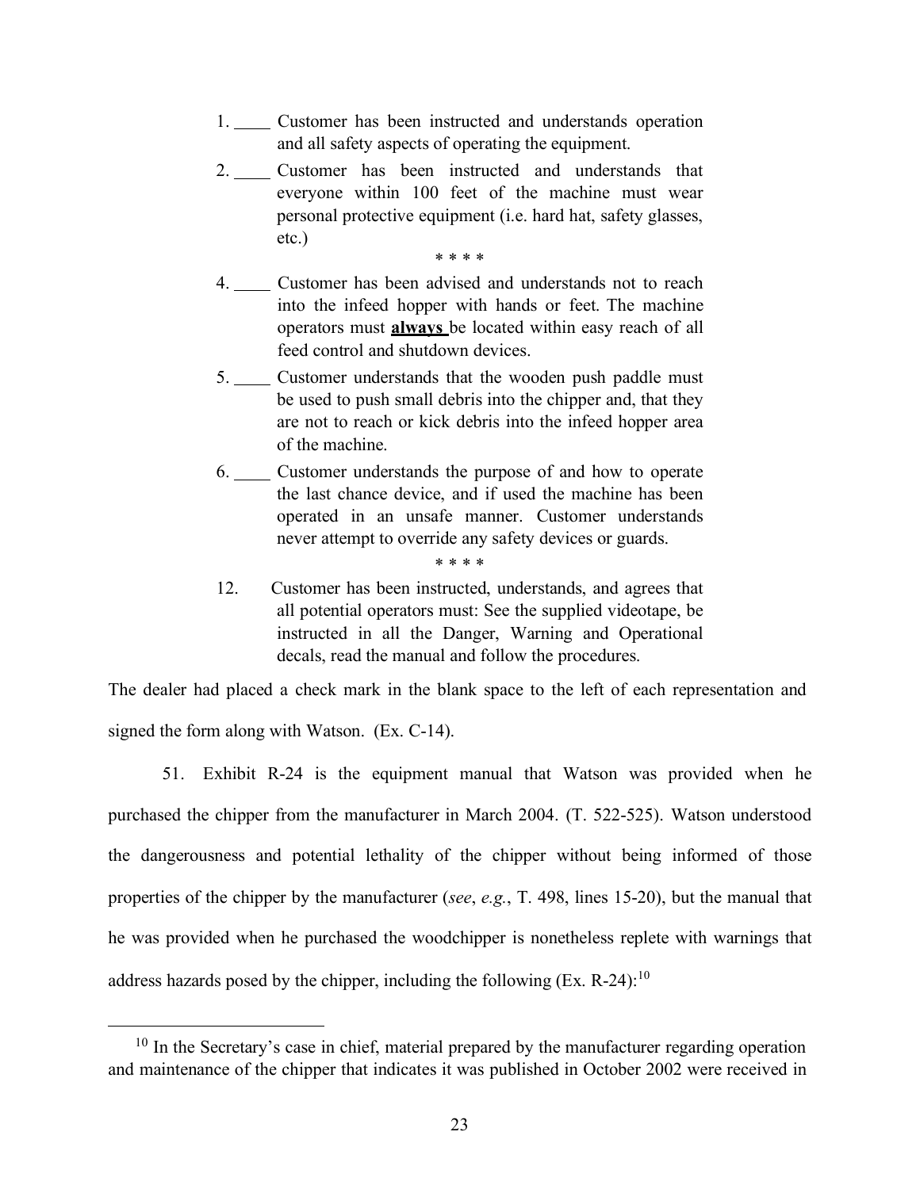1. ____ Customer has been instructed and understands operation and all safety aspects of operating the equipment.

2. ____ Customer has been instructed and understands that everyone within 100 feet of the machine must wear personal protective equipment (i.e. hard hat, safety glasses, etc.)

\* \* \* \*

4. ____ Customer has been advised and understands not to reach into the infeed hopper with hands or feet. The machine operators must **<u>always</u>** be located within easy reach of all feed control and shutdown devices.

5. ____ Customer understands that the wooden push paddle must be used to push small debris into the chipper and, that they are not to reach or kick debris into the infeed hopper area of the machine.

6. ____ Customer understands the purpose of and how to operate the last chance device, and if used the machine has been operated in an unsafe manner. Customer understands never attempt to override any safety devices or guards.

\* \* \* \*

12. Customer has been instructed, understands, and agrees that all potential operators must: See the supplied videotape, be instructed in all the Danger, Warning and Operational decals, read the manual and follow the procedures.

The dealer had placed a check mark in the blank space to the left of each representation and signed the form along with Watson. (Ex. C-14).

51. Exhibit R-24 is the equipment manual that Watson was provided when he purchased the chipper from the manufacturer in March 2004. (T. 522-525). Watson understood the dangerousness and potential lethality of the chipper without being informed of those properties of the chipper by the manufacturer (*see*, *e.g.*, T. 498, lines 15-20), but the manual that he was provided when he purchased the woodchipper is nonetheless replete with warnings that address hazards posed by the chipper, including the following (Ex. R-24):[10]

---

[10] In the Secretary's case in chief, material prepared by the manufacturer regarding operation and maintenance of the chipper that indicates it was published in October 2002 were received in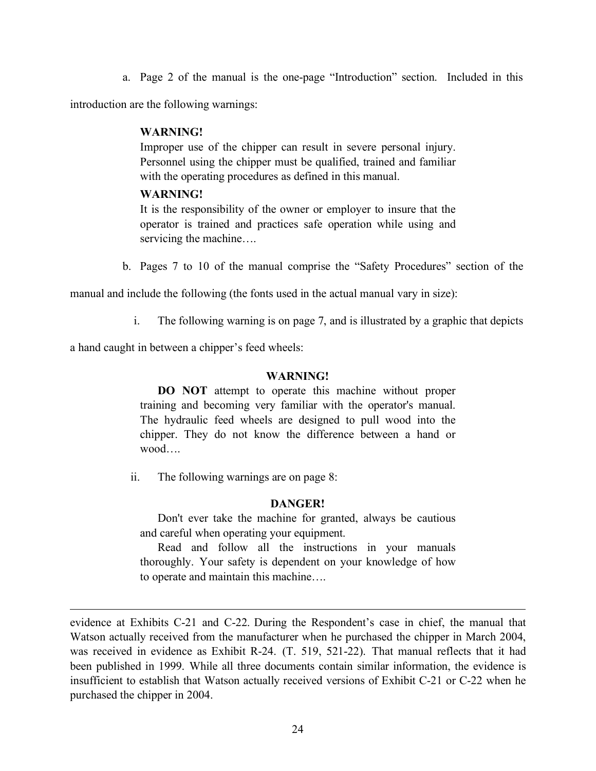a. Page 2 of the manual is the one-page "Introduction" section. Included in this introduction are the following warnings:

> **WARNING!**
> Improper use of the chipper can result in severe personal injury. Personnel using the chipper must be qualified, trained and familiar with the operating procedures as defined in this manual.
>
> **WARNING!**
> It is the responsibility of the owner or employer to insure that the operator is trained and practices safe operation while using and servicing the machine….

b. Pages 7 to 10 of the manual comprise the "Safety Procedures" section of the manual and include the following (the fonts used in the actual manual vary in size):

i. The following warning is on page 7, and is illustrated by a graphic that depicts a hand caught in between a chipper's feed wheels:

> **WARNING!**
>
> **DO NOT** attempt to operate this machine without proper training and becoming very familiar with the operator's manual. The hydraulic feed wheels are designed to pull wood into the chipper. They do not know the difference between a hand or wood….

ii. The following warnings are on page 8:

> **DANGER!**
>
> Don't ever take the machine for granted, always be cautious and careful when operating your equipment.
>
> Read and follow all the instructions in your manuals thoroughly. Your safety is dependent on your knowledge of how to operate and maintain this machine….

---

evidence at Exhibits C-21 and C-22. During the Respondent's case in chief, the manual that Watson actually received from the manufacturer when he purchased the chipper in March 2004, was received in evidence as Exhibit R-24. (T. 519, 521-22). That manual reflects that it had been published in 1999. While all three documents contain similar information, the evidence is insufficient to establish that Watson actually received versions of Exhibit C-21 or C-22 when he purchased the chipper in 2004.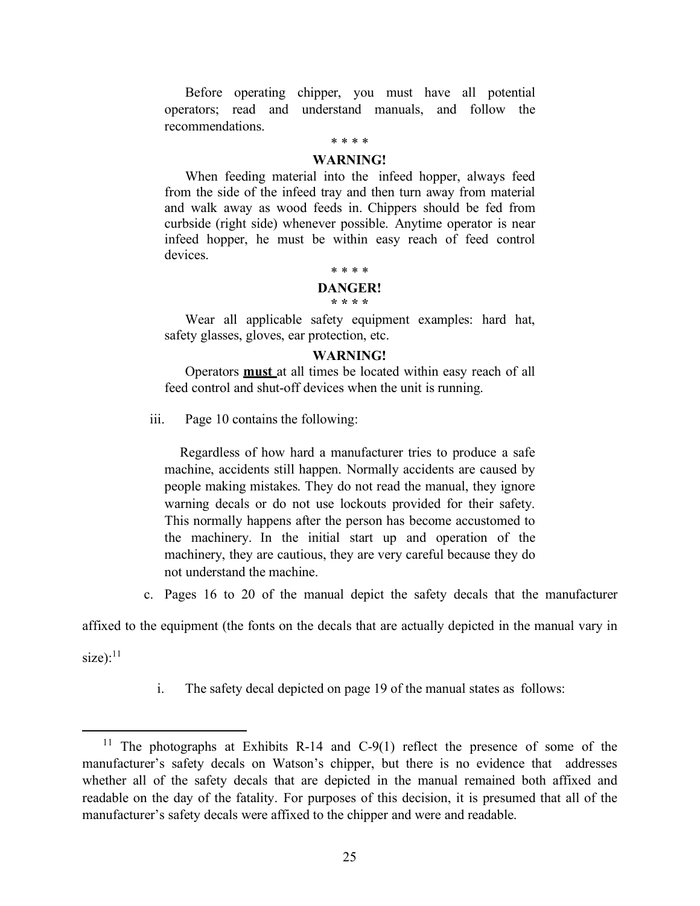Before operating chipper, you must have all potential operators; read and understand manuals, and follow the recommendations.

\* \* \* \*

**WARNING!**

When feeding material into the infeed hopper, always feed from the side of the infeed tray and then turn away from material and walk away as wood feeds in. Chippers should be fed from curbside (right side) whenever possible. Anytime operator is near infeed hopper, he must be within easy reach of feed control devices.

\* \* \* \*

**DANGER!**

**\* \* \* \***

Wear all applicable safety equipment examples: hard hat, safety glasses, gloves, ear protection, etc.

**WARNING!**

Operators <u>**must**</u> at all times be located within easy reach of all feed control and shut-off devices when the unit is running.

iii. Page 10 contains the following:

Regardless of how hard a manufacturer tries to produce a safe machine, accidents still happen. Normally accidents are caused by people making mistakes. They do not read the manual, they ignore warning decals or do not use lockouts provided for their safety. This normally happens after the person has become accustomed to the machinery. In the initial start up and operation of the machinery, they are cautious, they are very careful because they do not understand the machine.

c. Pages 16 to 20 of the manual depict the safety decals that the manufacturer affixed to the equipment (the fonts on the decals that are actually depicted in the manual vary in size):[11]

i. The safety decal depicted on page 19 of the manual states as follows:

---

[11] The photographs at Exhibits R-14 and C-9(1) reflect the presence of some of the manufacturer's safety decals on Watson's chipper, but there is no evidence that addresses whether all of the safety decals that are depicted in the manual remained both affixed and readable on the day of the fatality. For purposes of this decision, it is presumed that all of the manufacturer's safety decals were affixed to the chipper and were and readable.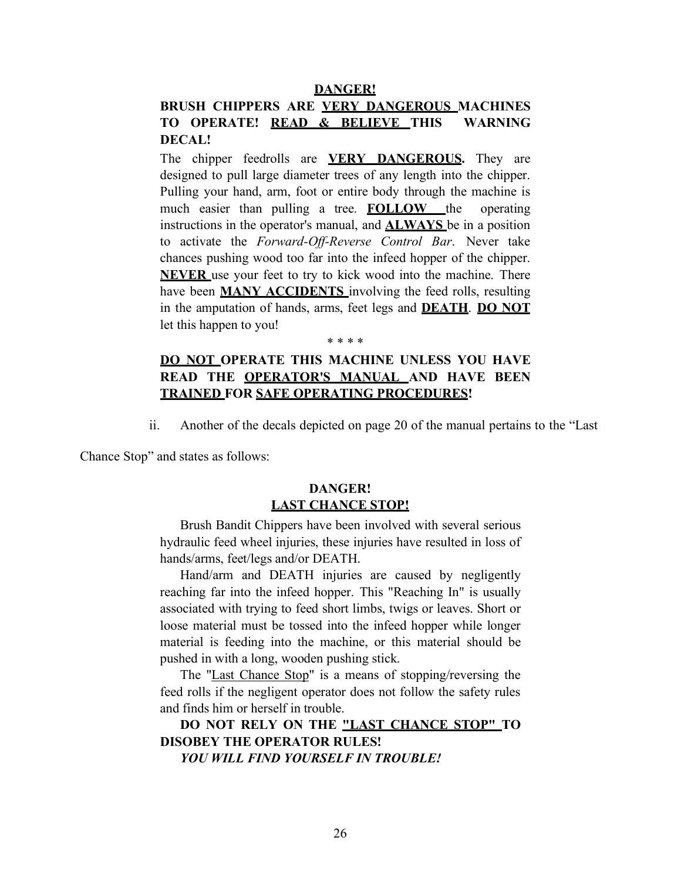**DANGER!**

**BRUSH CHIPPERS ARE VERY DANGEROUS MACHINES TO OPERATE! READ & BELIEVE THIS WARNING DECAL!**

The chipper feedrolls are **VERY DANGEROUS.** They are designed to pull large diameter trees of any length into the chipper. Pulling your hand, arm, foot or entire body through the machine is much easier than pulling a tree. **FOLLOW** the operating instructions in the operator's manual, and **ALWAYS** be in a position to activate the *Forward-Off-Reverse Control Bar*. Never take chances pushing wood too far into the infeed hopper of the chipper. **NEVER** use your feet to try to kick wood into the machine. There have been **MANY ACCIDENTS** involving the feed rolls, resulting in the amputation of hands, arms, feet legs and **DEATH**. **DO NOT** let this happen to you!

\* \* \* \*

**DO NOT OPERATE THIS MACHINE UNLESS YOU HAVE READ THE OPERATOR'S MANUAL AND HAVE BEEN TRAINED FOR SAFE OPERATING PROCEDURES!**

ii. Another of the decals depicted on page 20 of the manual pertains to the "Last Chance Stop" and states as follows:

**DANGER!**
**LAST CHANCE STOP!**

Brush Bandit Chippers have been involved with several serious hydraulic feed wheel injuries, these injuries have resulted in loss of hands/arms, feet/legs and/or DEATH.

Hand/arm and DEATH injuries are caused by negligently reaching far into the infeed hopper. This "Reaching In" is usually associated with trying to feed short limbs, twigs or leaves. Short or loose material must be tossed into the infeed hopper while longer material is feeding into the machine, or this material should be pushed in with a long, wooden pushing stick.

The "Last Chance Stop" is a means of stopping/reversing the feed rolls if the negligent operator does not follow the safety rules and finds him or herself in trouble.

**DO NOT RELY ON THE "LAST CHANCE STOP" TO DISOBEY THE OPERATOR RULES!**

***YOU WILL FIND YOURSELF IN TROUBLE!***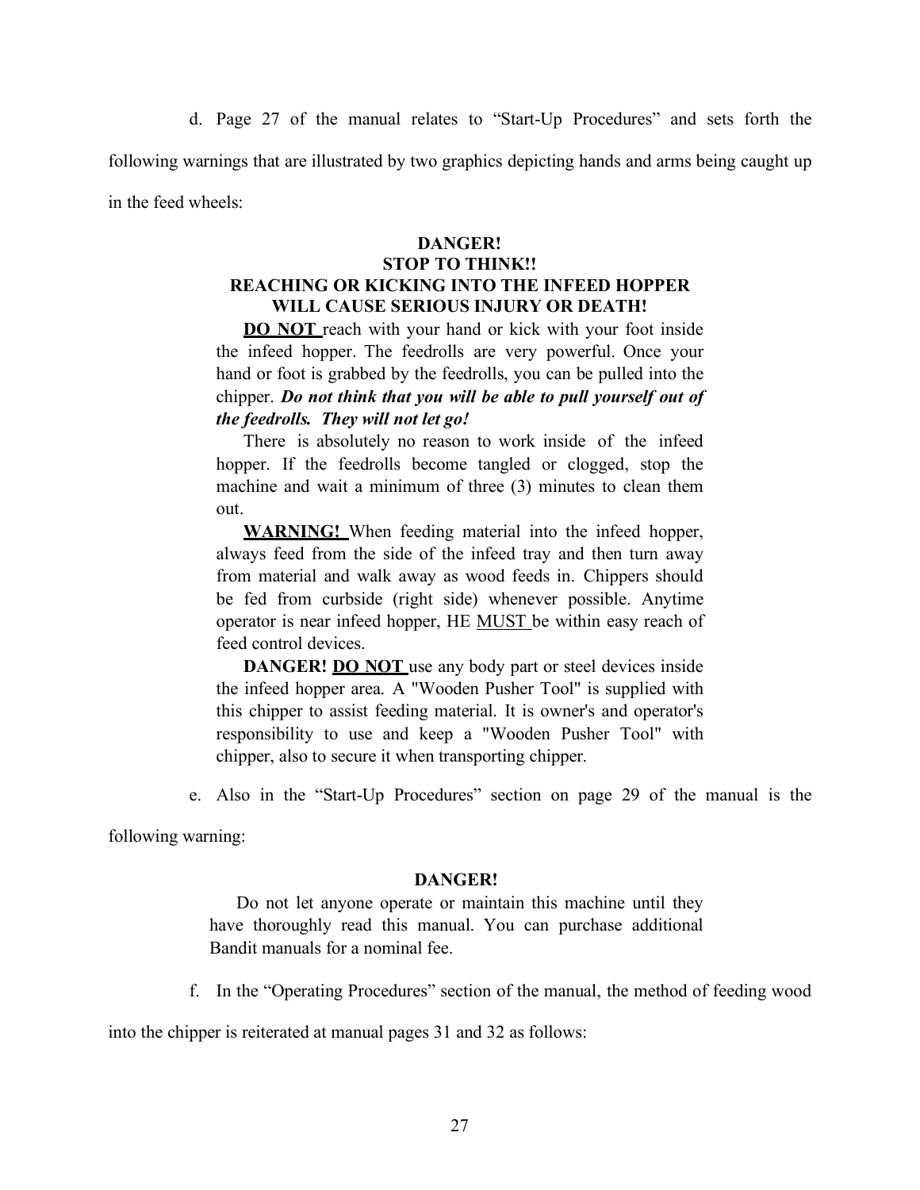d. Page 27 of the manual relates to "Start-Up Procedures" and sets forth the following warnings that are illustrated by two graphics depicting hands and arms being caught up in the feed wheels:

> **DANGER!**
> **STOP TO THINK!!**
> **REACHING OR KICKING INTO THE INFEED HOPPER WILL CAUSE SERIOUS INJURY OR DEATH!**
>
> **<u>DO NOT</u>** reach with your hand or kick with your foot inside the infeed hopper. The feedrolls are very powerful. Once your hand or foot is grabbed by the feedrolls, you can be pulled into the chipper. ***Do not think that you will be able to pull yourself out of the feedrolls. They will not let go!***
>
> There is absolutely no reason to work inside of the infeed hopper. If the feedrolls become tangled or clogged, stop the machine and wait a minimum of three (3) minutes to clean them out.
>
> **<u>WARNING!</u>** When feeding material into the infeed hopper, always feed from the side of the infeed tray and then turn away from material and walk away as wood feeds in. Chippers should be fed from curbside (right side) whenever possible. Anytime operator is near infeed hopper, HE <u>MUST</u> be within easy reach of feed control devices.
>
> **DANGER! <u>DO NOT</u>** use any body part or steel devices inside the infeed hopper area. A "Wooden Pusher Tool" is supplied with this chipper to assist feeding material. It is owner's and operator's responsibility to use and keep a "Wooden Pusher Tool" with chipper, also to secure it when transporting chipper.

e. Also in the "Start-Up Procedures" section on page 29 of the manual is the following warning:

> **DANGER!**
>
> Do not let anyone operate or maintain this machine until they have thoroughly read this manual. You can purchase additional Bandit manuals for a nominal fee.

f. In the "Operating Procedures" section of the manual, the method of feeding wood into the chipper is reiterated at manual pages 31 and 32 as follows: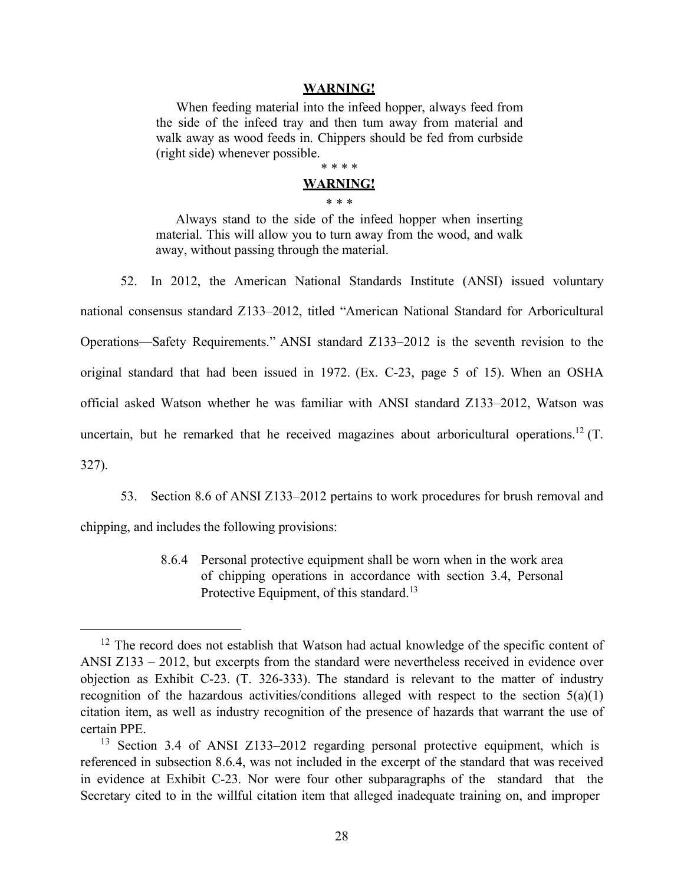**WARNING!**

> When feeding material into the infeed hopper, always feed from the side of the infeed tray and then tum away from material and walk away as wood feeds in. Chippers should be fed from curbside (right side) whenever possible.
>
> \* \* \* \*

**WARNING!**

> \* \* \*
>
> Always stand to the side of the infeed hopper when inserting material. This will allow you to turn away from the wood, and walk away, without passing through the material.

52. In 2012, the American National Standards Institute (ANSI) issued voluntary national consensus standard Z133–2012, titled "American National Standard for Arboricultural Operations—Safety Requirements." ANSI standard Z133–2012 is the seventh revision to the original standard that had been issued in 1972. (Ex. C-23, page 5 of 15). When an OSHA official asked Watson whether he was familiar with ANSI standard Z133–2012, Watson was uncertain, but he remarked that he received magazines about arboricultural operations.[12] (T. 327).

53. Section 8.6 of ANSI Z133–2012 pertains to work procedures for brush removal and chipping, and includes the following provisions:

> 8.6.4 Personal protective equipment shall be worn when in the work area of chipping operations in accordance with section 3.4, Personal Protective Equipment, of this standard.[13]

---

[12] The record does not establish that Watson had actual knowledge of the specific content of ANSI Z133 – 2012, but excerpts from the standard were nevertheless received in evidence over objection as Exhibit C-23. (T. 326-333). The standard is relevant to the matter of industry recognition of the hazardous activities/conditions alleged with respect to the section 5(a)(1) citation item, as well as industry recognition of the presence of hazards that warrant the use of certain PPE.

[13] Section 3.4 of ANSI Z133–2012 regarding personal protective equipment, which is referenced in subsection 8.6.4, was not included in the excerpt of the standard that was received in evidence at Exhibit C-23. Nor were four other subparagraphs of the standard that the Secretary cited to in the willful citation item that alleged inadequate training on, and improper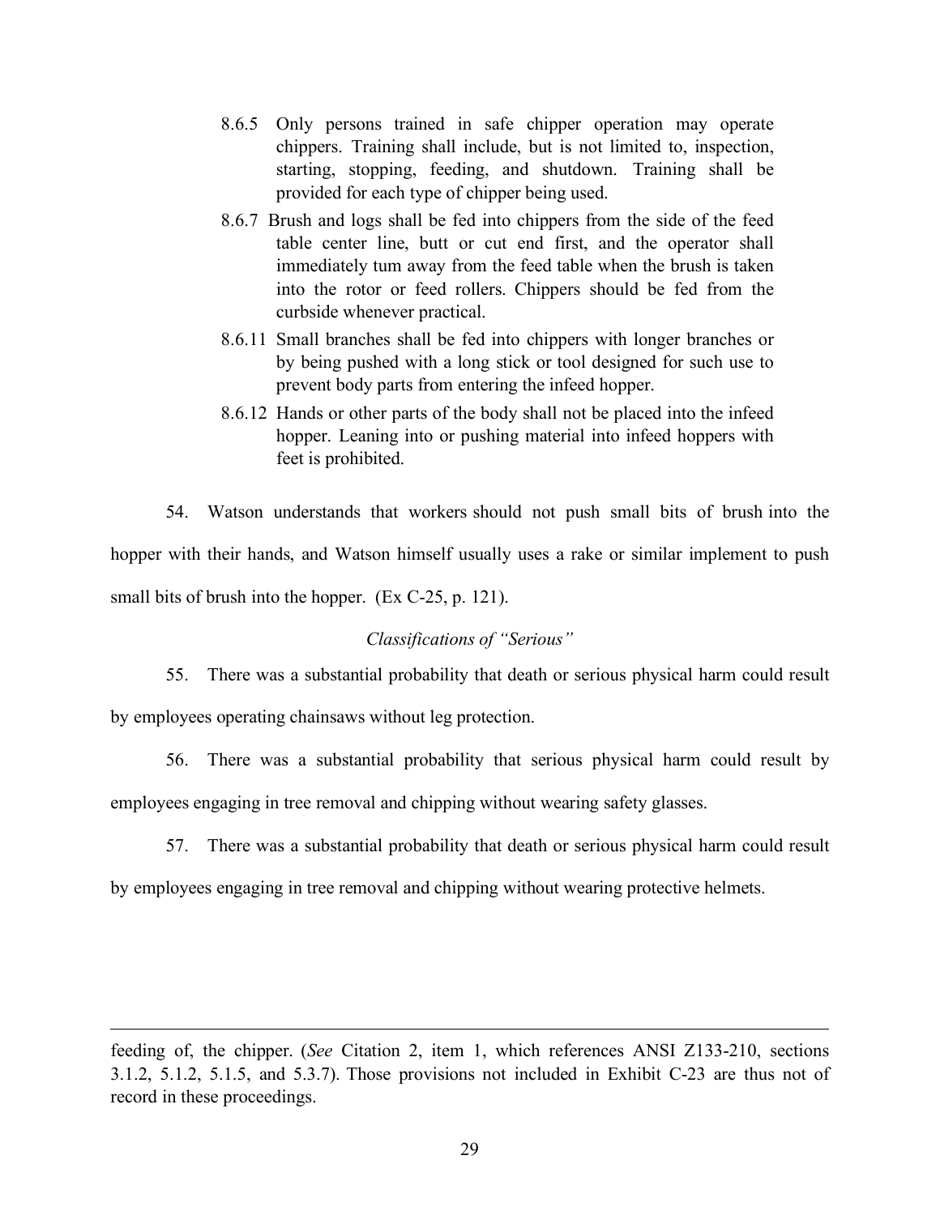8.6.5 Only persons trained in safe chipper operation may operate chippers. Training shall include, but is not limited to, inspection, starting, stopping, feeding, and shutdown. Training shall be provided for each type of chipper being used.

8.6.7 Brush and logs shall be fed into chippers from the side of the feed table center line, butt or cut end first, and the operator shall immediately tum away from the feed table when the brush is taken into the rotor or feed rollers. Chippers should be fed from the curbside whenever practical.

8.6.11 Small branches shall be fed into chippers with longer branches or by being pushed with a long stick or tool designed for such use to prevent body parts from entering the infeed hopper.

8.6.12 Hands or other parts of the body shall not be placed into the infeed hopper. Leaning into or pushing material into infeed hoppers with feet is prohibited.

54. Watson understands that workers should not push small bits of brush into the hopper with their hands, and Watson himself usually uses a rake or similar implement to push small bits of brush into the hopper. (Ex C-25, p. 121).

*Classifications of "Serious"*

55. There was a substantial probability that death or serious physical harm could result by employees operating chainsaws without leg protection.

56. There was a substantial probability that serious physical harm could result by employees engaging in tree removal and chipping without wearing safety glasses.

57. There was a substantial probability that death or serious physical harm could result by employees engaging in tree removal and chipping without wearing protective helmets.

---

feeding of, the chipper. (*See* Citation 2, item 1, which references ANSI Z133-210, sections 3.1.2, 5.1.2, 5.1.5, and 5.3.7). Those provisions not included in Exhibit C-23 are thus not of record in these proceedings.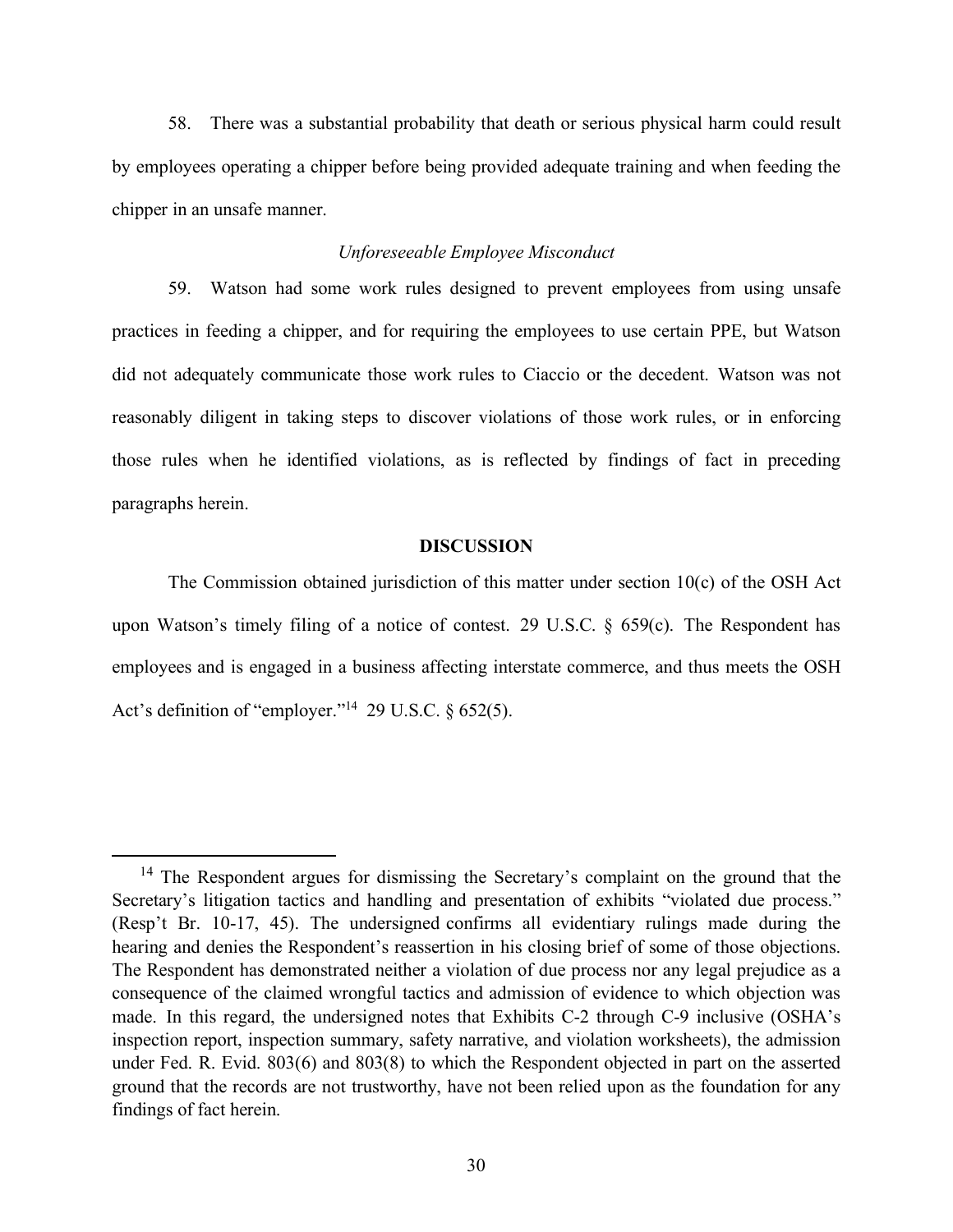58. There was a substantial probability that death or serious physical harm could result by employees operating a chipper before being provided adequate training and when feeding the chipper in an unsafe manner.

*Unforeseeable Employee Misconduct*

59. Watson had some work rules designed to prevent employees from using unsafe practices in feeding a chipper, and for requiring the employees to use certain PPE, but Watson did not adequately communicate those work rules to Ciaccio or the decedent. Watson was not reasonably diligent in taking steps to discover violations of those work rules, or in enforcing those rules when he identified violations, as is reflected by findings of fact in preceding paragraphs herein.

**DISCUSSION**

The Commission obtained jurisdiction of this matter under section 10(c) of the OSH Act upon Watson's timely filing of a notice of contest. 29 U.S.C. § 659(c). The Respondent has employees and is engaged in a business affecting interstate commerce, and thus meets the OSH Act's definition of "employer."[14] 29 U.S.C. § 652(5).

---

[14] The Respondent argues for dismissing the Secretary's complaint on the ground that the Secretary's litigation tactics and handling and presentation of exhibits "violated due process." (Resp't Br. 10-17, 45). The undersigned confirms all evidentiary rulings made during the hearing and denies the Respondent's reassertion in his closing brief of some of those objections. The Respondent has demonstrated neither a violation of due process nor any legal prejudice as a consequence of the claimed wrongful tactics and admission of evidence to which objection was made. In this regard, the undersigned notes that Exhibits C-2 through C-9 inclusive (OSHA's inspection report, inspection summary, safety narrative, and violation worksheets), the admission under Fed. R. Evid. 803(6) and 803(8) to which the Respondent objected in part on the asserted ground that the records are not trustworthy, have not been relied upon as the foundation for any findings of fact herein.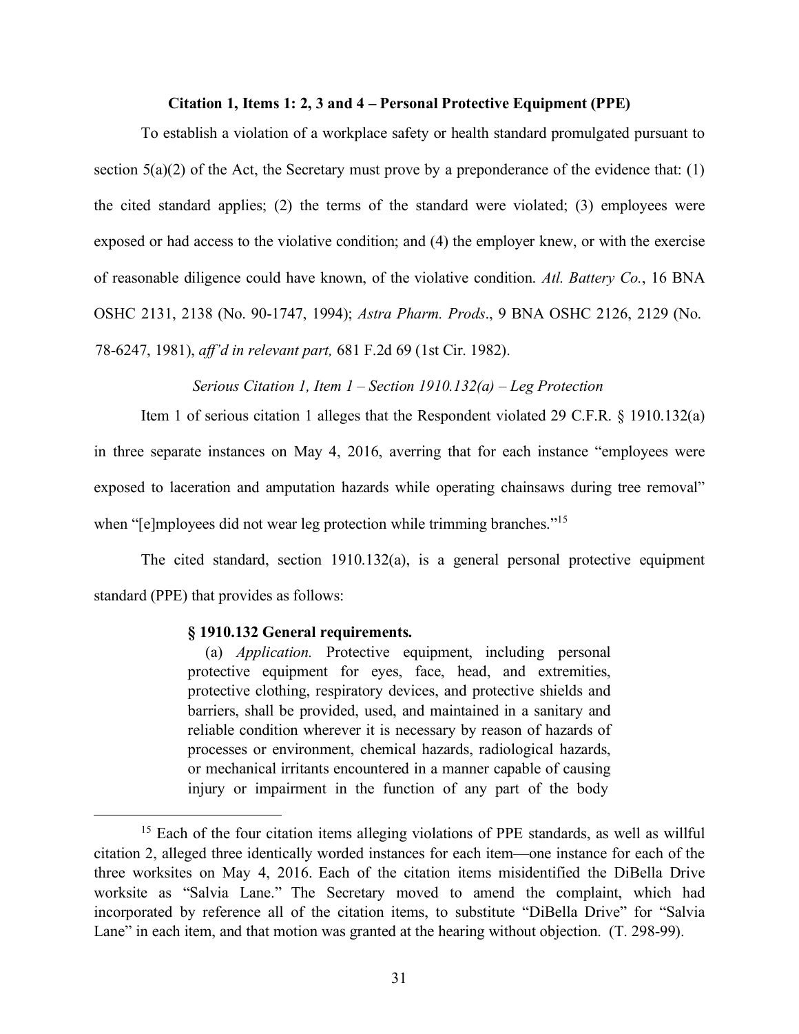**Citation 1, Items 1: 2, 3 and 4 – Personal Protective Equipment (PPE)**

To establish a violation of a workplace safety or health standard promulgated pursuant to section 5(a)(2) of the Act, the Secretary must prove by a preponderance of the evidence that: (1) the cited standard applies; (2) the terms of the standard were violated; (3) employees were exposed or had access to the violative condition; and (4) the employer knew, or with the exercise of reasonable diligence could have known, of the violative condition. *Atl. Battery Co.*, 16 BNA OSHC 2131, 2138 (No. 90-1747, 1994); *Astra Pharm. Prods*., 9 BNA OSHC 2126, 2129 (No. 78-6247, 1981), *aff'd in relevant part,* 681 F.2d 69 (1st Cir. 1982).

*Serious Citation 1, Item 1 – Section 1910.132(a) – Leg Protection*

Item 1 of serious citation 1 alleges that the Respondent violated 29 C.F.R. § 1910.132(a) in three separate instances on May 4, 2016, averring that for each instance "employees were exposed to laceration and amputation hazards while operating chainsaws during tree removal" when "[e]mployees did not wear leg protection while trimming branches."[15]

The cited standard, section 1910.132(a), is a general personal protective equipment standard (PPE) that provides as follows:

> **§ 1910.132 General requirements.**
> (a) *Application.* Protective equipment, including personal protective equipment for eyes, face, head, and extremities, protective clothing, respiratory devices, and protective shields and barriers, shall be provided, used, and maintained in a sanitary and reliable condition wherever it is necessary by reason of hazards of processes or environment, chemical hazards, radiological hazards, or mechanical irritants encountered in a manner capable of causing injury or impairment in the function of any part of the body

[15] Each of the four citation items alleging violations of PPE standards, as well as willful citation 2, alleged three identically worded instances for each item—one instance for each of the three worksites on May 4, 2016. Each of the citation items misidentified the DiBella Drive worksite as "Salvia Lane." The Secretary moved to amend the complaint, which had incorporated by reference all of the citation items, to substitute "DiBella Drive" for "Salvia Lane" in each item, and that motion was granted at the hearing without objection. (T. 298-99).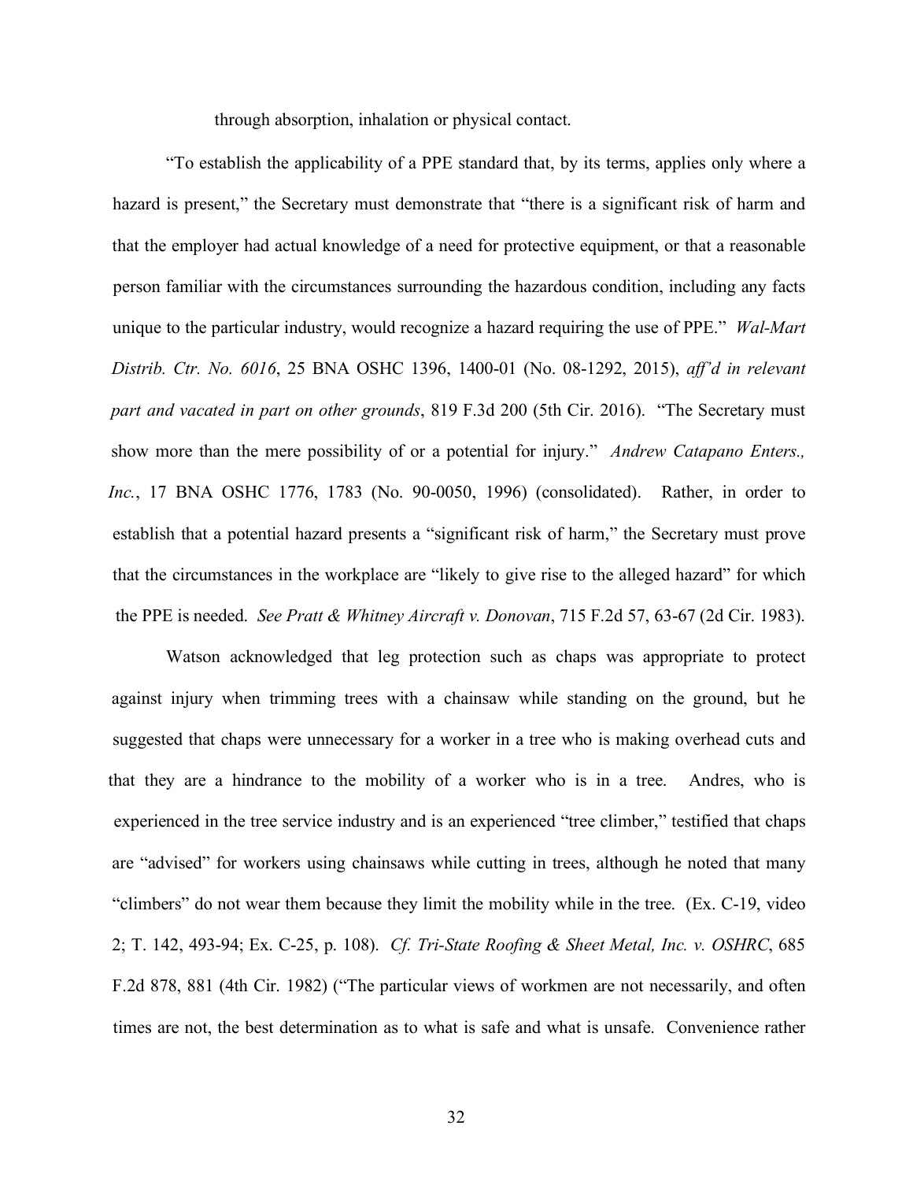through absorption, inhalation or physical contact.

"To establish the applicability of a PPE standard that, by its terms, applies only where a hazard is present," the Secretary must demonstrate that "there is a significant risk of harm and that the employer had actual knowledge of a need for protective equipment, or that a reasonable person familiar with the circumstances surrounding the hazardous condition, including any facts unique to the particular industry, would recognize a hazard requiring the use of PPE." *Wal-Mart Distrib. Ctr. No. 6016*, 25 BNA OSHC 1396, 1400-01 (No. 08-1292, 2015), *aff'd in relevant part and vacated in part on other grounds*, 819 F.3d 200 (5th Cir. 2016). "The Secretary must show more than the mere possibility of or a potential for injury." *Andrew Catapano Enters., Inc.*, 17 BNA OSHC 1776, 1783 (No. 90-0050, 1996) (consolidated). Rather, in order to establish that a potential hazard presents a "significant risk of harm," the Secretary must prove that the circumstances in the workplace are "likely to give rise to the alleged hazard" for which the PPE is needed. *See Pratt & Whitney Aircraft v. Donovan*, 715 F.2d 57, 63-67 (2d Cir. 1983).

Watson acknowledged that leg protection such as chaps was appropriate to protect against injury when trimming trees with a chainsaw while standing on the ground, but he suggested that chaps were unnecessary for a worker in a tree who is making overhead cuts and that they are a hindrance to the mobility of a worker who is in a tree. Andres, who is experienced in the tree service industry and is an experienced "tree climber," testified that chaps are "advised" for workers using chainsaws while cutting in trees, although he noted that many "climbers" do not wear them because they limit the mobility while in the tree. (Ex. C-19, video 2; T. 142, 493-94; Ex. C-25, p. 108). *Cf. Tri-State Roofing & Sheet Metal, Inc. v. OSHRC*, 685 F.2d 878, 881 (4th Cir. 1982) ("The particular views of workmen are not necessarily, and often times are not, the best determination as to what is safe and what is unsafe. Convenience rather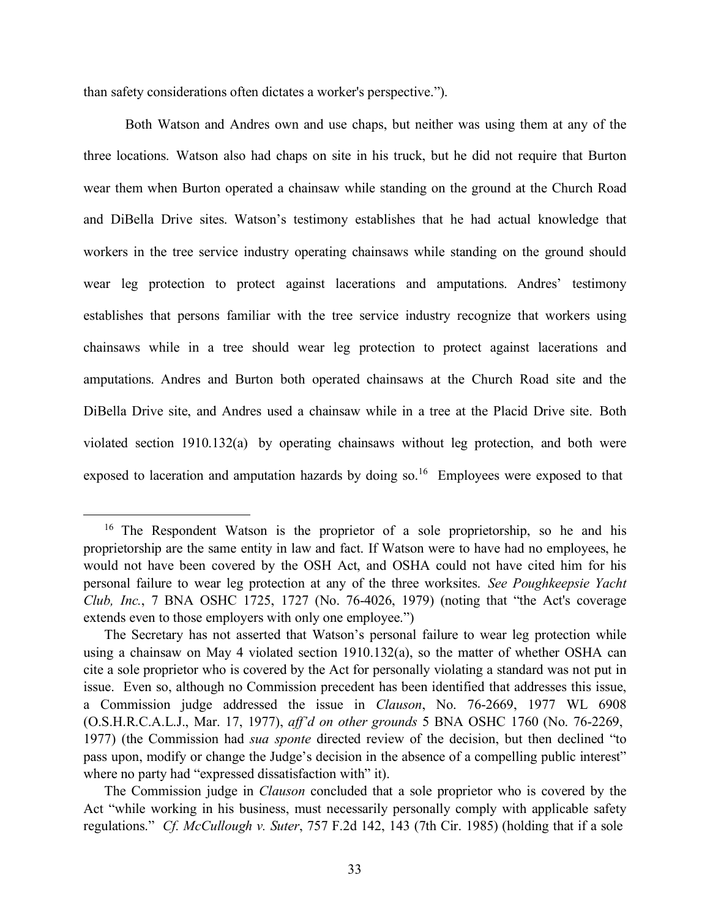than safety considerations often dictates a worker's perspective.").

Both Watson and Andres own and use chaps, but neither was using them at any of the three locations. Watson also had chaps on site in his truck, but he did not require that Burton wear them when Burton operated a chainsaw while standing on the ground at the Church Road and DiBella Drive sites. Watson's testimony establishes that he had actual knowledge that workers in the tree service industry operating chainsaws while standing on the ground should wear leg protection to protect against lacerations and amputations. Andres' testimony establishes that persons familiar with the tree service industry recognize that workers using chainsaws while in a tree should wear leg protection to protect against lacerations and amputations. Andres and Burton both operated chainsaws at the Church Road site and the DiBella Drive site, and Andres used a chainsaw while in a tree at the Placid Drive site. Both violated section 1910.132(a) by operating chainsaws without leg protection, and both were exposed to laceration and amputation hazards by doing so.[16] Employees were exposed to that

---

[16] The Respondent Watson is the proprietor of a sole proprietorship, so he and his proprietorship are the same entity in law and fact. If Watson were to have had no employees, he would not have been covered by the OSH Act, and OSHA could not have cited him for his personal failure to wear leg protection at any of the three worksites. *See Poughkeepsie Yacht Club, Inc.*, 7 BNA OSHC 1725, 1727 (No. 76-4026, 1979) (noting that "the Act's coverage extends even to those employers with only one employee.")

The Secretary has not asserted that Watson's personal failure to wear leg protection while using a chainsaw on May 4 violated section 1910.132(a), so the matter of whether OSHA can cite a sole proprietor who is covered by the Act for personally violating a standard was not put in issue. Even so, although no Commission precedent has been identified that addresses this issue, a Commission judge addressed the issue in *Clauson*, No. 76-2669, 1977 WL 6908 (O.S.H.R.C.A.L.J., Mar. 17, 1977), *aff'd on other grounds* 5 BNA OSHC 1760 (No. 76-2269, 1977) (the Commission had *sua sponte* directed review of the decision, but then declined "to pass upon, modify or change the Judge's decision in the absence of a compelling public interest" where no party had "expressed dissatisfaction with" it).

The Commission judge in *Clauson* concluded that a sole proprietor who is covered by the Act "while working in his business, must necessarily personally comply with applicable safety regulations." *Cf. McCullough v. Suter*, 757 F.2d 142, 143 (7th Cir. 1985) (holding that if a sole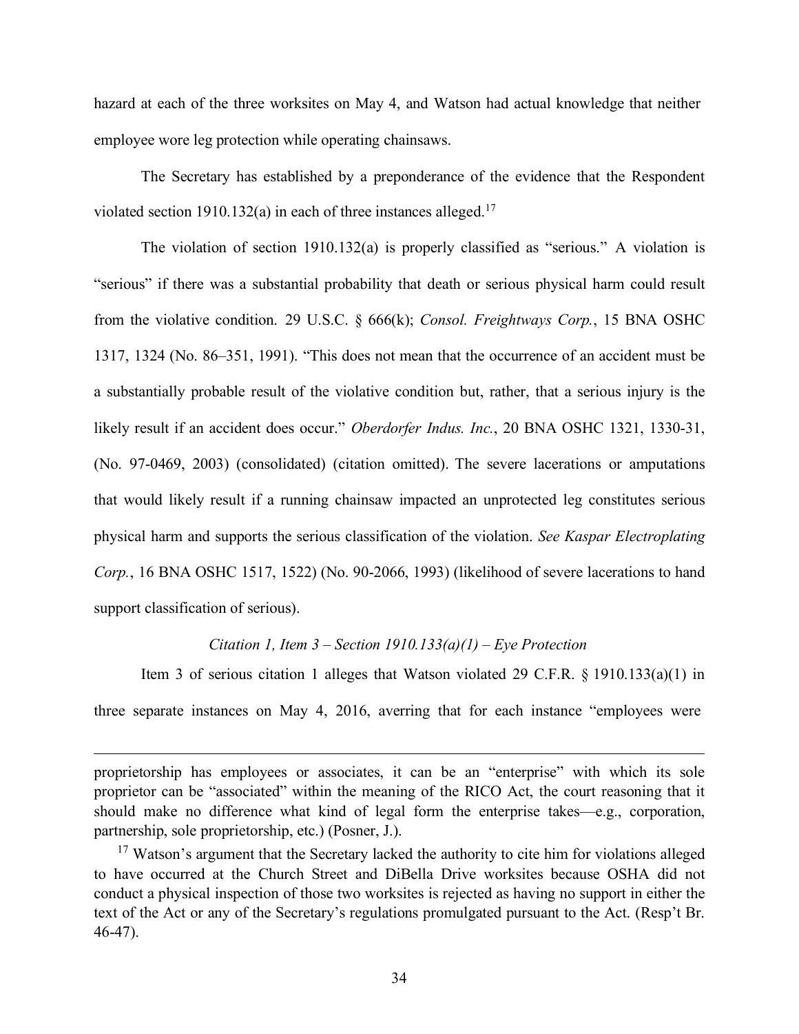hazard at each of the three worksites on May 4, and Watson had actual knowledge that neither employee wore leg protection while operating chainsaws.

The Secretary has established by a preponderance of the evidence that the Respondent violated section 1910.132(a) in each of three instances alleged.[17]

The violation of section 1910.132(a) is properly classified as "serious." A violation is "serious" if there was a substantial probability that death or serious physical harm could result from the violative condition. 29 U.S.C. § 666(k); *Consol. Freightways Corp.*, 15 BNA OSHC 1317, 1324 (No. 86–351, 1991). "This does not mean that the occurrence of an accident must be a substantially probable result of the violative condition but, rather, that a serious injury is the likely result if an accident does occur." *Oberdorfer Indus. Inc.*, 20 BNA OSHC 1321, 1330-31, (No. 97-0469, 2003) (consolidated) (citation omitted). The severe lacerations or amputations that would likely result if a running chainsaw impacted an unprotected leg constitutes serious physical harm and supports the serious classification of the violation. *See Kaspar Electroplating Corp.*, 16 BNA OSHC 1517, 1522) (No. 90-2066, 1993) (likelihood of severe lacerations to hand support classification of serious).

*Citation 1, Item 3 – Section 1910.133(a)(1) – Eye Protection*

Item 3 of serious citation 1 alleges that Watson violated 29 C.F.R. § 1910.133(a)(1) in three separate instances on May 4, 2016, averring that for each instance "employees were

---

proprietorship has employees or associates, it can be an "enterprise" with which its sole proprietor can be "associated" within the meaning of the RICO Act, the court reasoning that it should make no difference what kind of legal form the enterprise takes—e.g., corporation, partnership, sole proprietorship, etc.) (Posner, J.).

[17] Watson's argument that the Secretary lacked the authority to cite him for violations alleged to have occurred at the Church Street and DiBella Drive worksites because OSHA did not conduct a physical inspection of those two worksites is rejected as having no support in either the text of the Act or any of the Secretary's regulations promulgated pursuant to the Act. (Resp't Br. 46-47).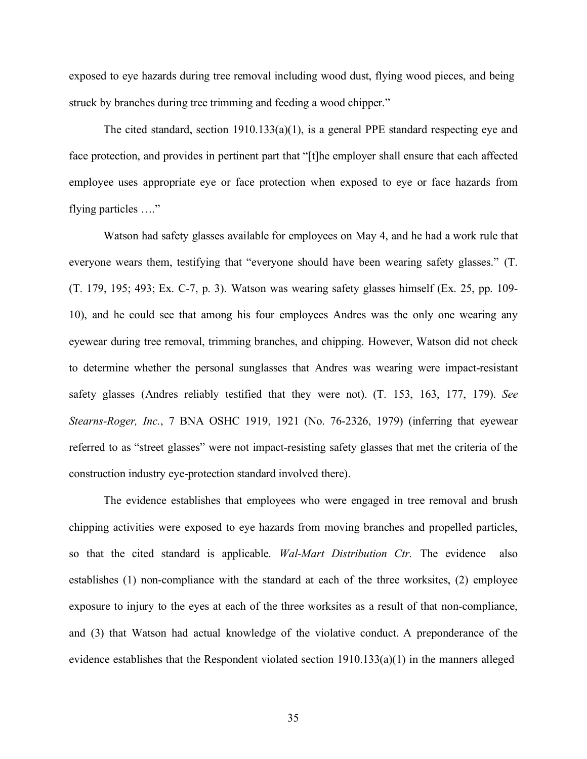exposed to eye hazards during tree removal including wood dust, flying wood pieces, and being struck by branches during tree trimming and feeding a wood chipper."

The cited standard, section 1910.133(a)(1), is a general PPE standard respecting eye and face protection, and provides in pertinent part that "[t]he employer shall ensure that each affected employee uses appropriate eye or face protection when exposed to eye or face hazards from flying particles …."

Watson had safety glasses available for employees on May 4, and he had a work rule that everyone wears them, testifying that "everyone should have been wearing safety glasses." (T. (T. 179, 195; 493; Ex. C-7, p. 3). Watson was wearing safety glasses himself (Ex. 25, pp. 109-10), and he could see that among his four employees Andres was the only one wearing any eyewear during tree removal, trimming branches, and chipping. However, Watson did not check to determine whether the personal sunglasses that Andres was wearing were impact-resistant safety glasses (Andres reliably testified that they were not). (T. 153, 163, 177, 179). *See Stearns-Roger, Inc.*, 7 BNA OSHC 1919, 1921 (No. 76-2326, 1979) (inferring that eyewear referred to as "street glasses" were not impact-resisting safety glasses that met the criteria of the construction industry eye-protection standard involved there).

The evidence establishes that employees who were engaged in tree removal and brush chipping activities were exposed to eye hazards from moving branches and propelled particles, so that the cited standard is applicable. *Wal-Mart Distribution Ctr.* The evidence also establishes (1) non-compliance with the standard at each of the three worksites, (2) employee exposure to injury to the eyes at each of the three worksites as a result of that non-compliance, and (3) that Watson had actual knowledge of the violative conduct. A preponderance of the evidence establishes that the Respondent violated section 1910.133(a)(1) in the manners alleged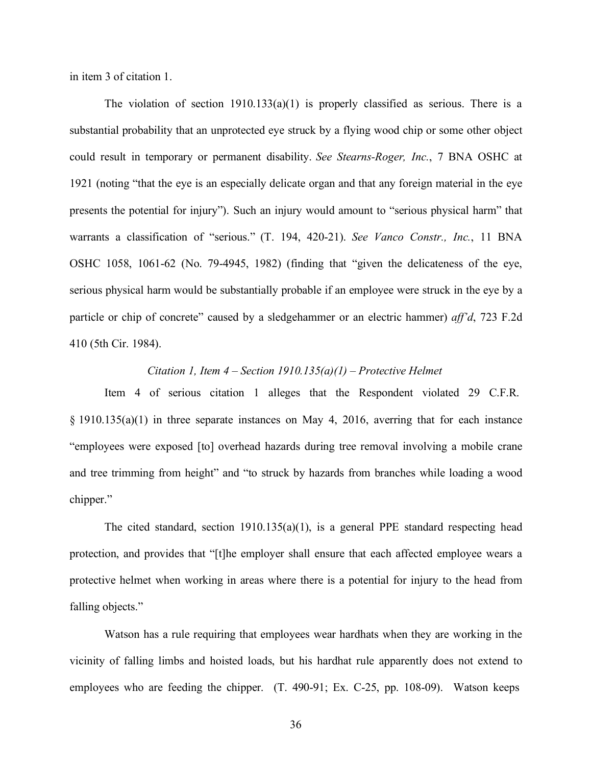in item 3 of citation 1.

The violation of section 1910.133(a)(1) is properly classified as serious. There is a substantial probability that an unprotected eye struck by a flying wood chip or some other object could result in temporary or permanent disability. *See Stearns-Roger, Inc.*, 7 BNA OSHC at 1921 (noting "that the eye is an especially delicate organ and that any foreign material in the eye presents the potential for injury"). Such an injury would amount to "serious physical harm" that warrants a classification of "serious." (T. 194, 420-21). *See Vanco Constr., Inc.*, 11 BNA OSHC 1058, 1061-62 (No. 79-4945, 1982) (finding that "given the delicateness of the eye, serious physical harm would be substantially probable if an employee were struck in the eye by a particle or chip of concrete" caused by a sledgehammer or an electric hammer) *aff'd*, 723 F.2d 410 (5th Cir. 1984).

*Citation 1, Item 4 – Section 1910.135(a)(1) – Protective Helmet*

Item 4 of serious citation 1 alleges that the Respondent violated 29 C.F.R. § 1910.135(a)(1) in three separate instances on May 4, 2016, averring that for each instance "employees were exposed [to] overhead hazards during tree removal involving a mobile crane and tree trimming from height" and "to struck by hazards from branches while loading a wood chipper."

The cited standard, section 1910.135(a)(1), is a general PPE standard respecting head protection, and provides that "[t]he employer shall ensure that each affected employee wears a protective helmet when working in areas where there is a potential for injury to the head from falling objects."

Watson has a rule requiring that employees wear hardhats when they are working in the vicinity of falling limbs and hoisted loads, but his hardhat rule apparently does not extend to employees who are feeding the chipper. (T. 490-91; Ex. C-25, pp. 108-09). Watson keeps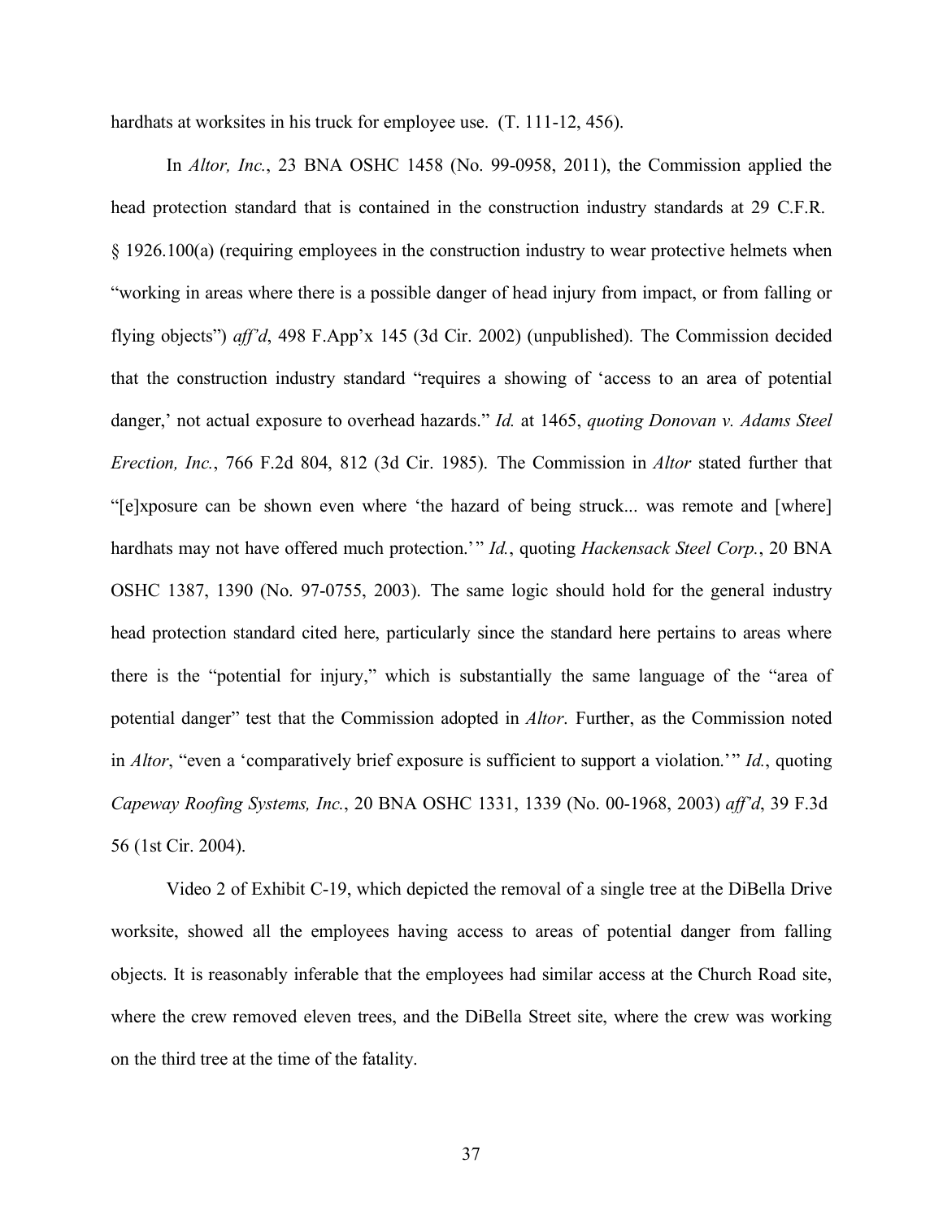hardhats at worksites in his truck for employee use. (T. 111-12, 456).

In *Altor, Inc.*, 23 BNA OSHC 1458 (No. 99-0958, 2011), the Commission applied the head protection standard that is contained in the construction industry standards at 29 C.F.R. § 1926.100(a) (requiring employees in the construction industry to wear protective helmets when "working in areas where there is a possible danger of head injury from impact, or from falling or flying objects") *aff'd*, 498 F.App'x 145 (3d Cir. 2002) (unpublished). The Commission decided that the construction industry standard "requires a showing of 'access to an area of potential danger,' not actual exposure to overhead hazards." *Id.* at 1465, *quoting Donovan v. Adams Steel Erection, Inc.*, 766 F.2d 804, 812 (3d Cir. 1985). The Commission in *Altor* stated further that "[e]xposure can be shown even where 'the hazard of being struck... was remote and [where] hardhats may not have offered much protection.'" *Id.*, quoting *Hackensack Steel Corp.*, 20 BNA OSHC 1387, 1390 (No. 97-0755, 2003). The same logic should hold for the general industry head protection standard cited here, particularly since the standard here pertains to areas where there is the "potential for injury," which is substantially the same language of the "area of potential danger" test that the Commission adopted in *Altor*. Further, as the Commission noted in *Altor*, "even a 'comparatively brief exposure is sufficient to support a violation.'" *Id.*, quoting *Capeway Roofing Systems, Inc.*, 20 BNA OSHC 1331, 1339 (No. 00-1968, 2003) *aff'd*, 39 F.3d 56 (1st Cir. 2004).

Video 2 of Exhibit C-19, which depicted the removal of a single tree at the DiBella Drive worksite, showed all the employees having access to areas of potential danger from falling objects. It is reasonably inferable that the employees had similar access at the Church Road site, where the crew removed eleven trees, and the DiBella Street site, where the crew was working on the third tree at the time of the fatality.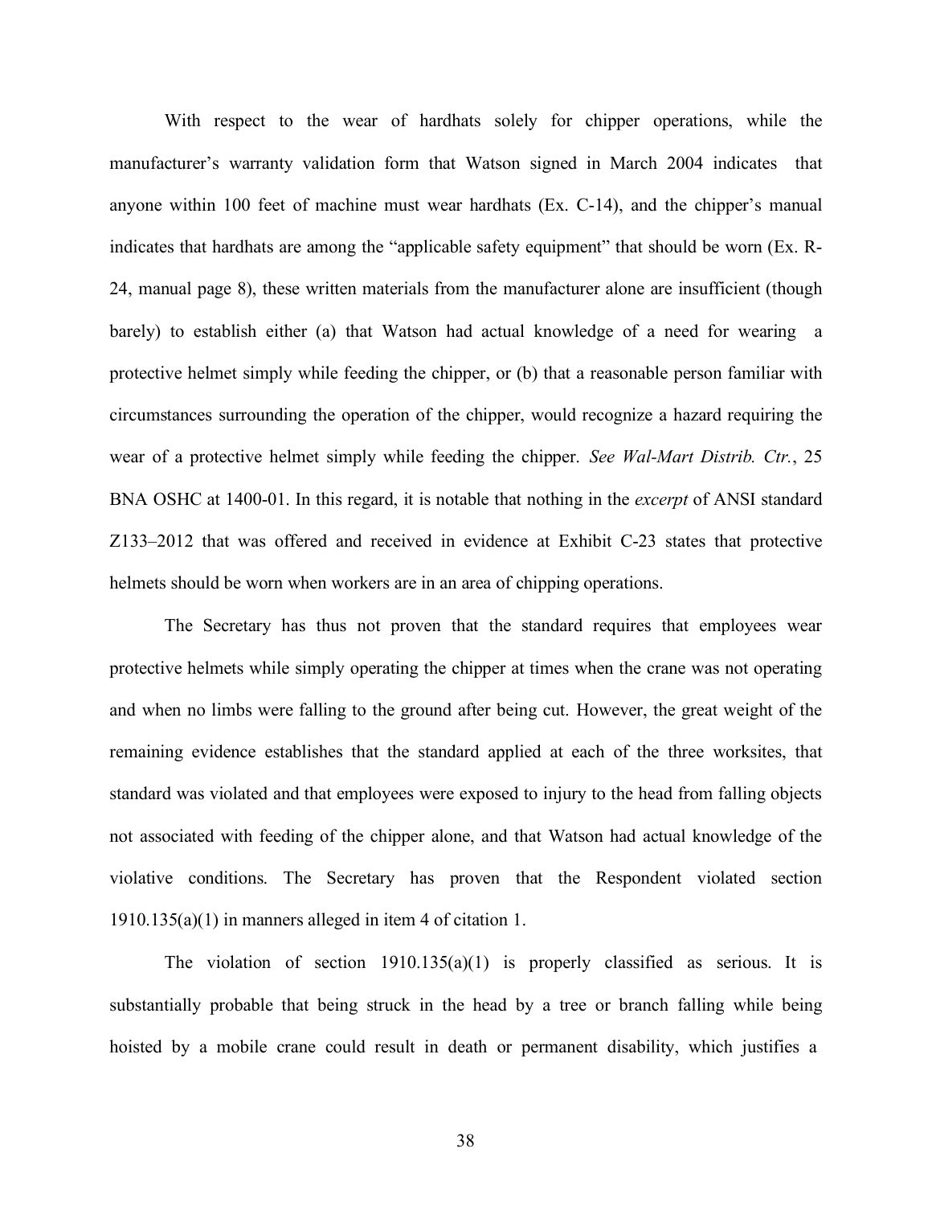With respect to the wear of hardhats solely for chipper operations, while the manufacturer's warranty validation form that Watson signed in March 2004 indicates that anyone within 100 feet of machine must wear hardhats (Ex. C-14), and the chipper's manual indicates that hardhats are among the "applicable safety equipment" that should be worn (Ex. R-24, manual page 8), these written materials from the manufacturer alone are insufficient (though barely) to establish either (a) that Watson had actual knowledge of a need for wearing a protective helmet simply while feeding the chipper, or (b) that a reasonable person familiar with circumstances surrounding the operation of the chipper, would recognize a hazard requiring the wear of a protective helmet simply while feeding the chipper. *See Wal-Mart Distrib. Ctr.*, 25 BNA OSHC at 1400-01. In this regard, it is notable that nothing in the *excerpt* of ANSI standard Z133–2012 that was offered and received in evidence at Exhibit C-23 states that protective helmets should be worn when workers are in an area of chipping operations.

The Secretary has thus not proven that the standard requires that employees wear protective helmets while simply operating the chipper at times when the crane was not operating and when no limbs were falling to the ground after being cut. However, the great weight of the remaining evidence establishes that the standard applied at each of the three worksites, that standard was violated and that employees were exposed to injury to the head from falling objects not associated with feeding of the chipper alone, and that Watson had actual knowledge of the violative conditions. The Secretary has proven that the Respondent violated section 1910.135(a)(1) in manners alleged in item 4 of citation 1.

The violation of section 1910.135(a)(1) is properly classified as serious. It is substantially probable that being struck in the head by a tree or branch falling while being hoisted by a mobile crane could result in death or permanent disability, which justifies a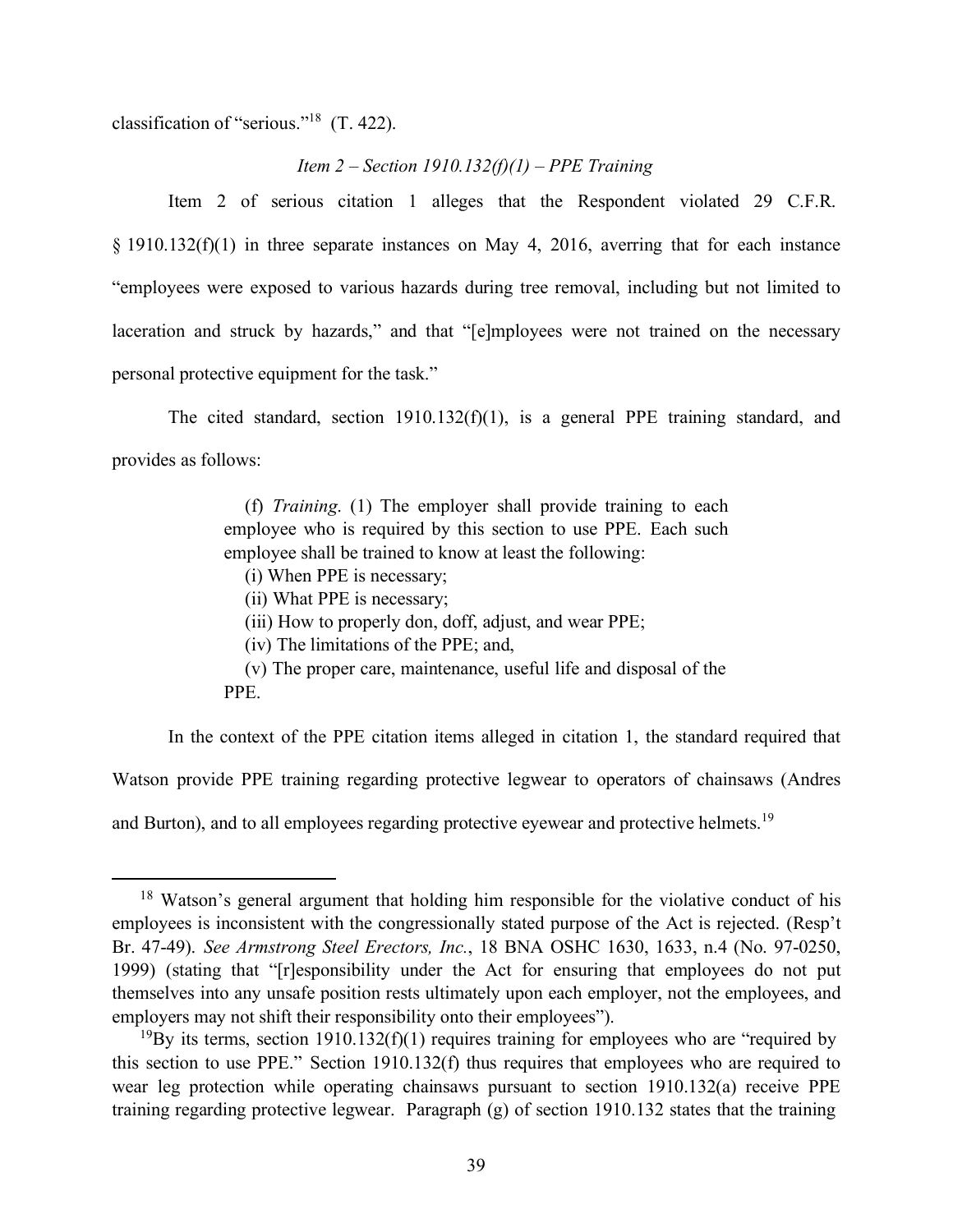classification of "serious."[18] (T. 422).

*Item 2 – Section 1910.132(f)(1) – PPE Training*

Item 2 of serious citation 1 alleges that the Respondent violated 29 C.F.R. § 1910.132(f)(1) in three separate instances on May 4, 2016, averring that for each instance "employees were exposed to various hazards during tree removal, including but not limited to laceration and struck by hazards," and that "[e]mployees were not trained on the necessary personal protective equipment for the task."

The cited standard, section 1910.132(f)(1), is a general PPE training standard, and provides as follows:

> (f) *Training*. (1) The employer shall provide training to each employee who is required by this section to use PPE. Each such employee shall be trained to know at least the following:
> (i) When PPE is necessary;
> (ii) What PPE is necessary;
> (iii) How to properly don, doff, adjust, and wear PPE;
> (iv) The limitations of the PPE; and,
> (v) The proper care, maintenance, useful life and disposal of the PPE.

In the context of the PPE citation items alleged in citation 1, the standard required that Watson provide PPE training regarding protective legwear to operators of chainsaws (Andres and Burton), and to all employees regarding protective eyewear and protective helmets.[19]

---

[18] Watson's general argument that holding him responsible for the violative conduct of his employees is inconsistent with the congressionally stated purpose of the Act is rejected. (Resp't Br. 47-49). *See Armstrong Steel Erectors, Inc.*, 18 BNA OSHC 1630, 1633, n.4 (No. 97-0250, 1999) (stating that "[r]esponsibility under the Act for ensuring that employees do not put themselves into any unsafe position rests ultimately upon each employer, not the employees, and employers may not shift their responsibility onto their employees").

[19] By its terms, section 1910.132(f)(1) requires training for employees who are "required by this section to use PPE." Section 1910.132(f) thus requires that employees who are required to wear leg protection while operating chainsaws pursuant to section 1910.132(a) receive PPE training regarding protective legwear. Paragraph (g) of section 1910.132 states that the training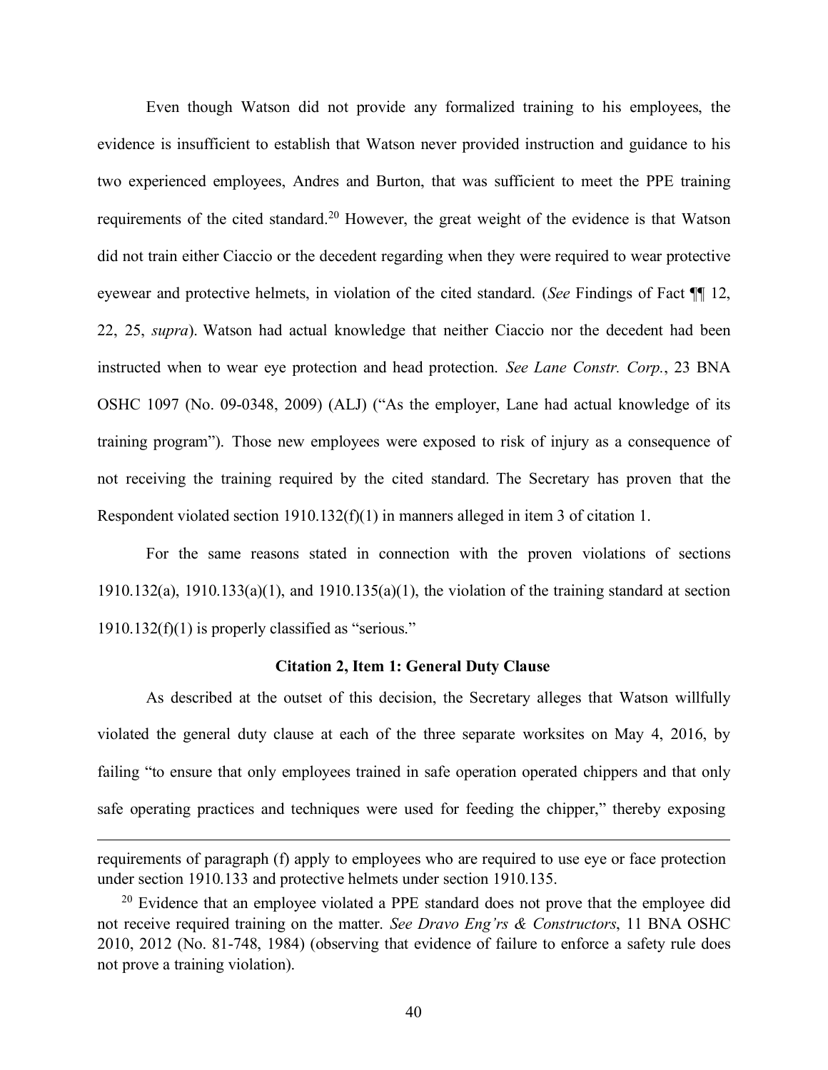Even though Watson did not provide any formalized training to his employees, the evidence is insufficient to establish that Watson never provided instruction and guidance to his two experienced employees, Andres and Burton, that was sufficient to meet the PPE training requirements of the cited standard.[20] However, the great weight of the evidence is that Watson did not train either Ciaccio or the decedent regarding when they were required to wear protective eyewear and protective helmets, in violation of the cited standard. (*See* Findings of Fact ¶¶ 12, 22, 25, *supra*). Watson had actual knowledge that neither Ciaccio nor the decedent had been instructed when to wear eye protection and head protection. *See Lane Constr. Corp.*, 23 BNA OSHC 1097 (No. 09-0348, 2009) (ALJ) ("As the employer, Lane had actual knowledge of its training program"). Those new employees were exposed to risk of injury as a consequence of not receiving the training required by the cited standard. The Secretary has proven that the Respondent violated section 1910.132(f)(1) in manners alleged in item 3 of citation 1.

For the same reasons stated in connection with the proven violations of sections 1910.132(a), 1910.133(a)(1), and 1910.135(a)(1), the violation of the training standard at section 1910.132(f)(1) is properly classified as "serious."

### Citation 2, Item 1: General Duty Clause

As described at the outset of this decision, the Secretary alleges that Watson willfully violated the general duty clause at each of the three separate worksites on May 4, 2016, by failing "to ensure that only employees trained in safe operation operated chippers and that only safe operating practices and techniques were used for feeding the chipper," thereby exposing

---

requirements of paragraph (f) apply to employees who are required to use eye or face protection under section 1910.133 and protective helmets under section 1910.135.

[20] Evidence that an employee violated a PPE standard does not prove that the employee did not receive required training on the matter. *See Dravo Eng'rs & Constructors*, 11 BNA OSHC 2010, 2012 (No. 81-748, 1984) (observing that evidence of failure to enforce a safety rule does not prove a training violation).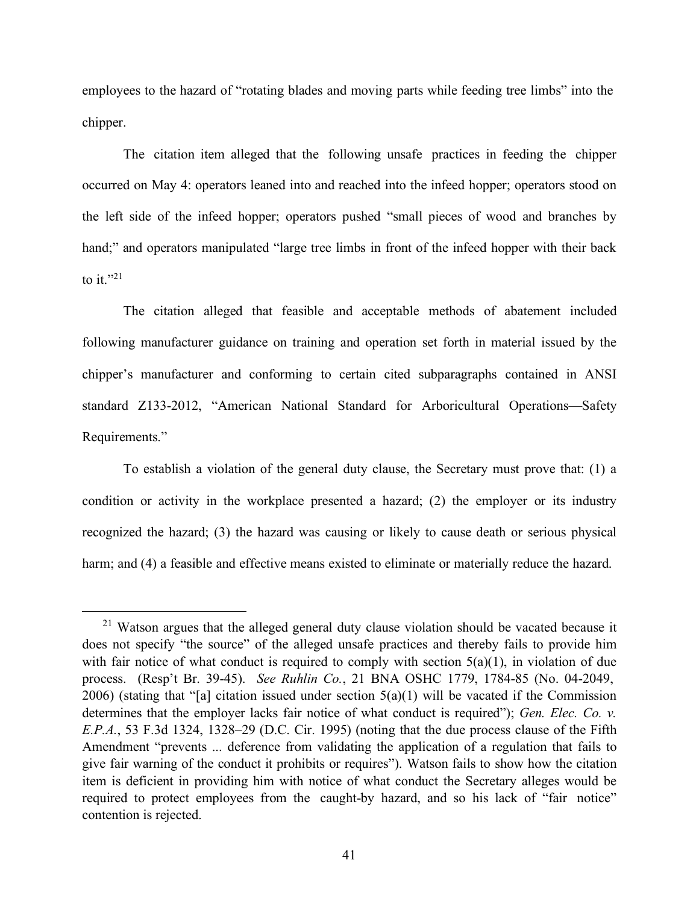employees to the hazard of "rotating blades and moving parts while feeding tree limbs" into the chipper.

The citation item alleged that the following unsafe practices in feeding the chipper occurred on May 4: operators leaned into and reached into the infeed hopper; operators stood on the left side of the infeed hopper; operators pushed "small pieces of wood and branches by hand;" and operators manipulated "large tree limbs in front of the infeed hopper with their back to it."[21]

The citation alleged that feasible and acceptable methods of abatement included following manufacturer guidance on training and operation set forth in material issued by the chipper's manufacturer and conforming to certain cited subparagraphs contained in ANSI standard Z133-2012, "American National Standard for Arboricultural Operations—Safety Requirements."

To establish a violation of the general duty clause, the Secretary must prove that: (1) a condition or activity in the workplace presented a hazard; (2) the employer or its industry recognized the hazard; (3) the hazard was causing or likely to cause death or serious physical harm; and (4) a feasible and effective means existed to eliminate or materially reduce the hazard.

---

[21] Watson argues that the alleged general duty clause violation should be vacated because it does not specify "the source" of the alleged unsafe practices and thereby fails to provide him with fair notice of what conduct is required to comply with section 5(a)(1), in violation of due process. (Resp't Br. 39-45). *See Ruhlin Co.*, 21 BNA OSHC 1779, 1784-85 (No. 04-2049, 2006) (stating that "[a] citation issued under section 5(a)(1) will be vacated if the Commission determines that the employer lacks fair notice of what conduct is required"); *Gen. Elec. Co. v. E.P.A.*, 53 F.3d 1324, 1328–29 (D.C. Cir. 1995) (noting that the due process clause of the Fifth Amendment "prevents ... deference from validating the application of a regulation that fails to give fair warning of the conduct it prohibits or requires"). Watson fails to show how the citation item is deficient in providing him with notice of what conduct the Secretary alleges would be required to protect employees from the caught-by hazard, and so his lack of "fair notice" contention is rejected.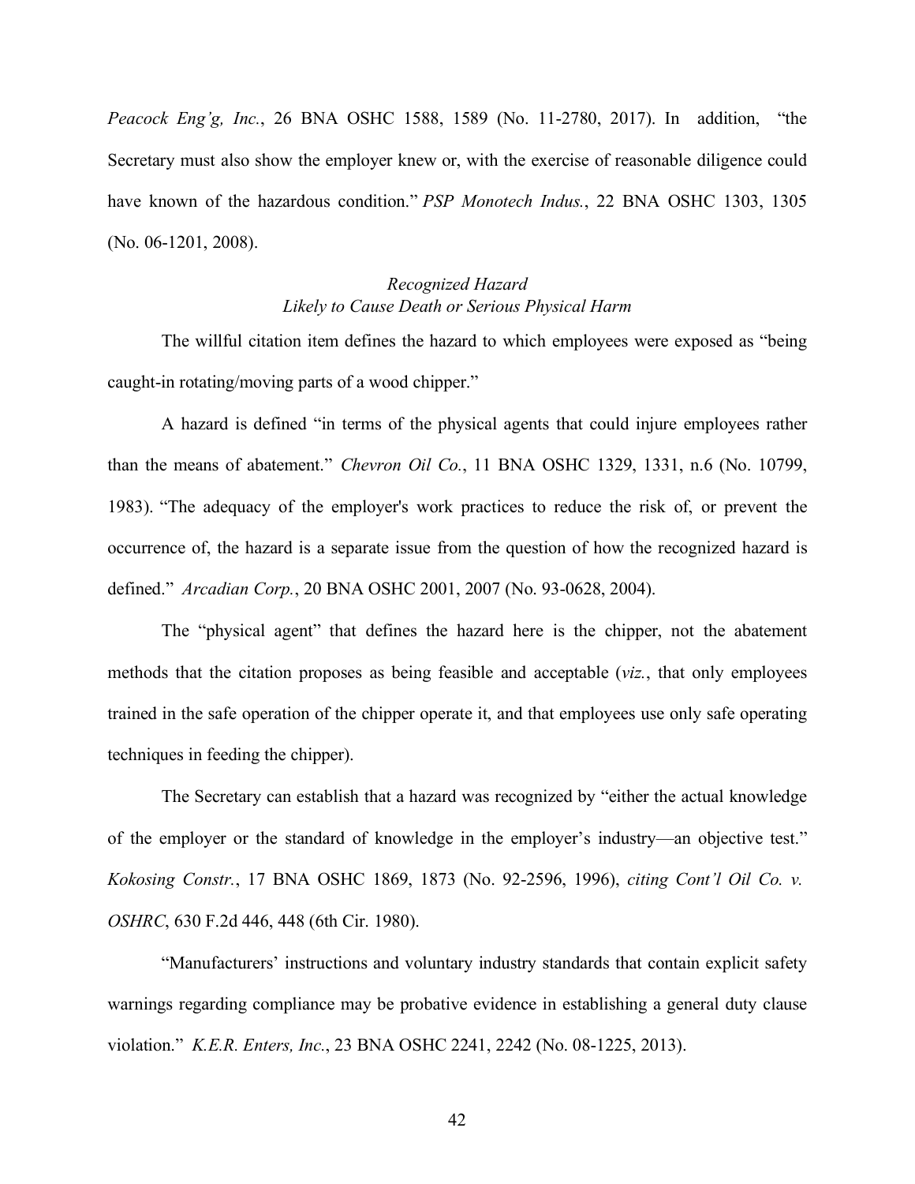*Peacock Eng'g, Inc.*, 26 BNA OSHC 1588, 1589 (No. 11-2780, 2017). In addition, "the Secretary must also show the employer knew or, with the exercise of reasonable diligence could have known of the hazardous condition." *PSP Monotech Indus.*, 22 BNA OSHC 1303, 1305 (No. 06-1201, 2008).

### *Recognized Hazard*
### *Likely to Cause Death or Serious Physical Harm*

The willful citation item defines the hazard to which employees were exposed as "being caught-in rotating/moving parts of a wood chipper."

A hazard is defined "in terms of the physical agents that could injure employees rather than the means of abatement." *Chevron Oil Co.*, 11 BNA OSHC 1329, 1331, n.6 (No. 10799, 1983). "The adequacy of the employer's work practices to reduce the risk of, or prevent the occurrence of, the hazard is a separate issue from the question of how the recognized hazard is defined." *Arcadian Corp.*, 20 BNA OSHC 2001, 2007 (No. 93-0628, 2004).

The "physical agent" that defines the hazard here is the chipper, not the abatement methods that the citation proposes as being feasible and acceptable (*viz.*, that only employees trained in the safe operation of the chipper operate it, and that employees use only safe operating techniques in feeding the chipper).

The Secretary can establish that a hazard was recognized by "either the actual knowledge of the employer or the standard of knowledge in the employer's industry—an objective test." *Kokosing Constr.*, 17 BNA OSHC 1869, 1873 (No. 92-2596, 1996), *citing Cont'l Oil Co. v. OSHRC*, 630 F.2d 446, 448 (6th Cir. 1980).

"Manufacturers' instructions and voluntary industry standards that contain explicit safety warnings regarding compliance may be probative evidence in establishing a general duty clause violation." *K.E.R. Enters, Inc.*, 23 BNA OSHC 2241, 2242 (No. 08-1225, 2013).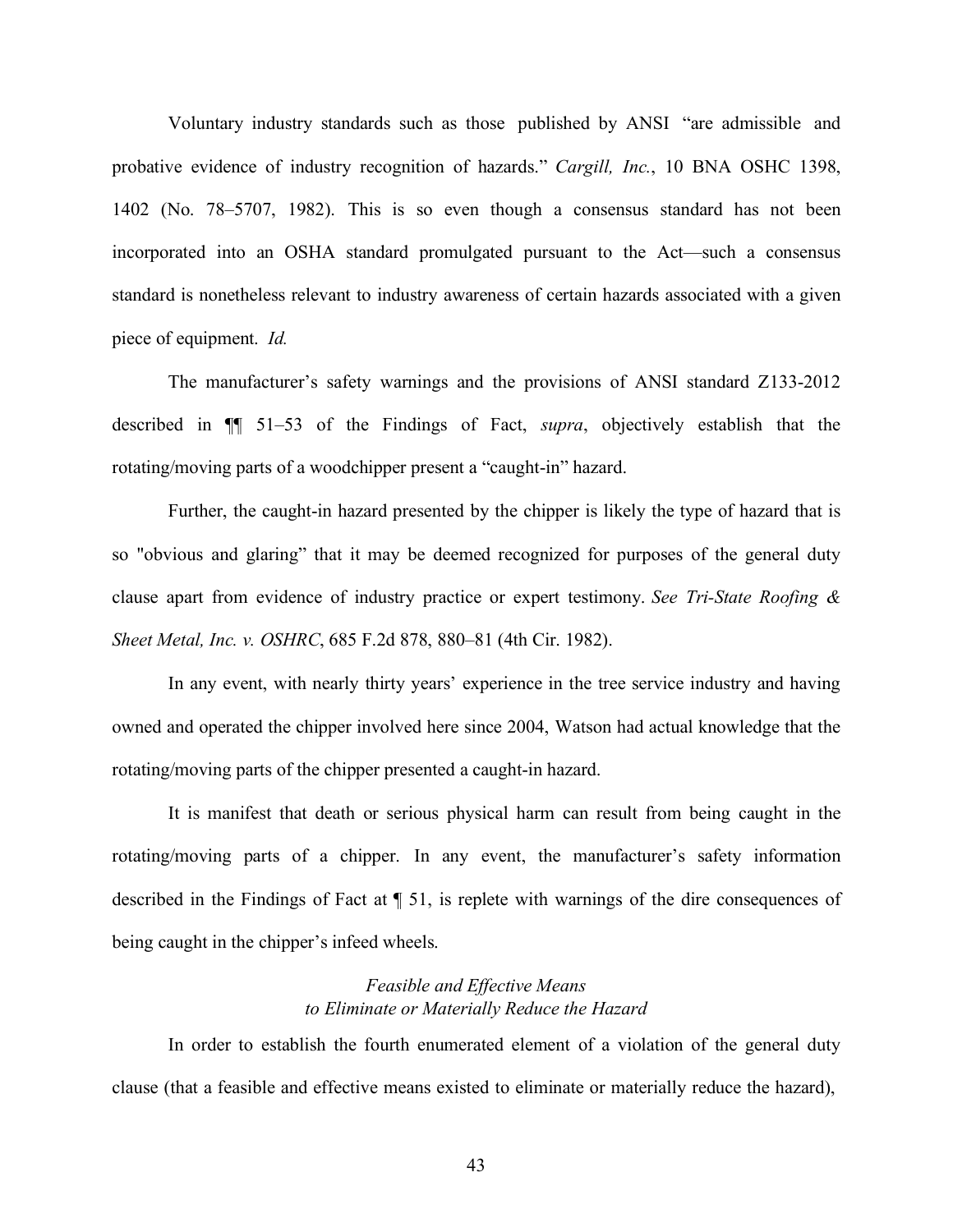Voluntary industry standards such as those published by ANSI "are admissible and probative evidence of industry recognition of hazards." *Cargill, Inc.*, 10 BNA OSHC 1398, 1402 (No. 78–5707, 1982). This is so even though a consensus standard has not been incorporated into an OSHA standard promulgated pursuant to the Act—such a consensus standard is nonetheless relevant to industry awareness of certain hazards associated with a given piece of equipment. *Id.*

The manufacturer's safety warnings and the provisions of ANSI standard Z133-2012 described in ¶¶ 51–53 of the Findings of Fact, *supra*, objectively establish that the rotating/moving parts of a woodchipper present a "caught-in" hazard.

Further, the caught-in hazard presented by the chipper is likely the type of hazard that is so "obvious and glaring" that it may be deemed recognized for purposes of the general duty clause apart from evidence of industry practice or expert testimony. *See Tri-State Roofing & Sheet Metal, Inc. v. OSHRC*, 685 F.2d 878, 880–81 (4th Cir. 1982).

In any event, with nearly thirty years' experience in the tree service industry and having owned and operated the chipper involved here since 2004, Watson had actual knowledge that the rotating/moving parts of the chipper presented a caught-in hazard.

It is manifest that death or serious physical harm can result from being caught in the rotating/moving parts of a chipper. In any event, the manufacturer's safety information described in the Findings of Fact at ¶ 51, is replete with warnings of the dire consequences of being caught in the chipper's infeed wheels.

### *Feasible and Effective Means to Eliminate or Materially Reduce the Hazard*

In order to establish the fourth enumerated element of a violation of the general duty clause (that a feasible and effective means existed to eliminate or materially reduce the hazard),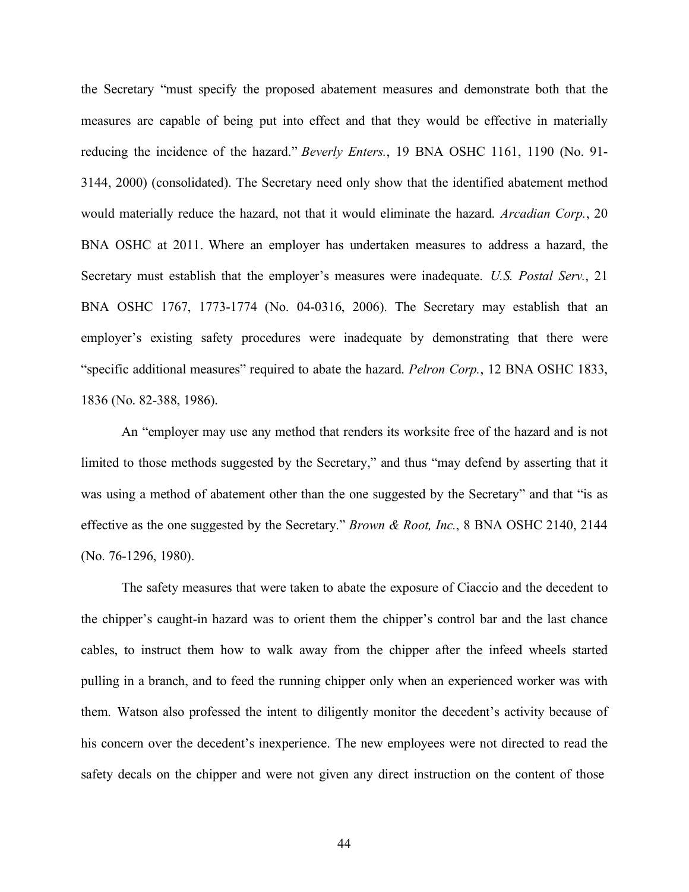the Secretary "must specify the proposed abatement measures and demonstrate both that the measures are capable of being put into effect and that they would be effective in materially reducing the incidence of the hazard." *Beverly Enters.*, 19 BNA OSHC 1161, 1190 (No. 91-3144, 2000) (consolidated). The Secretary need only show that the identified abatement method would materially reduce the hazard, not that it would eliminate the hazard. *Arcadian Corp.*, 20 BNA OSHC at 2011. Where an employer has undertaken measures to address a hazard, the Secretary must establish that the employer's measures were inadequate. *U.S. Postal Serv.*, 21 BNA OSHC 1767, 1773-1774 (No. 04-0316, 2006). The Secretary may establish that an employer's existing safety procedures were inadequate by demonstrating that there were "specific additional measures" required to abate the hazard. *Pelron Corp.*, 12 BNA OSHC 1833, 1836 (No. 82-388, 1986).

An "employer may use any method that renders its worksite free of the hazard and is not limited to those methods suggested by the Secretary," and thus "may defend by asserting that it was using a method of abatement other than the one suggested by the Secretary" and that "is as effective as the one suggested by the Secretary." *Brown & Root, Inc.*, 8 BNA OSHC 2140, 2144 (No. 76-1296, 1980).

The safety measures that were taken to abate the exposure of Ciaccio and the decedent to the chipper's caught-in hazard was to orient them the chipper's control bar and the last chance cables, to instruct them how to walk away from the chipper after the infeed wheels started pulling in a branch, and to feed the running chipper only when an experienced worker was with them. Watson also professed the intent to diligently monitor the decedent's activity because of his concern over the decedent's inexperience. The new employees were not directed to read the safety decals on the chipper and were not given any direct instruction on the content of those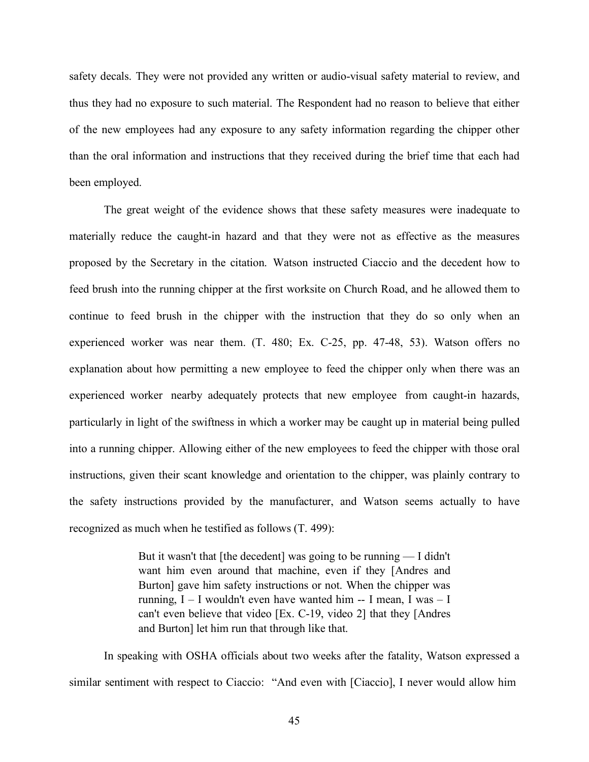safety decals. They were not provided any written or audio-visual safety material to review, and thus they had no exposure to such material. The Respondent had no reason to believe that either of the new employees had any exposure to any safety information regarding the chipper other than the oral information and instructions that they received during the brief time that each had been employed.

The great weight of the evidence shows that these safety measures were inadequate to materially reduce the caught-in hazard and that they were not as effective as the measures proposed by the Secretary in the citation. Watson instructed Ciaccio and the decedent how to feed brush into the running chipper at the first worksite on Church Road, and he allowed them to continue to feed brush in the chipper with the instruction that they do so only when an experienced worker was near them. (T. 480; Ex. C-25, pp. 47-48, 53). Watson offers no explanation about how permitting a new employee to feed the chipper only when there was an experienced worker nearby adequately protects that new employee from caught-in hazards, particularly in light of the swiftness in which a worker may be caught up in material being pulled into a running chipper. Allowing either of the new employees to feed the chipper with those oral instructions, given their scant knowledge and orientation to the chipper, was plainly contrary to the safety instructions provided by the manufacturer, and Watson seems actually to have recognized as much when he testified as follows (T. 499):

> But it wasn't that [the decedent] was going to be running — I didn't want him even around that machine, even if they [Andres and Burton] gave him safety instructions or not. When the chipper was running, I – I wouldn't even have wanted him -- I mean, I was – I can't even believe that video [Ex. C-19, video 2] that they [Andres and Burton] let him run that through like that.

In speaking with OSHA officials about two weeks after the fatality, Watson expressed a similar sentiment with respect to Ciaccio: "And even with [Ciaccio], I never would allow him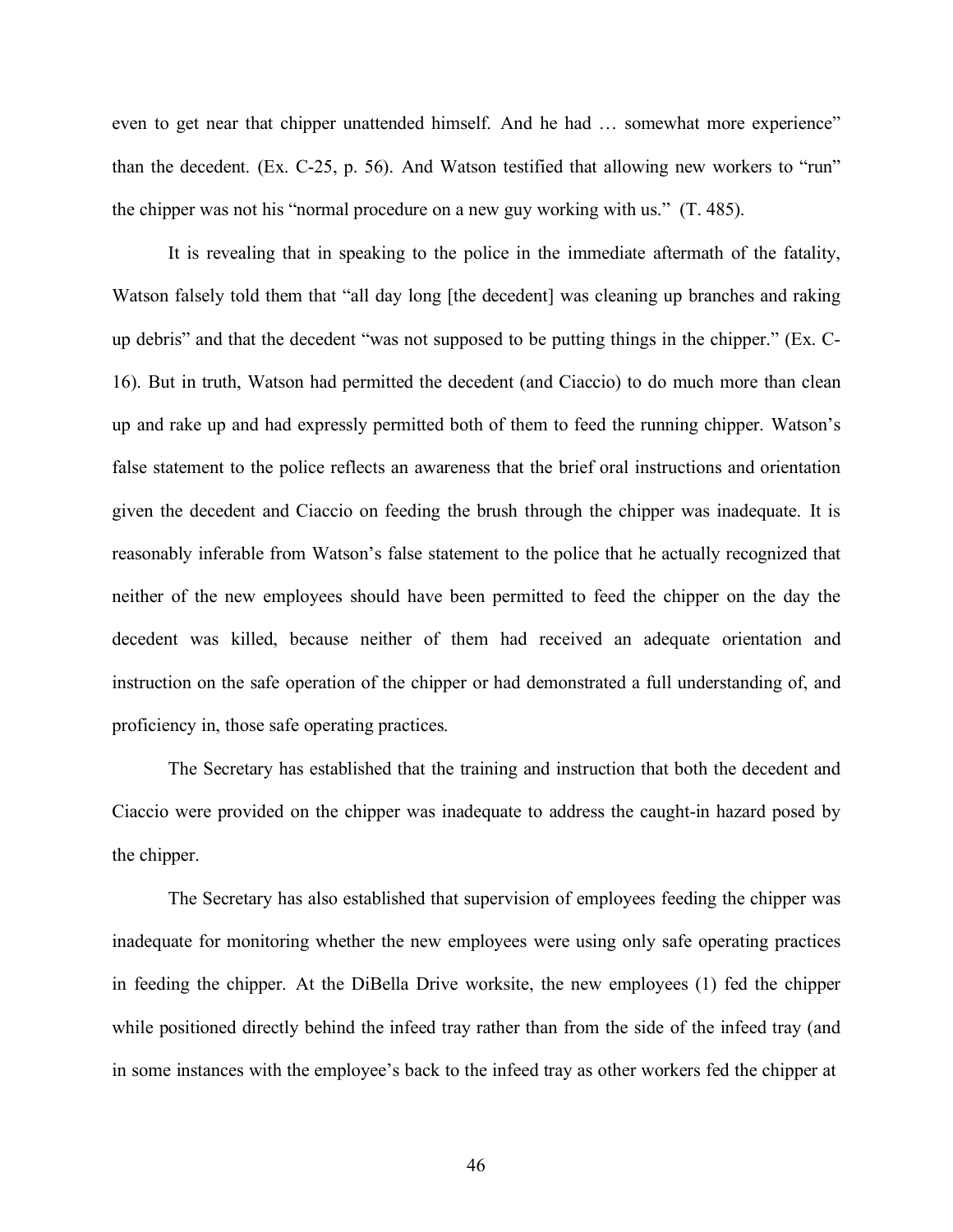even to get near that chipper unattended himself. And he had … somewhat more experience" than the decedent. (Ex. C-25, p. 56). And Watson testified that allowing new workers to "run" the chipper was not his "normal procedure on a new guy working with us." (T. 485).

It is revealing that in speaking to the police in the immediate aftermath of the fatality, Watson falsely told them that "all day long [the decedent] was cleaning up branches and raking up debris" and that the decedent "was not supposed to be putting things in the chipper." (Ex. C-16). But in truth, Watson had permitted the decedent (and Ciaccio) to do much more than clean up and rake up and had expressly permitted both of them to feed the running chipper. Watson's false statement to the police reflects an awareness that the brief oral instructions and orientation given the decedent and Ciaccio on feeding the brush through the chipper was inadequate. It is reasonably inferable from Watson's false statement to the police that he actually recognized that neither of the new employees should have been permitted to feed the chipper on the day the decedent was killed, because neither of them had received an adequate orientation and instruction on the safe operation of the chipper or had demonstrated a full understanding of, and proficiency in, those safe operating practices.

The Secretary has established that the training and instruction that both the decedent and Ciaccio were provided on the chipper was inadequate to address the caught-in hazard posed by the chipper.

The Secretary has also established that supervision of employees feeding the chipper was inadequate for monitoring whether the new employees were using only safe operating practices in feeding the chipper. At the DiBella Drive worksite, the new employees (1) fed the chipper while positioned directly behind the infeed tray rather than from the side of the infeed tray (and in some instances with the employee's back to the infeed tray as other workers fed the chipper at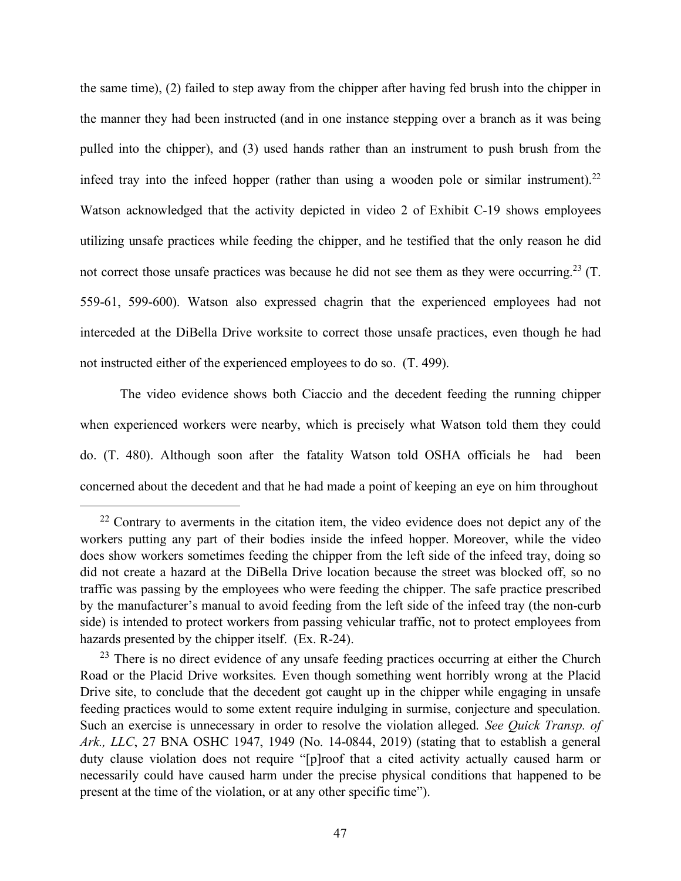the same time), (2) failed to step away from the chipper after having fed brush into the chipper in the manner they had been instructed (and in one instance stepping over a branch as it was being pulled into the chipper), and (3) used hands rather than an instrument to push brush from the infeed tray into the infeed hopper (rather than using a wooden pole or similar instrument).[22] Watson acknowledged that the activity depicted in video 2 of Exhibit C-19 shows employees utilizing unsafe practices while feeding the chipper, and he testified that the only reason he did not correct those unsafe practices was because he did not see them as they were occurring.[23] (T. 559-61, 599-600). Watson also expressed chagrin that the experienced employees had not interceded at the DiBella Drive worksite to correct those unsafe practices, even though he had not instructed either of the experienced employees to do so. (T. 499).

The video evidence shows both Ciaccio and the decedent feeding the running chipper when experienced workers were nearby, which is precisely what Watson told them they could do. (T. 480). Although soon after the fatality Watson told OSHA officials he had been concerned about the decedent and that he had made a point of keeping an eye on him throughout

---

[22] Contrary to averments in the citation item, the video evidence does not depict any of the workers putting any part of their bodies inside the infeed hopper. Moreover, while the video does show workers sometimes feeding the chipper from the left side of the infeed tray, doing so did not create a hazard at the DiBella Drive location because the street was blocked off, so no traffic was passing by the employees who were feeding the chipper. The safe practice prescribed by the manufacturer's manual to avoid feeding from the left side of the infeed tray (the non-curb side) is intended to protect workers from passing vehicular traffic, not to protect employees from hazards presented by the chipper itself. (Ex. R-24).

[23] There is no direct evidence of any unsafe feeding practices occurring at either the Church Road or the Placid Drive worksites. Even though something went horribly wrong at the Placid Drive site, to conclude that the decedent got caught up in the chipper while engaging in unsafe feeding practices would to some extent require indulging in surmise, conjecture and speculation. Such an exercise is unnecessary in order to resolve the violation alleged. *See Quick Transp. of Ark., LLC*, 27 BNA OSHC 1947, 1949 (No. 14-0844, 2019) (stating that to establish a general duty clause violation does not require "[p]roof that a cited activity actually caused harm or necessarily could have caused harm under the precise physical conditions that happened to be present at the time of the violation, or at any other specific time").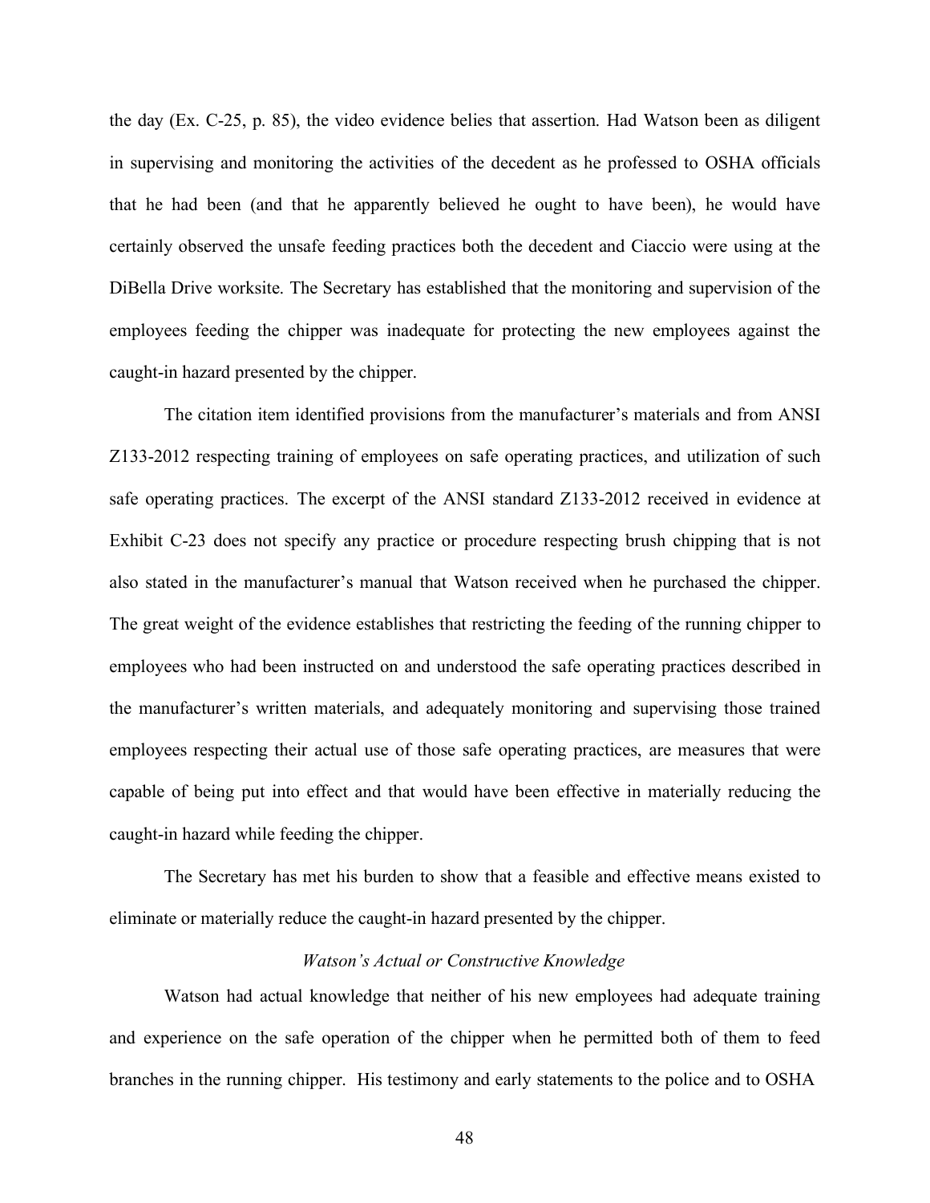the day (Ex. C-25, p. 85), the video evidence belies that assertion. Had Watson been as diligent in supervising and monitoring the activities of the decedent as he professed to OSHA officials that he had been (and that he apparently believed he ought to have been), he would have certainly observed the unsafe feeding practices both the decedent and Ciaccio were using at the DiBella Drive worksite. The Secretary has established that the monitoring and supervision of the employees feeding the chipper was inadequate for protecting the new employees against the caught-in hazard presented by the chipper.

The citation item identified provisions from the manufacturer's materials and from ANSI Z133-2012 respecting training of employees on safe operating practices, and utilization of such safe operating practices. The excerpt of the ANSI standard Z133-2012 received in evidence at Exhibit C-23 does not specify any practice or procedure respecting brush chipping that is not also stated in the manufacturer's manual that Watson received when he purchased the chipper. The great weight of the evidence establishes that restricting the feeding of the running chipper to employees who had been instructed on and understood the safe operating practices described in the manufacturer's written materials, and adequately monitoring and supervising those trained employees respecting their actual use of those safe operating practices, are measures that were capable of being put into effect and that would have been effective in materially reducing the caught-in hazard while feeding the chipper.

The Secretary has met his burden to show that a feasible and effective means existed to eliminate or materially reduce the caught-in hazard presented by the chipper.

*Watson's Actual or Constructive Knowledge*

Watson had actual knowledge that neither of his new employees had adequate training and experience on the safe operation of the chipper when he permitted both of them to feed branches in the running chipper. His testimony and early statements to the police and to OSHA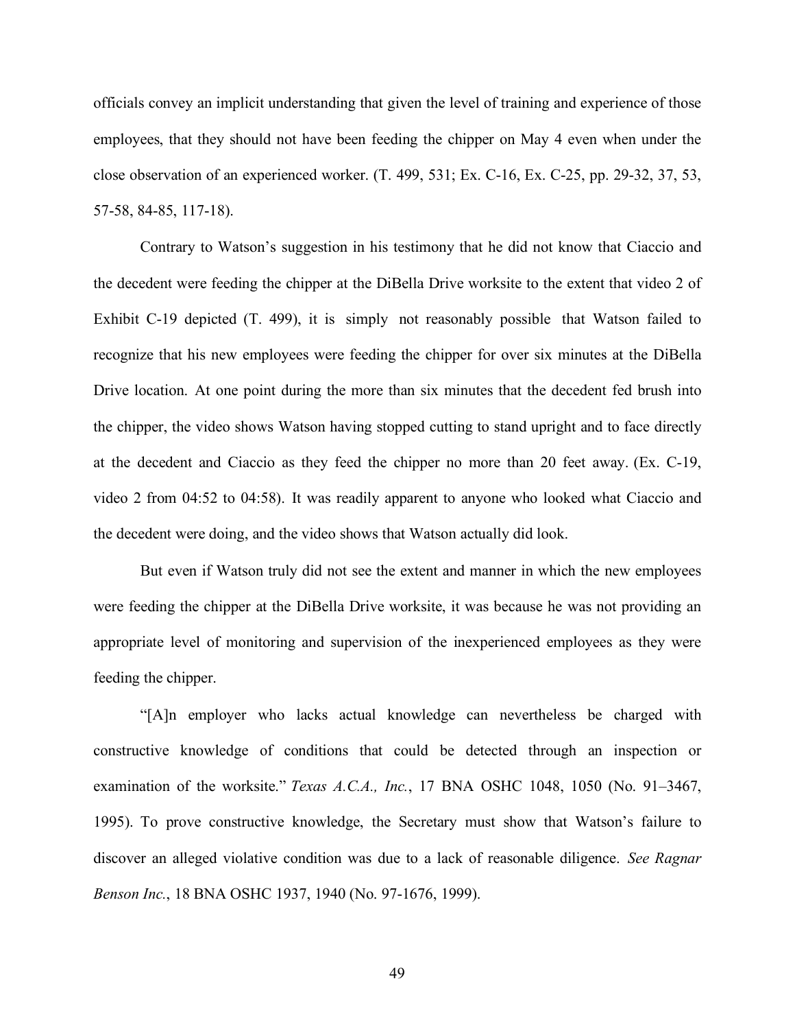officials convey an implicit understanding that given the level of training and experience of those employees, that they should not have been feeding the chipper on May 4 even when under the close observation of an experienced worker. (T. 499, 531; Ex. C-16, Ex. C-25, pp. 29-32, 37, 53, 57-58, 84-85, 117-18).

Contrary to Watson's suggestion in his testimony that he did not know that Ciaccio and the decedent were feeding the chipper at the DiBella Drive worksite to the extent that video 2 of Exhibit C-19 depicted (T. 499), it is simply not reasonably possible that Watson failed to recognize that his new employees were feeding the chipper for over six minutes at the DiBella Drive location. At one point during the more than six minutes that the decedent fed brush into the chipper, the video shows Watson having stopped cutting to stand upright and to face directly at the decedent and Ciaccio as they feed the chipper no more than 20 feet away. (Ex. C-19, video 2 from 04:52 to 04:58). It was readily apparent to anyone who looked what Ciaccio and the decedent were doing, and the video shows that Watson actually did look.

But even if Watson truly did not see the extent and manner in which the new employees were feeding the chipper at the DiBella Drive worksite, it was because he was not providing an appropriate level of monitoring and supervision of the inexperienced employees as they were feeding the chipper.

"[A]n employer who lacks actual knowledge can nevertheless be charged with constructive knowledge of conditions that could be detected through an inspection or examination of the worksite." *Texas A.C.A., Inc.*, 17 BNA OSHC 1048, 1050 (No. 91–3467, 1995). To prove constructive knowledge, the Secretary must show that Watson's failure to discover an alleged violative condition was due to a lack of reasonable diligence. *See Ragnar Benson Inc.*, 18 BNA OSHC 1937, 1940 (No. 97-1676, 1999).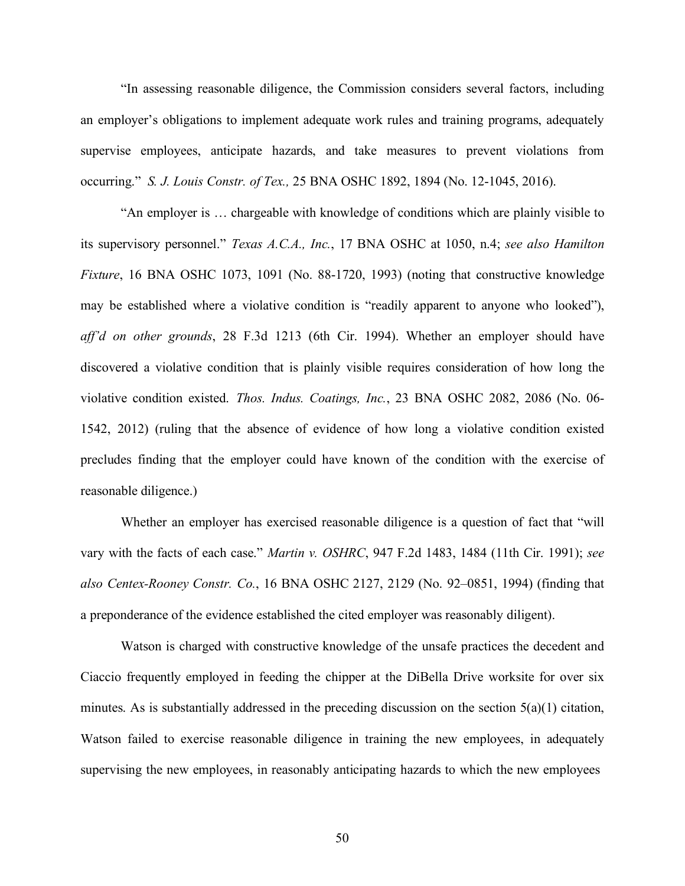"In assessing reasonable diligence, the Commission considers several factors, including an employer's obligations to implement adequate work rules and training programs, adequately supervise employees, anticipate hazards, and take measures to prevent violations from occurring." *S. J. Louis Constr. of Tex.,* 25 BNA OSHC 1892, 1894 (No. 12-1045, 2016).

"An employer is … chargeable with knowledge of conditions which are plainly visible to its supervisory personnel." *Texas A.C.A., Inc.*, 17 BNA OSHC at 1050, n.4; *see also Hamilton Fixture*, 16 BNA OSHC 1073, 1091 (No. 88-1720, 1993) (noting that constructive knowledge may be established where a violative condition is "readily apparent to anyone who looked"), *aff'd on other grounds*, 28 F.3d 1213 (6th Cir. 1994). Whether an employer should have discovered a violative condition that is plainly visible requires consideration of how long the violative condition existed. *Thos. Indus. Coatings, Inc.*, 23 BNA OSHC 2082, 2086 (No. 06-1542, 2012) (ruling that the absence of evidence of how long a violative condition existed precludes finding that the employer could have known of the condition with the exercise of reasonable diligence.)

Whether an employer has exercised reasonable diligence is a question of fact that "will vary with the facts of each case." *Martin v. OSHRC*, 947 F.2d 1483, 1484 (11th Cir. 1991); *see also Centex-Rooney Constr. Co.*, 16 BNA OSHC 2127, 2129 (No. 92–0851, 1994) (finding that a preponderance of the evidence established the cited employer was reasonably diligent).

Watson is charged with constructive knowledge of the unsafe practices the decedent and Ciaccio frequently employed in feeding the chipper at the DiBella Drive worksite for over six minutes. As is substantially addressed in the preceding discussion on the section 5(a)(1) citation, Watson failed to exercise reasonable diligence in training the new employees, in adequately supervising the new employees, in reasonably anticipating hazards to which the new employees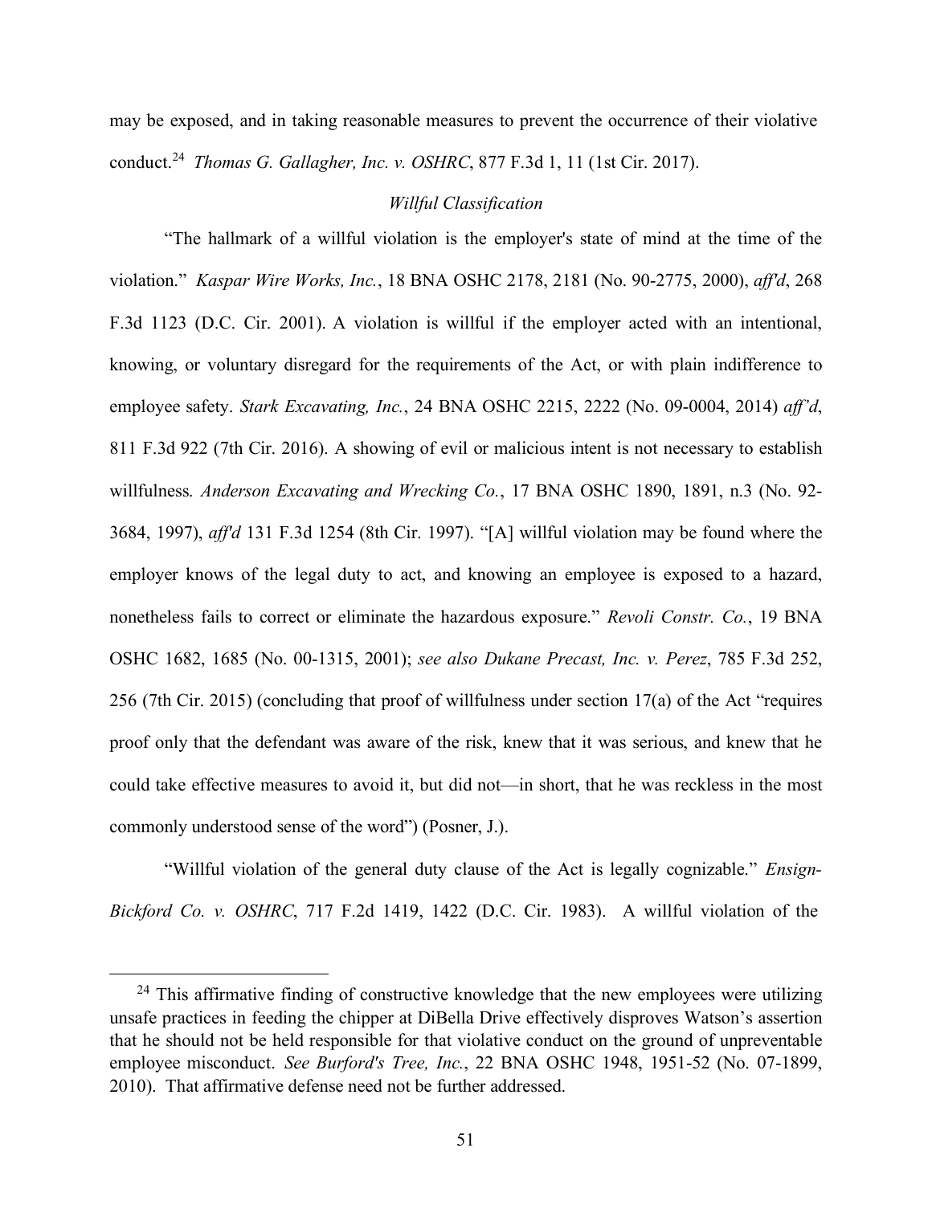may be exposed, and in taking reasonable measures to prevent the occurrence of their violative conduct.[24] *Thomas G. Gallagher, Inc. v. OSHRC*, 877 F.3d 1, 11 (1st Cir. 2017).

*Willful Classification*

"The hallmark of a willful violation is the employer's state of mind at the time of the violation." *Kaspar Wire Works, Inc.*, 18 BNA OSHC 2178, 2181 (No. 90-2775, 2000), *aff'd*, 268 F.3d 1123 (D.C. Cir. 2001). A violation is willful if the employer acted with an intentional, knowing, or voluntary disregard for the requirements of the Act, or with plain indifference to employee safety. *Stark Excavating, Inc.*, 24 BNA OSHC 2215, 2222 (No. 09-0004, 2014) *aff'd*, 811 F.3d 922 (7th Cir. 2016). A showing of evil or malicious intent is not necessary to establish willfulness. *Anderson Excavating and Wrecking Co.*, 17 BNA OSHC 1890, 1891, n.3 (No. 92-3684, 1997), *aff'd* 131 F.3d 1254 (8th Cir. 1997). "[A] willful violation may be found where the employer knows of the legal duty to act, and knowing an employee is exposed to a hazard, nonetheless fails to correct or eliminate the hazardous exposure." *Revoli Constr. Co.*, 19 BNA OSHC 1682, 1685 (No. 00-1315, 2001); *see also Dukane Precast, Inc. v. Perez*, 785 F.3d 252, 256 (7th Cir. 2015) (concluding that proof of willfulness under section 17(a) of the Act "requires proof only that the defendant was aware of the risk, knew that it was serious, and knew that he could take effective measures to avoid it, but did not—in short, that he was reckless in the most commonly understood sense of the word") (Posner, J.).

"Willful violation of the general duty clause of the Act is legally cognizable." *Ensign-Bickford Co. v. OSHRC*, 717 F.2d 1419, 1422 (D.C. Cir. 1983). A willful violation of the

[24] This affirmative finding of constructive knowledge that the new employees were utilizing unsafe practices in feeding the chipper at DiBella Drive effectively disproves Watson's assertion that he should not be held responsible for that violative conduct on the ground of unpreventable employee misconduct. *See Burford's Tree, Inc.*, 22 BNA OSHC 1948, 1951-52 (No. 07-1899, 2010). That affirmative defense need not be further addressed.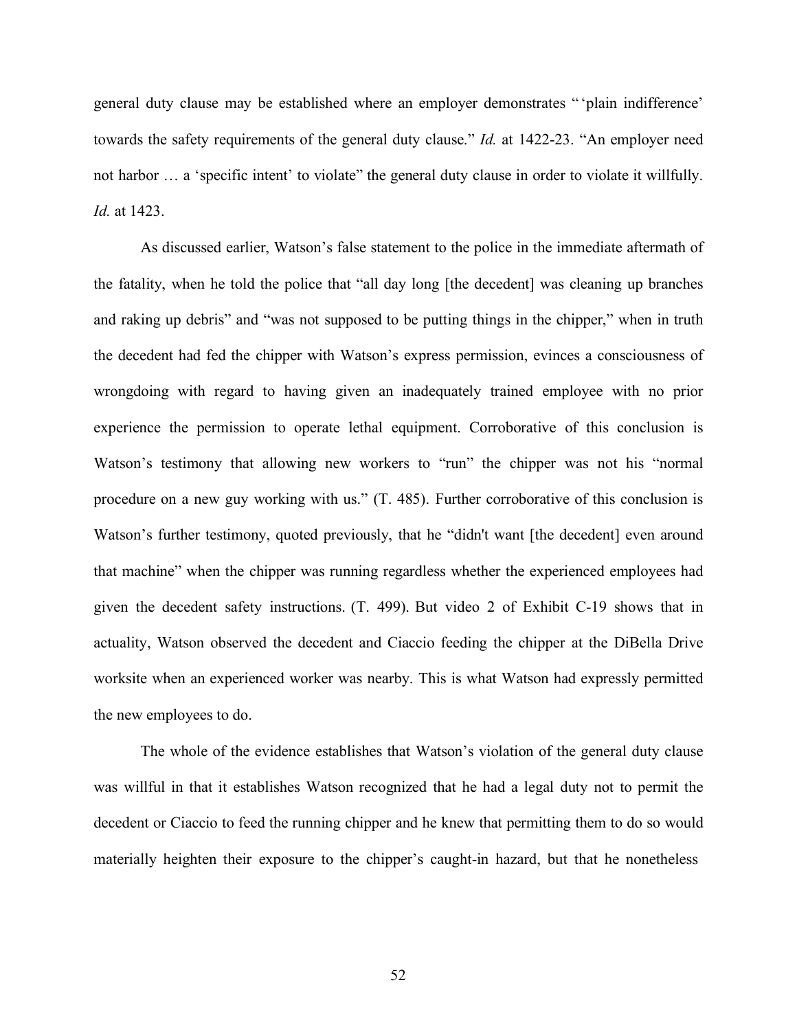general duty clause may be established where an employer demonstrates "'plain indifference' towards the safety requirements of the general duty clause." *Id.* at 1422-23. "An employer need not harbor … a 'specific intent' to violate" the general duty clause in order to violate it willfully. *Id.* at 1423.

As discussed earlier, Watson's false statement to the police in the immediate aftermath of the fatality, when he told the police that "all day long [the decedent] was cleaning up branches and raking up debris" and "was not supposed to be putting things in the chipper," when in truth the decedent had fed the chipper with Watson's express permission, evinces a consciousness of wrongdoing with regard to having given an inadequately trained employee with no prior experience the permission to operate lethal equipment. Corroborative of this conclusion is Watson's testimony that allowing new workers to "run" the chipper was not his "normal procedure on a new guy working with us." (T. 485). Further corroborative of this conclusion is Watson's further testimony, quoted previously, that he "didn't want [the decedent] even around that machine" when the chipper was running regardless whether the experienced employees had given the decedent safety instructions. (T. 499). But video 2 of Exhibit C-19 shows that in actuality, Watson observed the decedent and Ciaccio feeding the chipper at the DiBella Drive worksite when an experienced worker was nearby. This is what Watson had expressly permitted the new employees to do.

The whole of the evidence establishes that Watson's violation of the general duty clause was willful in that it establishes Watson recognized that he had a legal duty not to permit the decedent or Ciaccio to feed the running chipper and he knew that permitting them to do so would materially heighten their exposure to the chipper's caught-in hazard, but that he nonetheless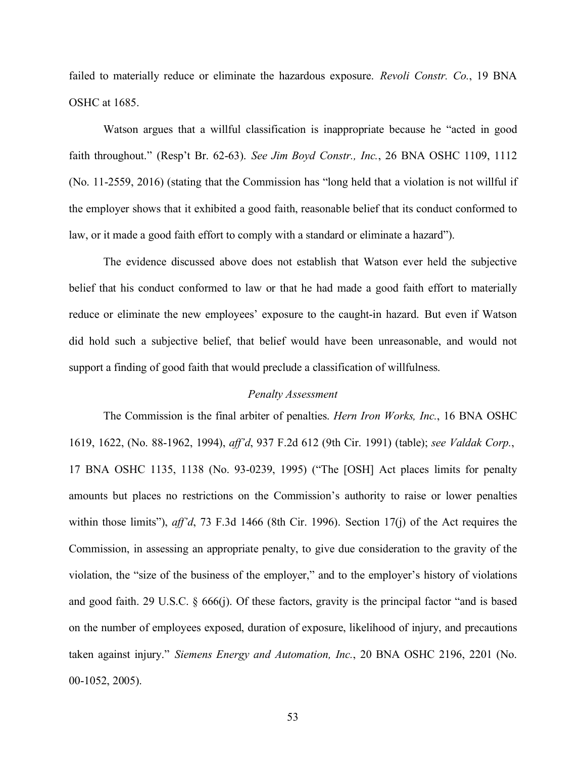failed to materially reduce or eliminate the hazardous exposure. *Revoli Constr. Co.*, 19 BNA OSHC at 1685.

Watson argues that a willful classification is inappropriate because he "acted in good faith throughout." (Resp't Br. 62-63). *See Jim Boyd Constr., Inc.*, 26 BNA OSHC 1109, 1112 (No. 11-2559, 2016) (stating that the Commission has "long held that a violation is not willful if the employer shows that it exhibited a good faith, reasonable belief that its conduct conformed to law, or it made a good faith effort to comply with a standard or eliminate a hazard").

The evidence discussed above does not establish that Watson ever held the subjective belief that his conduct conformed to law or that he had made a good faith effort to materially reduce or eliminate the new employees' exposure to the caught-in hazard. But even if Watson did hold such a subjective belief, that belief would have been unreasonable, and would not support a finding of good faith that would preclude a classification of willfulness.

*Penalty Assessment*

The Commission is the final arbiter of penalties. *Hern Iron Works, Inc.*, 16 BNA OSHC 1619, 1622, (No. 88-1962, 1994), *aff'd*, 937 F.2d 612 (9th Cir. 1991) (table); *see Valdak Corp.*, 17 BNA OSHC 1135, 1138 (No. 93-0239, 1995) ("The [OSH] Act places limits for penalty amounts but places no restrictions on the Commission's authority to raise or lower penalties within those limits"), *aff'd*, 73 F.3d 1466 (8th Cir. 1996). Section 17(j) of the Act requires the Commission, in assessing an appropriate penalty, to give due consideration to the gravity of the violation, the "size of the business of the employer," and to the employer's history of violations and good faith. 29 U.S.C. § 666(j). Of these factors, gravity is the principal factor "and is based on the number of employees exposed, duration of exposure, likelihood of injury, and precautions taken against injury." *Siemens Energy and Automation, Inc.*, 20 BNA OSHC 2196, 2201 (No. 00-1052, 2005).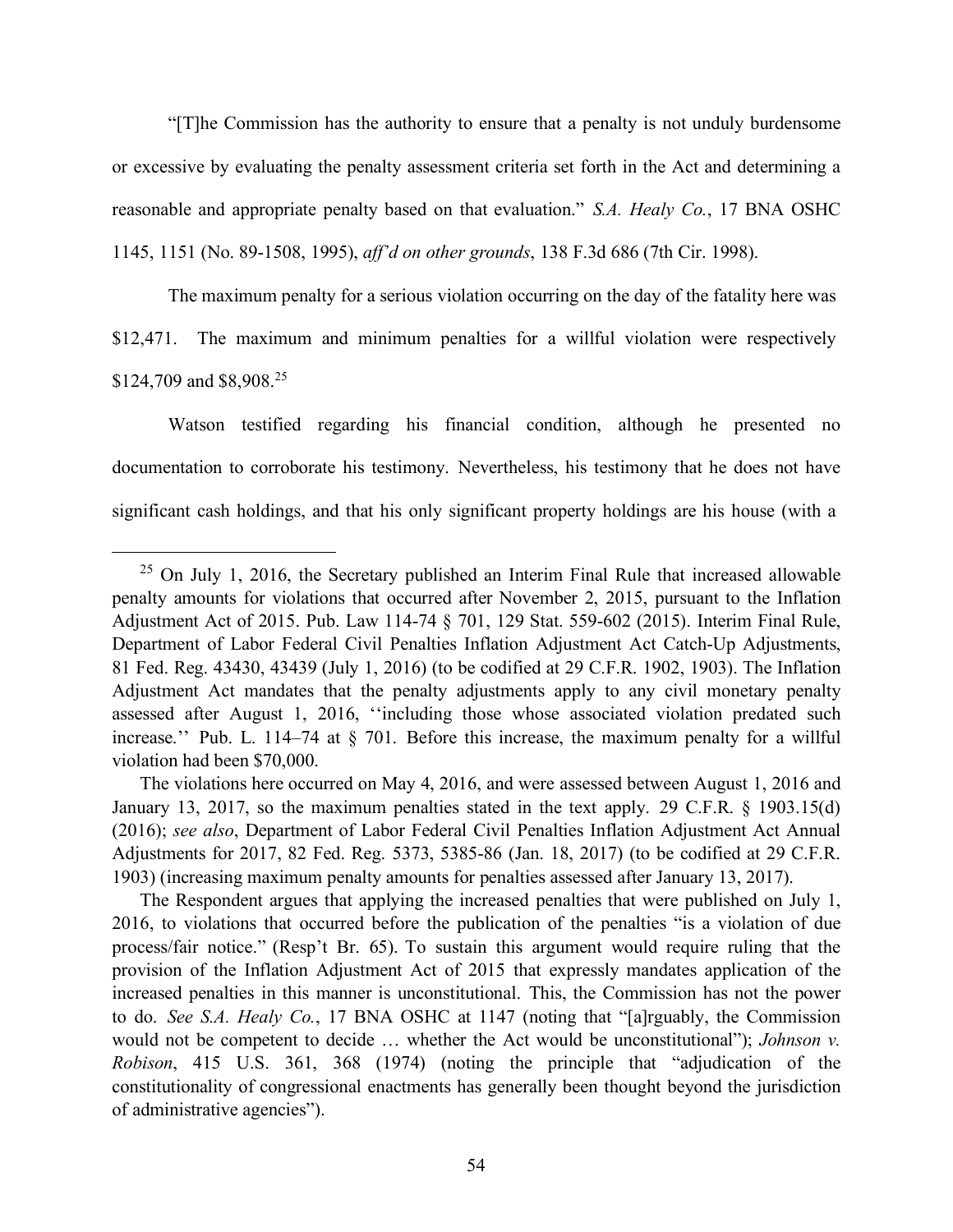"[T]he Commission has the authority to ensure that a penalty is not unduly burdensome or excessive by evaluating the penalty assessment criteria set forth in the Act and determining a reasonable and appropriate penalty based on that evaluation." *S.A. Healy Co.*, 17 BNA OSHC 1145, 1151 (No. 89-1508, 1995), *aff'd on other grounds*, 138 F.3d 686 (7th Cir. 1998).

The maximum penalty for a serious violation occurring on the day of the fatality here was $12,471. The maximum and minimum penalties for a willful violation were respectively $124,709 and $8,908.[25]

Watson testified regarding his financial condition, although he presented no documentation to corroborate his testimony. Nevertheless, his testimony that he does not have significant cash holdings, and that his only significant property holdings are his house (with a

---

[25] On July 1, 2016, the Secretary published an Interim Final Rule that increased allowable penalty amounts for violations that occurred after November 2, 2015, pursuant to the Inflation Adjustment Act of 2015. Pub. Law 114-74 § 701, 129 Stat. 559-602 (2015). Interim Final Rule, Department of Labor Federal Civil Penalties Inflation Adjustment Act Catch-Up Adjustments, 81 Fed. Reg. 43430, 43439 (July 1, 2016) (to be codified at 29 C.F.R. 1902, 1903). The Inflation Adjustment Act mandates that the penalty adjustments apply to any civil monetary penalty assessed after August 1, 2016, ''including those whose associated violation predated such increase.'' Pub. L. 114–74 at § 701. Before this increase, the maximum penalty for a willful violation had been $70,000.

The violations here occurred on May 4, 2016, and were assessed between August 1, 2016 and January 13, 2017, so the maximum penalties stated in the text apply. 29 C.F.R. § 1903.15(d) (2016); *see also*, Department of Labor Federal Civil Penalties Inflation Adjustment Act Annual Adjustments for 2017, 82 Fed. Reg. 5373, 5385-86 (Jan. 18, 2017) (to be codified at 29 C.F.R. 1903) (increasing maximum penalty amounts for penalties assessed after January 13, 2017).

The Respondent argues that applying the increased penalties that were published on July 1, 2016, to violations that occurred before the publication of the penalties "is a violation of due process/fair notice." (Resp't Br. 65). To sustain this argument would require ruling that the provision of the Inflation Adjustment Act of 2015 that expressly mandates application of the increased penalties in this manner is unconstitutional. This, the Commission has not the power to do. *See S.A. Healy Co.*, 17 BNA OSHC at 1147 (noting that "[a]rguably, the Commission would not be competent to decide … whether the Act would be unconstitutional"); *Johnson v. Robison*, 415 U.S. 361, 368 (1974) (noting the principle that "adjudication of the constitutionality of congressional enactments has generally been thought beyond the jurisdiction of administrative agencies").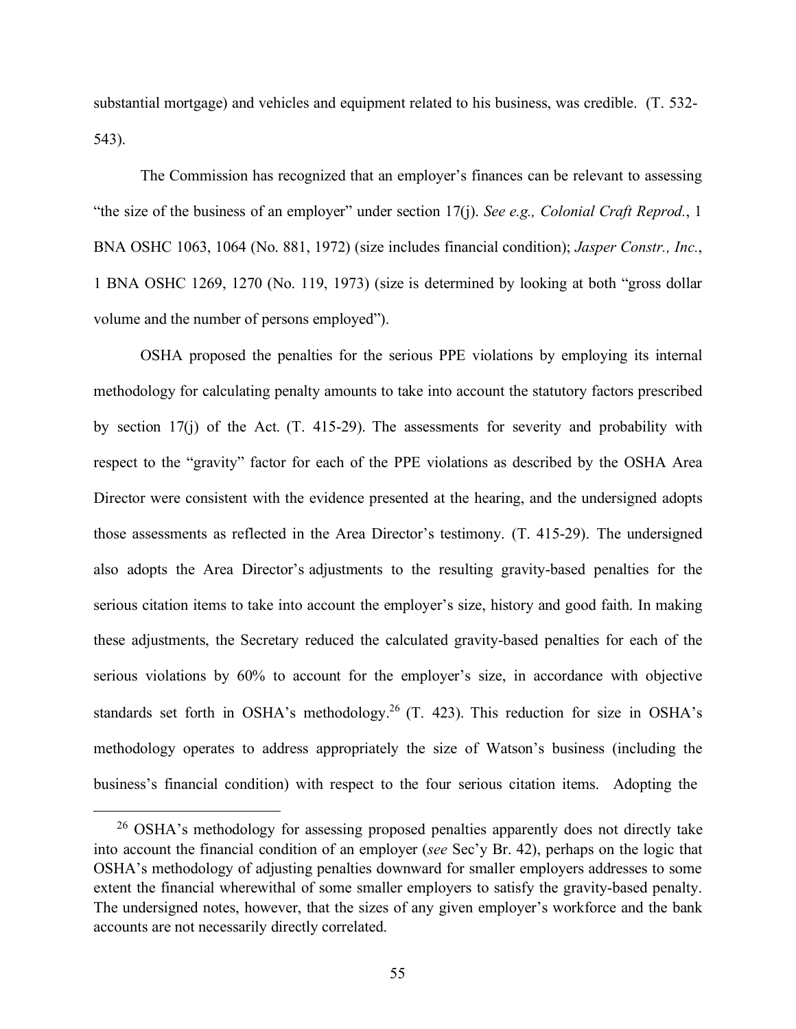substantial mortgage) and vehicles and equipment related to his business, was credible. (T. 532-543).

The Commission has recognized that an employer's finances can be relevant to assessing "the size of the business of an employer" under section 17(j). *See e.g., Colonial Craft Reprod.*, 1 BNA OSHC 1063, 1064 (No. 881, 1972) (size includes financial condition); *Jasper Constr., Inc.*, 1 BNA OSHC 1269, 1270 (No. 119, 1973) (size is determined by looking at both "gross dollar volume and the number of persons employed").

OSHA proposed the penalties for the serious PPE violations by employing its internal methodology for calculating penalty amounts to take into account the statutory factors prescribed by section 17(j) of the Act. (T. 415-29). The assessments for severity and probability with respect to the "gravity" factor for each of the PPE violations as described by the OSHA Area Director were consistent with the evidence presented at the hearing, and the undersigned adopts those assessments as reflected in the Area Director's testimony. (T. 415-29). The undersigned also adopts the Area Director's adjustments to the resulting gravity-based penalties for the serious citation items to take into account the employer's size, history and good faith. In making these adjustments, the Secretary reduced the calculated gravity-based penalties for each of the serious violations by 60% to account for the employer's size, in accordance with objective standards set forth in OSHA's methodology.[26] (T. 423). This reduction for size in OSHA's methodology operates to address appropriately the size of Watson's business (including the business's financial condition) with respect to the four serious citation items. Adopting the

[26] OSHA's methodology for assessing proposed penalties apparently does not directly take into account the financial condition of an employer (*see* Sec'y Br. 42), perhaps on the logic that OSHA's methodology of adjusting penalties downward for smaller employers addresses to some extent the financial wherewithal of some smaller employers to satisfy the gravity-based penalty. The undersigned notes, however, that the sizes of any given employer's workforce and the bank accounts are not necessarily directly correlated.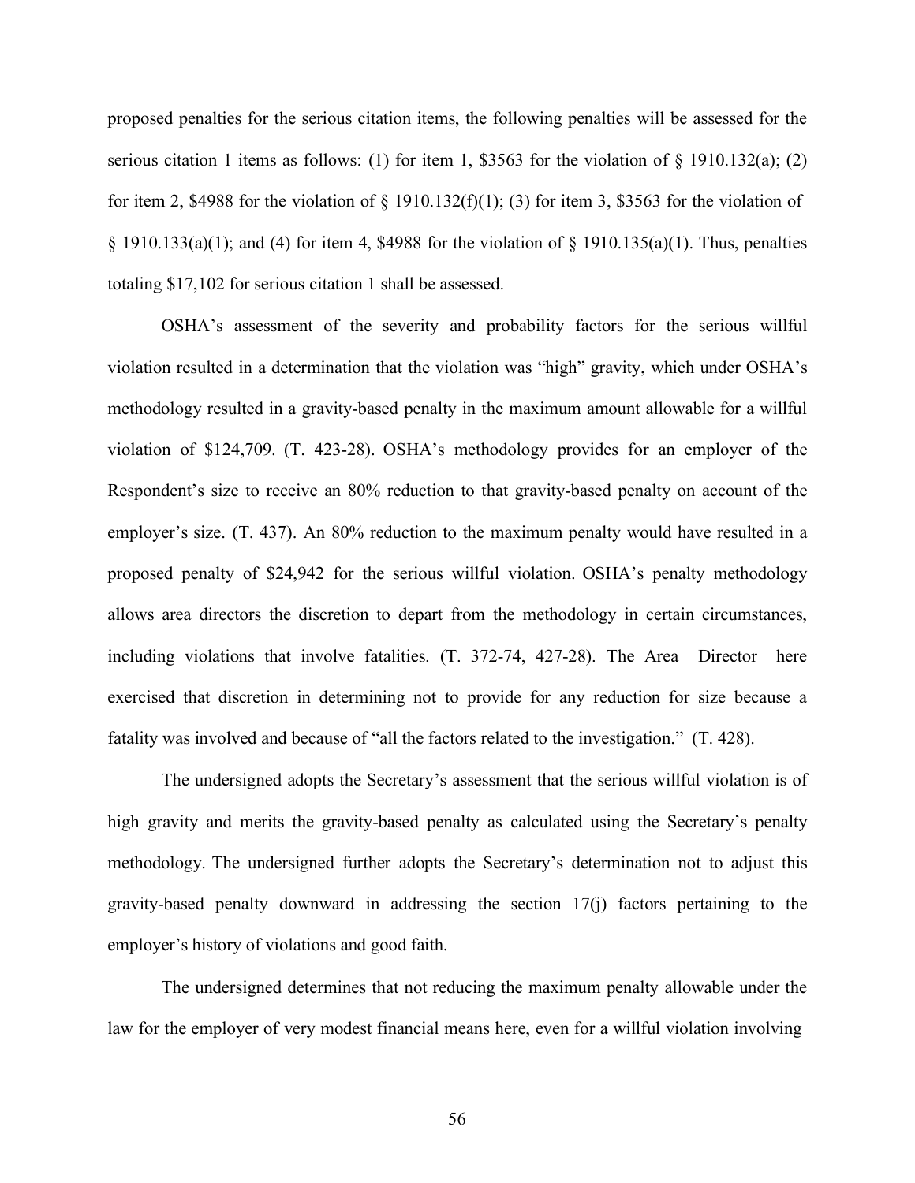proposed penalties for the serious citation items, the following penalties will be assessed for the serious citation 1 items as follows: (1) for item 1, $3563 for the violation of § 1910.132(a); (2) for item 2, $4988 for the violation of § 1910.132(f)(1); (3) for item 3, $3563 for the violation of § 1910.133(a)(1); and (4) for item 4, $4988 for the violation of § 1910.135(a)(1). Thus, penalties totaling $17,102 for serious citation 1 shall be assessed.

OSHA's assessment of the severity and probability factors for the serious willful violation resulted in a determination that the violation was "high" gravity, which under OSHA's methodology resulted in a gravity-based penalty in the maximum amount allowable for a willful violation of $124,709. (T. 423-28). OSHA's methodology provides for an employer of the Respondent's size to receive an 80% reduction to that gravity-based penalty on account of the employer's size. (T. 437). An 80% reduction to the maximum penalty would have resulted in a proposed penalty of $24,942 for the serious willful violation. OSHA's penalty methodology allows area directors the discretion to depart from the methodology in certain circumstances, including violations that involve fatalities. (T. 372-74, 427-28). The Area Director here exercised that discretion in determining not to provide for any reduction for size because a fatality was involved and because of "all the factors related to the investigation." (T. 428).

The undersigned adopts the Secretary's assessment that the serious willful violation is of high gravity and merits the gravity-based penalty as calculated using the Secretary's penalty methodology. The undersigned further adopts the Secretary's determination not to adjust this gravity-based penalty downward in addressing the section 17(j) factors pertaining to the employer's history of violations and good faith.

The undersigned determines that not reducing the maximum penalty allowable under the law for the employer of very modest financial means here, even for a willful violation involving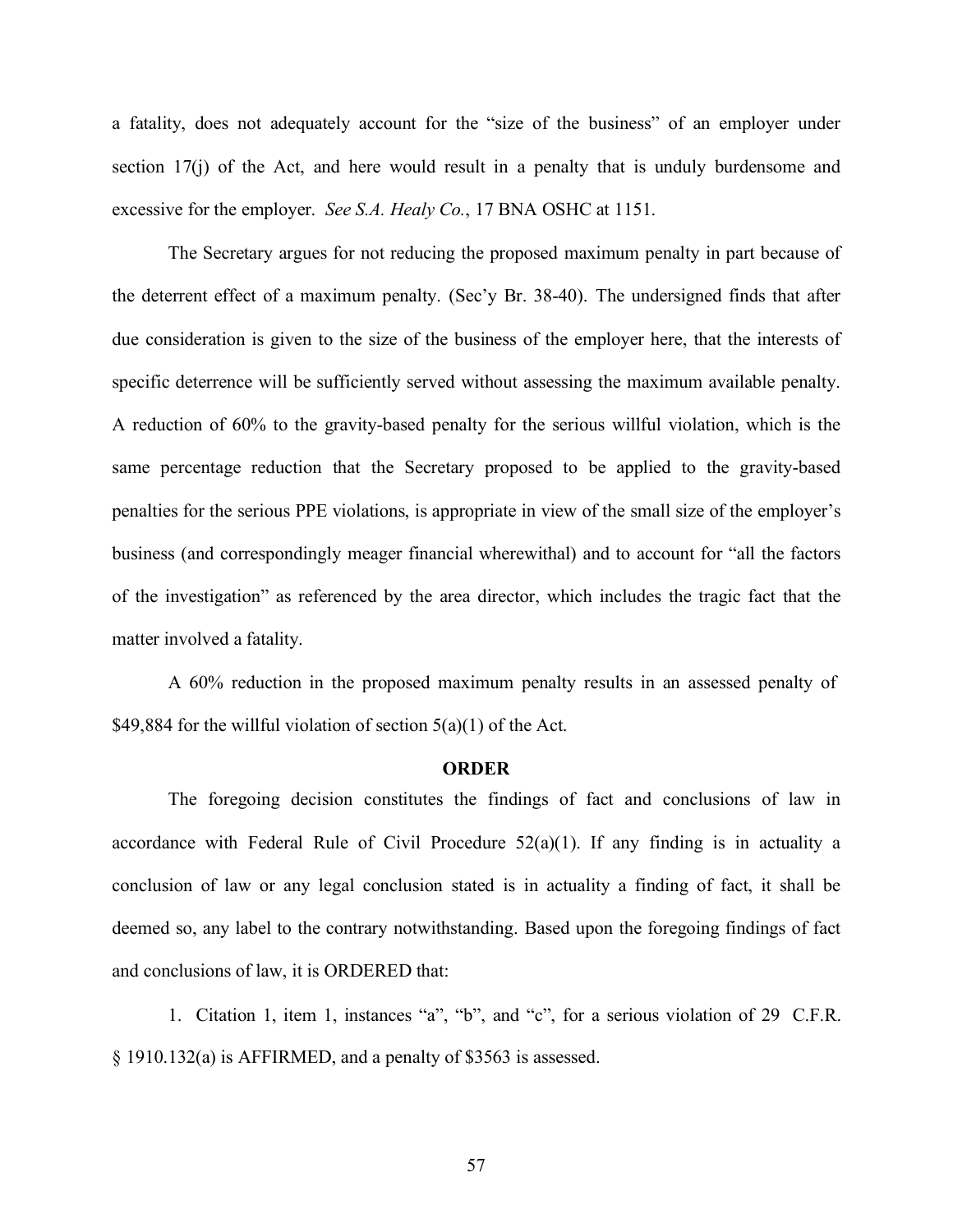a fatality, does not adequately account for the "size of the business" of an employer under section 17(j) of the Act, and here would result in a penalty that is unduly burdensome and excessive for the employer. *See S.A. Healy Co.*, 17 BNA OSHC at 1151.

The Secretary argues for not reducing the proposed maximum penalty in part because of the deterrent effect of a maximum penalty. (Sec'y Br. 38-40). The undersigned finds that after due consideration is given to the size of the business of the employer here, that the interests of specific deterrence will be sufficiently served without assessing the maximum available penalty. A reduction of 60% to the gravity-based penalty for the serious willful violation, which is the same percentage reduction that the Secretary proposed to be applied to the gravity-based penalties for the serious PPE violations, is appropriate in view of the small size of the employer's business (and correspondingly meager financial wherewithal) and to account for "all the factors of the investigation" as referenced by the area director, which includes the tragic fact that the matter involved a fatality.

A 60% reduction in the proposed maximum penalty results in an assessed penalty of $49,884 for the willful violation of section 5(a)(1) of the Act.

## ORDER

The foregoing decision constitutes the findings of fact and conclusions of law in accordance with Federal Rule of Civil Procedure 52(a)(1). If any finding is in actuality a conclusion of law or any legal conclusion stated is in actuality a finding of fact, it shall be deemed so, any label to the contrary notwithstanding. Based upon the foregoing findings of fact and conclusions of law, it is ORDERED that:

1. Citation 1, item 1, instances "a", "b", and "c", for a serious violation of 29 C.F.R. § 1910.132(a) is AFFIRMED, and a penalty of $3563 is assessed.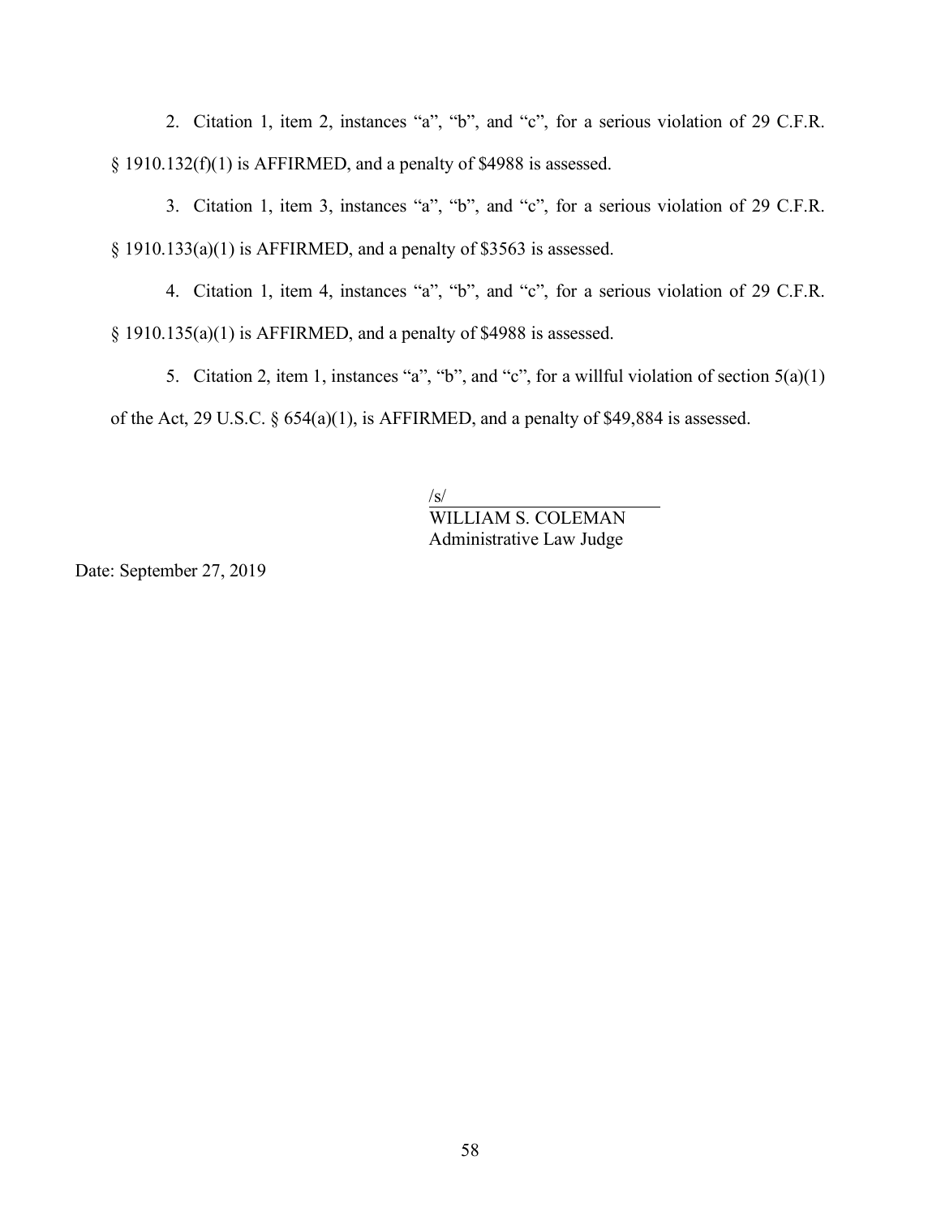2. Citation 1, item 2, instances "a", "b", and "c", for a serious violation of 29 C.F.R. § 1910.132(f)(1) is AFFIRMED, and a penalty of $4988 is assessed.

3. Citation 1, item 3, instances "a", "b", and "c", for a serious violation of 29 C.F.R. § 1910.133(a)(1) is AFFIRMED, and a penalty of $3563 is assessed.

4. Citation 1, item 4, instances "a", "b", and "c", for a serious violation of 29 C.F.R. § 1910.135(a)(1) is AFFIRMED, and a penalty of $4988 is assessed.

5. Citation 2, item 1, instances "a", "b", and "c", for a willful violation of section 5(a)(1) of the Act, 29 U.S.C. § 654(a)(1), is AFFIRMED, and a penalty of $49,884 is assessed.

/s/
WILLIAM S. COLEMAN
Administrative Law Judge

Date: September 27, 2019